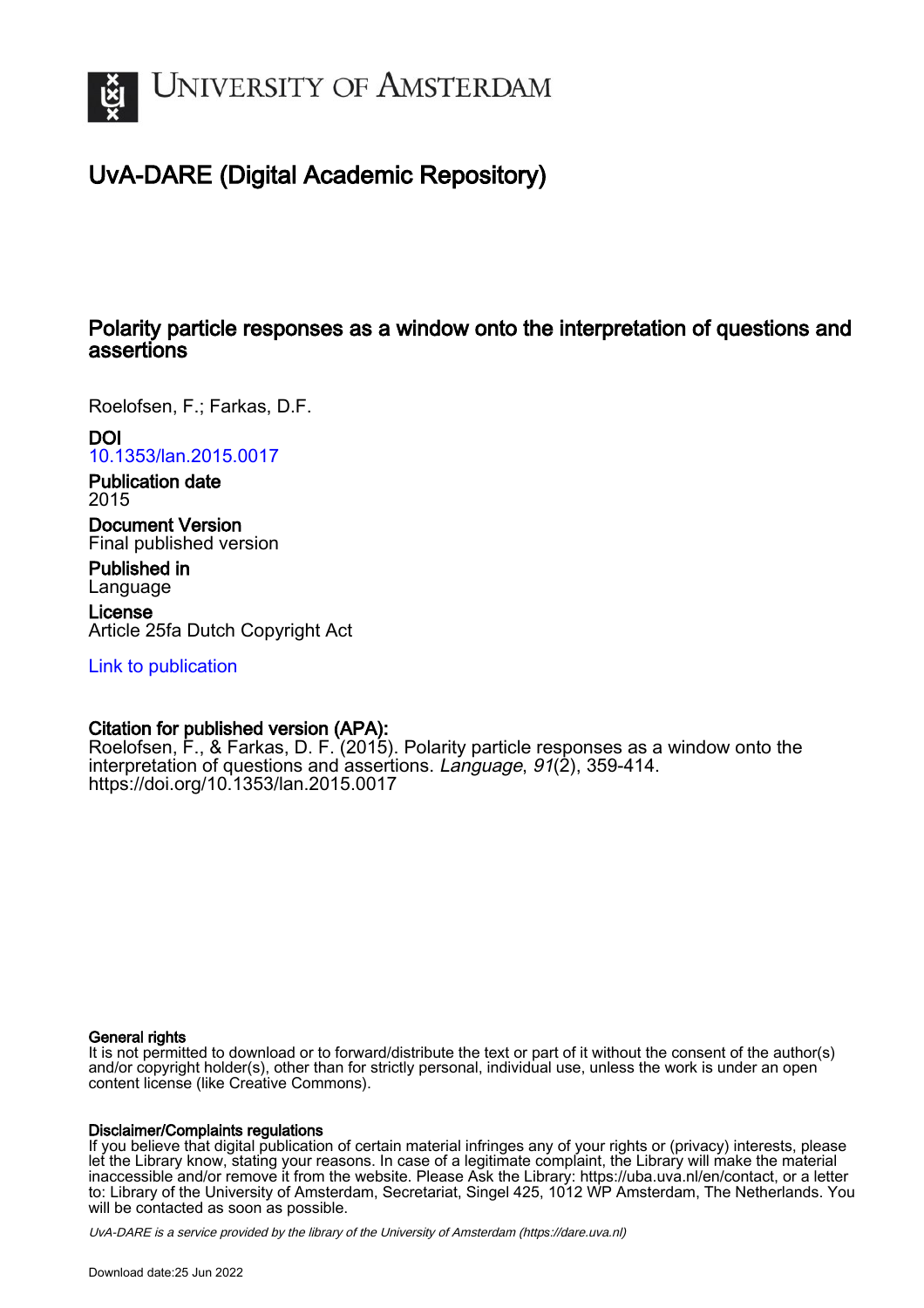# UNIVERSITY OF AMSTERDAM

## UvA-DARE (Digital Academic Repository)

### Polarity particle responses as a window onto the interpretation of questions and assertions

Roelofsen, F.; Farkas, D.F.

**DOI**
10.1353/lan.2015.0017

**Publication date**
2015

**Document Version**
Final published version

**Published in**
Language

**License**
Article 25fa Dutch Copyright Act

Link to publication

**Citation for published version (APA):**
Roelofsen, F., & Farkas, D. F. (2015). Polarity particle responses as a window onto the interpretation of questions and assertions. *Language*, *91*(2), 359-414. https://doi.org/10.1353/lan.2015.0017

**General rights**
It is not permitted to download or to forward/distribute the text or part of it without the consent of the author(s) and/or copyright holder(s), other than for strictly personal, individual use, unless the work is under an open content license (like Creative Commons).

**Disclaimer/Complaints regulations**
If you believe that digital publication of certain material infringes any of your rights or (privacy) interests, please let the Library know, stating your reasons. In case of a legitimate complaint, the Library will make the material inaccessible and/or remove it from the website. Please Ask the Library: https://uba.uva.nl/en/contact, or a letter to: Library of the University of Amsterdam, Secretariat, Singel 425, 1012 WP Amsterdam, The Netherlands. You will be contacted as soon as possible.

*UvA-DARE is a service provided by the library of the University of Amsterdam (https://dare.uva.nl)*

Download date:25 Jun 2022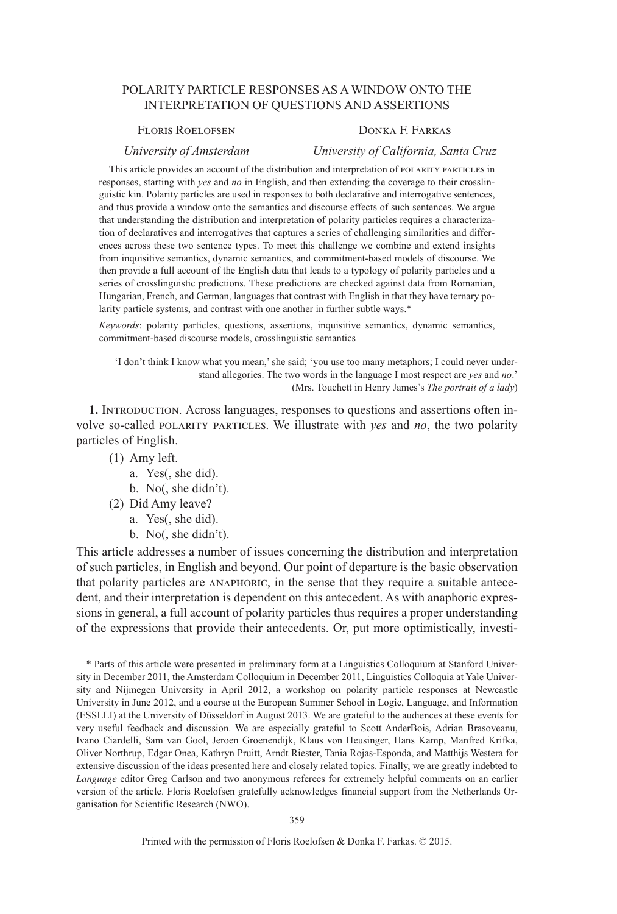# POLARITY PARTICLE RESPONSES AS A WINDOW ONTO THE INTERPRETATION OF QUESTIONS AND ASSERTIONS

FLORIS ROELOFSEN — *University of Amsterdam*

DONKA F. FARKAS — *University of California, Santa Cruz*

This article provides an account of the distribution and interpretation of POLARITY PARTICLES in responses, starting with *yes* and *no* in English, and then extending the coverage to their crosslinguistic kin. Polarity particles are used in responses to both declarative and interrogative sentences, and thus provide a window onto the semantics and discourse effects of such sentences. We argue that understanding the distribution and interpretation of polarity particles requires a characterization of declaratives and interrogatives that captures a series of challenging similarities and differences across these two sentence types. To meet this challenge we combine and extend insights from inquisitive semantics, dynamic semantics, and commitment-based models of discourse. We then provide a full account of the English data that leads to a typology of polarity particles and a series of crosslinguistic predictions. These predictions are checked against data from Romanian, Hungarian, French, and German, languages that contrast with English in that they have ternary polarity particle systems, and contrast with one another in further subtle ways.*

*Keywords*: polarity particles, questions, assertions, inquisitive semantics, dynamic semantics, commitment-based discourse models, crosslinguistic semantics

'I don't think I know what you mean,' she said; 'you use too many metaphors; I could never understand allegories. The two words in the language I most respect are *yes* and *no*.'
(Mrs. Touchett in Henry James's *The portrait of a lady*)

**1.** INTRODUCTION. Across languages, responses to questions and assertions often involve so-called POLARITY PARTICLES. We illustrate with *yes* and *no*, the two polarity particles of English.

(1) Amy left.
  a. Yes(, she did).
  b. No(, she didn't).

(2) Did Amy leave?
  a. Yes(, she did).
  b. No(, she didn't).

This article addresses a number of issues concerning the distribution and interpretation of such particles, in English and beyond. Our point of departure is the basic observation that polarity particles are ANAPHORIC, in the sense that they require a suitable antecedent, and their interpretation is dependent on this antecedent. As with anaphoric expressions in general, a full account of polarity particles thus requires a proper understanding of the expressions that provide their antecedents. Or, put more optimistically, investi-

\* Parts of this article were presented in preliminary form at a Linguistics Colloquium at Stanford University in December 2011, the Amsterdam Colloquium in December 2011, Linguistics Colloquia at Yale University and Nijmegen University in April 2012, a workshop on polarity particle responses at Newcastle University in June 2012, and a course at the European Summer School in Logic, Language, and Information (ESSLLI) at the University of Düsseldorf in August 2013. We are grateful to the audiences at these events for very useful feedback and discussion. We are especially grateful to Scott AnderBois, Adrian Brasoveanu, Ivano Ciardelli, Sam van Gool, Jeroen Groenendijk, Klaus von Heusinger, Hans Kamp, Manfred Krifka, Oliver Northrup, Edgar Onea, Kathryn Pruitt, Arndt Riester, Tania Rojas-Esponda, and Matthijs Westera for extensive discussion of the ideas presented here and closely related topics. Finally, we are greatly indebted to *Language* editor Greg Carlson and two anonymous referees for extremely helpful comments on an earlier version of the article. Floris Roelofsen gratefully acknowledges financial support from the Netherlands Organisation for Scientific Research (NWO).

Printed with the permission of Floris Roelofsen & Donka F. Farkas. © 2015.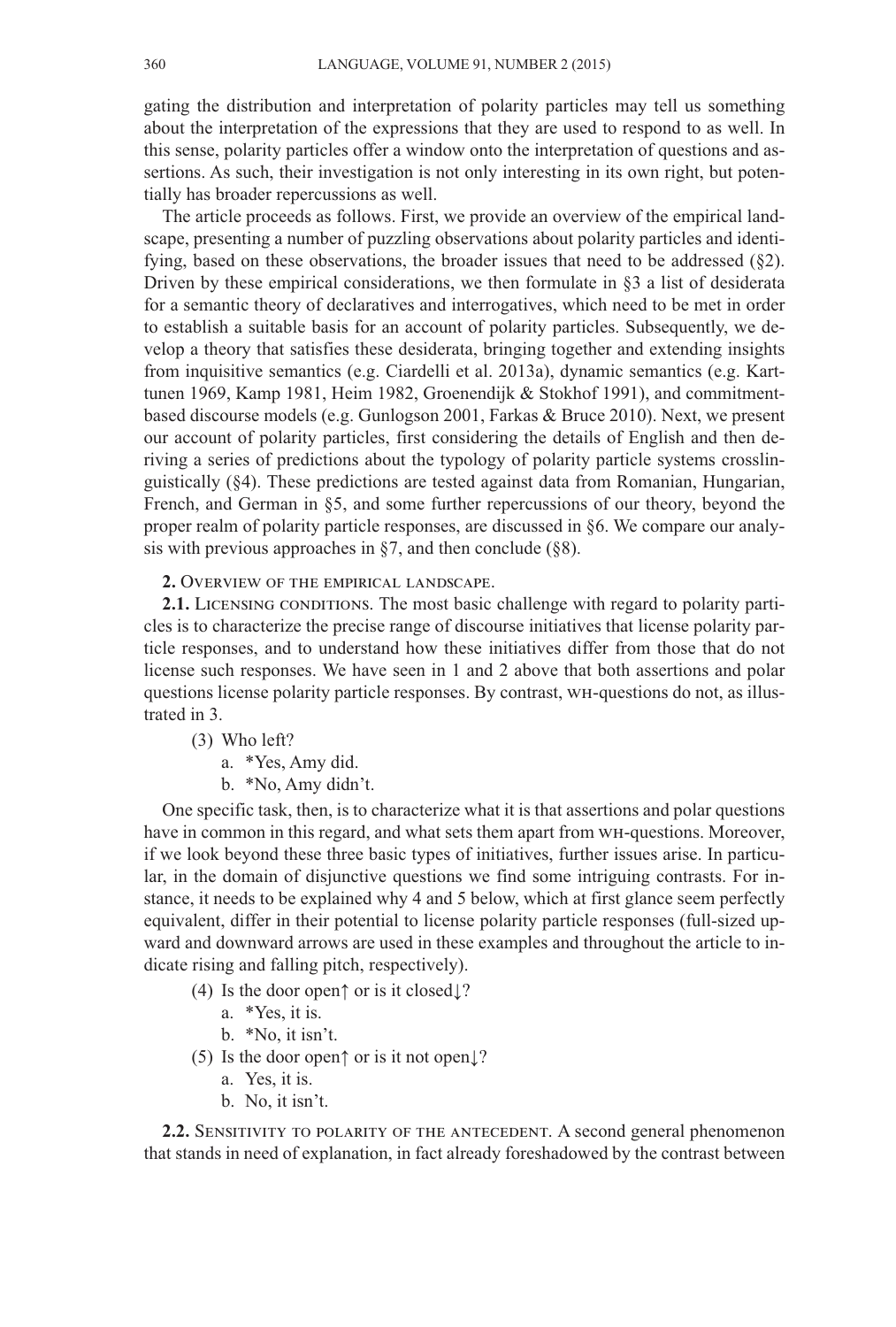gating the distribution and interpretation of polarity particles may tell us something about the interpretation of the expressions that they are used to respond to as well. In this sense, polarity particles offer a window onto the interpretation of questions and assertions. As such, their investigation is not only interesting in its own right, but potentially has broader repercussions as well.

The article proceeds as follows. First, we provide an overview of the empirical landscape, presenting a number of puzzling observations about polarity particles and identifying, based on these observations, the broader issues that need to be addressed (§2). Driven by these empirical considerations, we then formulate in §3 a list of desiderata for a semantic theory of declaratives and interrogatives, which need to be met in order to establish a suitable basis for an account of polarity particles. Subsequently, we develop a theory that satisfies these desiderata, bringing together and extending insights from inquisitive semantics (e.g. Ciardelli et al. 2013a), dynamic semantics (e.g. Karttunen 1969, Kamp 1981, Heim 1982, Groenendijk & Stokhof 1991), and commitment-based discourse models (e.g. Gunlogson 2001, Farkas & Bruce 2010). Next, we present our account of polarity particles, first considering the details of English and then deriving a series of predictions about the typology of polarity particle systems crosslinguistically (§4). These predictions are tested against data from Romanian, Hungarian, French, and German in §5, and some further repercussions of our theory, beyond the proper realm of polarity particle responses, are discussed in §6. We compare our analysis with previous approaches in §7, and then conclude (§8).

## 2. Overview of the empirical landscape.

**2.1.** Licensing conditions. The most basic challenge with regard to polarity particles is to characterize the precise range of discourse initiatives that license polarity particle responses, and to understand how these initiatives differ from those that do not license such responses. We have seen in 1 and 2 above that both assertions and polar questions license polarity particle responses. By contrast, wh-questions do not, as illustrated in 3.

(3) Who left?
   a. *Yes, Amy did.
   b. *No, Amy didn't.

One specific task, then, is to characterize what it is that assertions and polar questions have in common in this regard, and what sets them apart from wh-questions. Moreover, if we look beyond these three basic types of initiatives, further issues arise. In particular, in the domain of disjunctive questions we find some intriguing contrasts. For instance, it needs to be explained why 4 and 5 below, which at first glance seem perfectly equivalent, differ in their potential to license polarity particle responses (full-sized upward and downward arrows are used in these examples and throughout the article to indicate rising and falling pitch, respectively).

(4) Is the door open↑ or is it closed↓?
   a. *Yes, it is.
   b. *No, it isn't.

(5) Is the door open↑ or is it not open↓?
   a. Yes, it is.
   b. No, it isn't.

**2.2.** Sensitivity to polarity of the antecedent. A second general phenomenon that stands in need of explanation, in fact already foreshadowed by the contrast between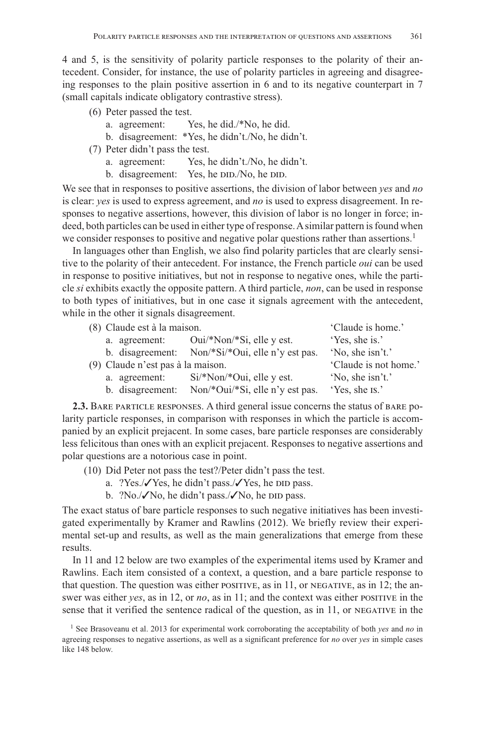4 and 5, is the sensitivity of polarity particle responses to the polarity of their antecedent. Consider, for instance, the use of polarity particles in agreeing and disagreeing responses to the plain positive assertion in 6 and to its negative counterpart in 7 (small capitals indicate obligatory contrastive stress).

(6) Peter passed the test.
  a. agreement: Yes, he did./*No, he did.
  b. disagreement: *Yes, he didn't./No, he didn't.

(7) Peter didn't pass the test.
  a. agreement: Yes, he didn't./No, he didn't.
  b. disagreement: Yes, he DID./No, he DID.

We see that in responses to positive assertions, the division of labor between *yes* and *no* is clear: *yes* is used to express agreement, and *no* is used to express disagreement. In responses to negative assertions, however, this division of labor is no longer in force; indeed, both particles can be used in either type of response. A similar pattern is found when we consider responses to positive and negative polar questions rather than assertions.[1]

In languages other than English, we also find polarity particles that are clearly sensitive to the polarity of their antecedent. For instance, the French particle *oui* can be used in response to positive initiatives, but not in response to negative ones, while the particle *si* exhibits exactly the opposite pattern. A third particle, *non*, can be used in response to both types of initiatives, but in one case it signals agreement with the antecedent, while in the other it signals disagreement.

(8) Claude est à la maison. 'Claude is home.'
  a. agreement: Oui/*Non/*Si, elle y est. 'Yes, she is.'
  b. disagreement: Non/*Si/*Oui, elle n'y est pas. 'No, she isn't.'

(9) Claude n'est pas à la maison. 'Claude is not home.'
  a. agreement: Si/*Non/*Oui, elle y est. 'No, she isn't.'
  b. disagreement: Non/*Oui/*Si, elle n'y est pas. 'Yes, she IS.'

**2.3.** Bare particle responses. A third general issue concerns the status of BARE polarity particle responses, in comparison with responses in which the particle is accompanied by an explicit prejacent. In some cases, bare particle responses are considerably less felicitous than ones with an explicit prejacent. Responses to negative assertions and polar questions are a notorious case in point.

(10) Did Peter not pass the test?/Peter didn't pass the test.
  a. ?Yes./✓Yes, he didn't pass./✓Yes, he DID pass.
  b. ?No./✓No, he didn't pass./✓No, he DID pass.

The exact status of bare particle responses to such negative initiatives has been investigated experimentally by Kramer and Rawlins (2012). We briefly review their experimental set-up and results, as well as the main generalizations that emerge from these results.

In 11 and 12 below are two examples of the experimental items used by Kramer and Rawlins. Each item consisted of a context, a question, and a bare particle response to that question. The question was either POSITIVE, as in 11, or NEGATIVE, as in 12; the answer was either *yes*, as in 12, or *no*, as in 11; and the context was either POSITIVE in the sense that it verified the sentence radical of the question, as in 11, or NEGATIVE in the

[1] See Brasoveanu et al. 2013 for experimental work corroborating the acceptability of both *yes* and *no* in agreeing responses to negative assertions, as well as a significant preference for *no* over *yes* in simple cases like 148 below.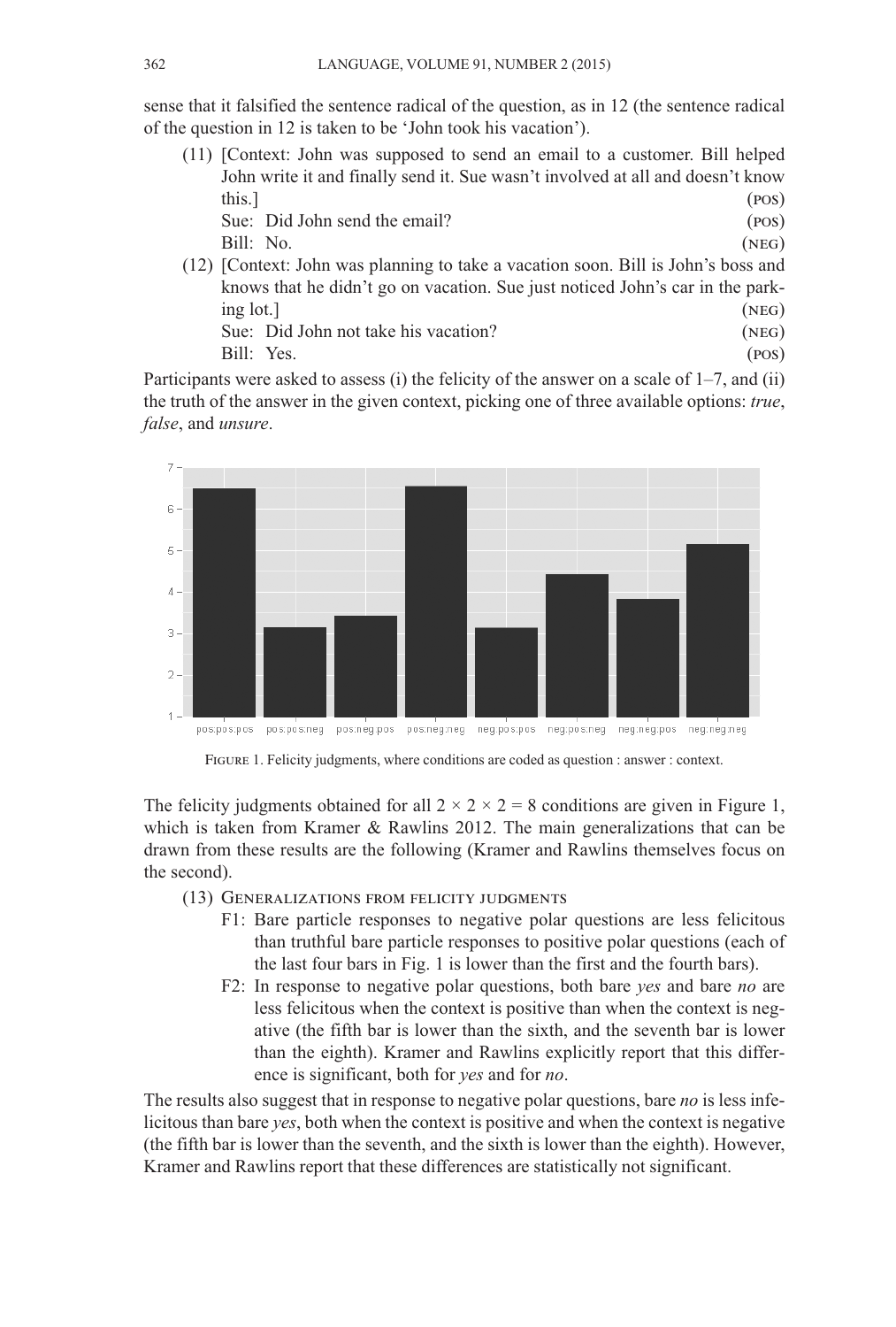sense that it falsified the sentence radical of the question, as in 12 (the sentence radical of the question in 12 is taken to be 'John took his vacation').

(11) [Context: John was supposed to send an email to a customer. Bill helped John write it and finally send it. Sue wasn't involved at all and doesn't know this.] (POS)
Sue: Did John send the email? (POS)
Bill: No. (NEG)

(12) [Context: John was planning to take a vacation soon. Bill is John's boss and knows that he didn't go on vacation. Sue just noticed John's car in the parking lot.] (NEG)
Sue: Did John not take his vacation? (NEG)
Bill: Yes. (POS)

Participants were asked to assess (i) the felicity of the answer on a scale of 1–7, and (ii) the truth of the answer in the given context, picking one of three available options: *true*, *false*, and *unsure*.

FIGURE 1. Felicity judgments, where conditions are coded as question : answer : context.

The felicity judgments obtained for all $2 \times 2 \times 2 = 8$ conditions are given in Figure 1, which is taken from Kramer & Rawlins 2012. The main generalizations that can be drawn from these results are the following (Kramer and Rawlins themselves focus on the second).

(13) GENERALIZATIONS FROM FELICITY JUDGMENTS

F1: Bare particle responses to negative polar questions are less felicitous than truthful bare particle responses to positive polar questions (each of the last four bars in Fig. 1 is lower than the first and the fourth bars).

F2: In response to negative polar questions, both bare *yes* and bare *no* are less felicitous when the context is positive than when the context is negative (the fifth bar is lower than the sixth, and the seventh bar is lower than the eighth). Kramer and Rawlins explicitly report that this difference is significant, both for *yes* and for *no*.

The results also suggest that in response to negative polar questions, bare *no* is less infelicitous than bare *yes*, both when the context is positive and when the context is negative (the fifth bar is lower than the seventh, and the sixth is lower than the eighth). However, Kramer and Rawlins report that these differences are statistically not significant.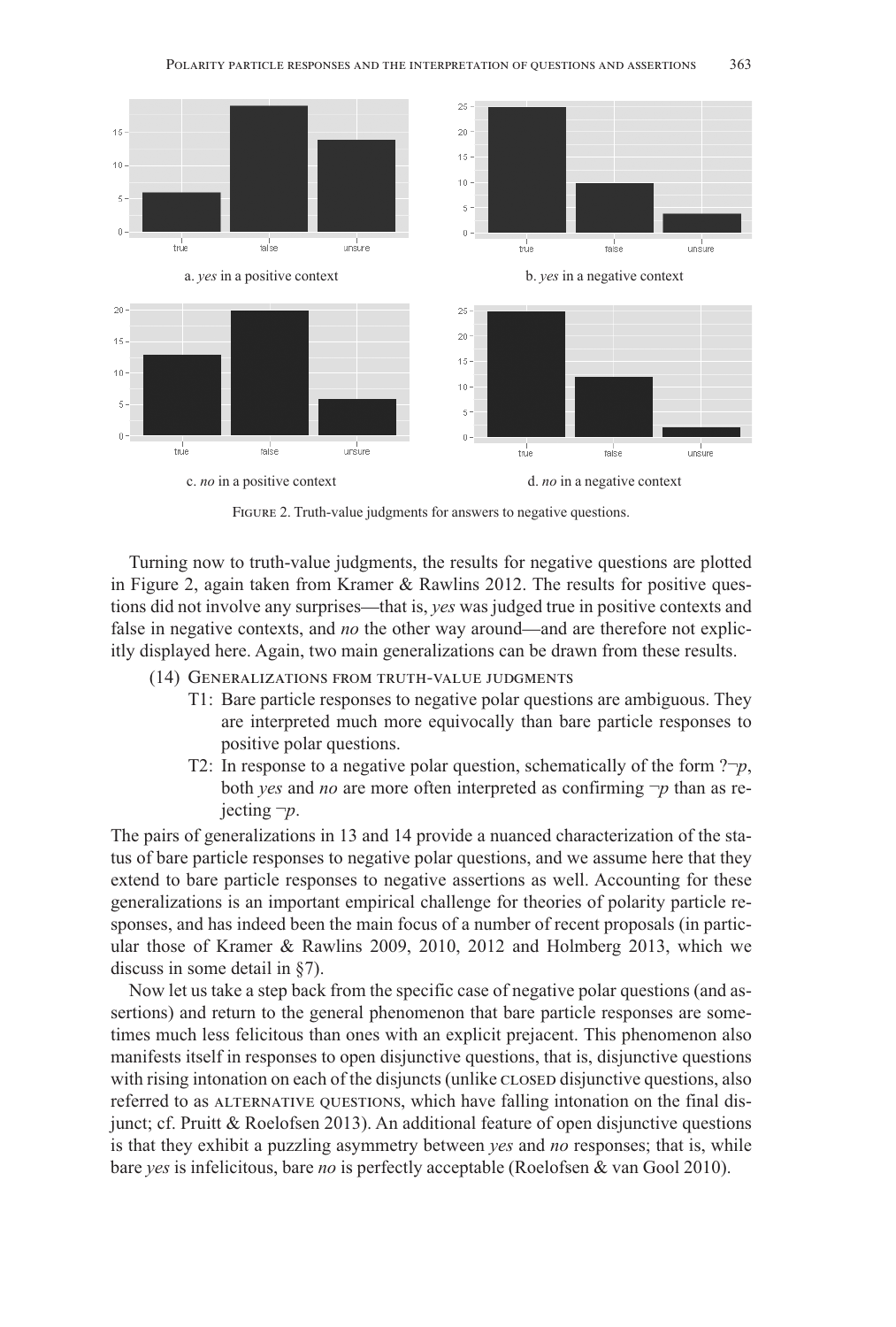a. *yes* in a positive context

b. *yes* in a negative context

c. *no* in a positive context

d. *no* in a negative context

Figure 2. Truth-value judgments for answers to negative questions.

Turning now to truth-value judgments, the results for negative questions are plotted in Figure 2, again taken from Kramer & Rawlins 2012. The results for positive questions did not involve any surprises—that is, *yes* was judged true in positive contexts and false in negative contexts, and *no* the other way around—and are therefore not explicitly displayed here. Again, two main generalizations can be drawn from these results.

(14) Generalizations from truth-value judgments

- T1: Bare particle responses to negative polar questions are ambiguous. They are interpreted much more equivocally than bare particle responses to positive polar questions.
- T2: In response to a negative polar question, schematically of the form $?\neg p$, both *yes* and *no* are more often interpreted as confirming $\neg p$ than as rejecting $\neg p$.

The pairs of generalizations in 13 and 14 provide a nuanced characterization of the status of bare particle responses to negative polar questions, and we assume here that they extend to bare particle responses to negative assertions as well. Accounting for these generalizations is an important empirical challenge for theories of polarity particle responses, and has indeed been the main focus of a number of recent proposals (in particular those of Kramer & Rawlins 2009, 2010, 2012 and Holmberg 2013, which we discuss in some detail in §7).

Now let us take a step back from the specific case of negative polar questions (and assertions) and return to the general phenomenon that bare particle responses are sometimes much less felicitous than ones with an explicit prejacent. This phenomenon also manifests itself in responses to open disjunctive questions, that is, disjunctive questions with rising intonation on each of the disjuncts (unlike closed disjunctive questions, also referred to as alternative questions, which have falling intonation on the final disjunct; cf. Pruitt & Roelofsen 2013). An additional feature of open disjunctive questions is that they exhibit a puzzling asymmetry between *yes* and *no* responses; that is, while bare *yes* is infelicitous, bare *no* is perfectly acceptable (Roelofsen & van Gool 2010).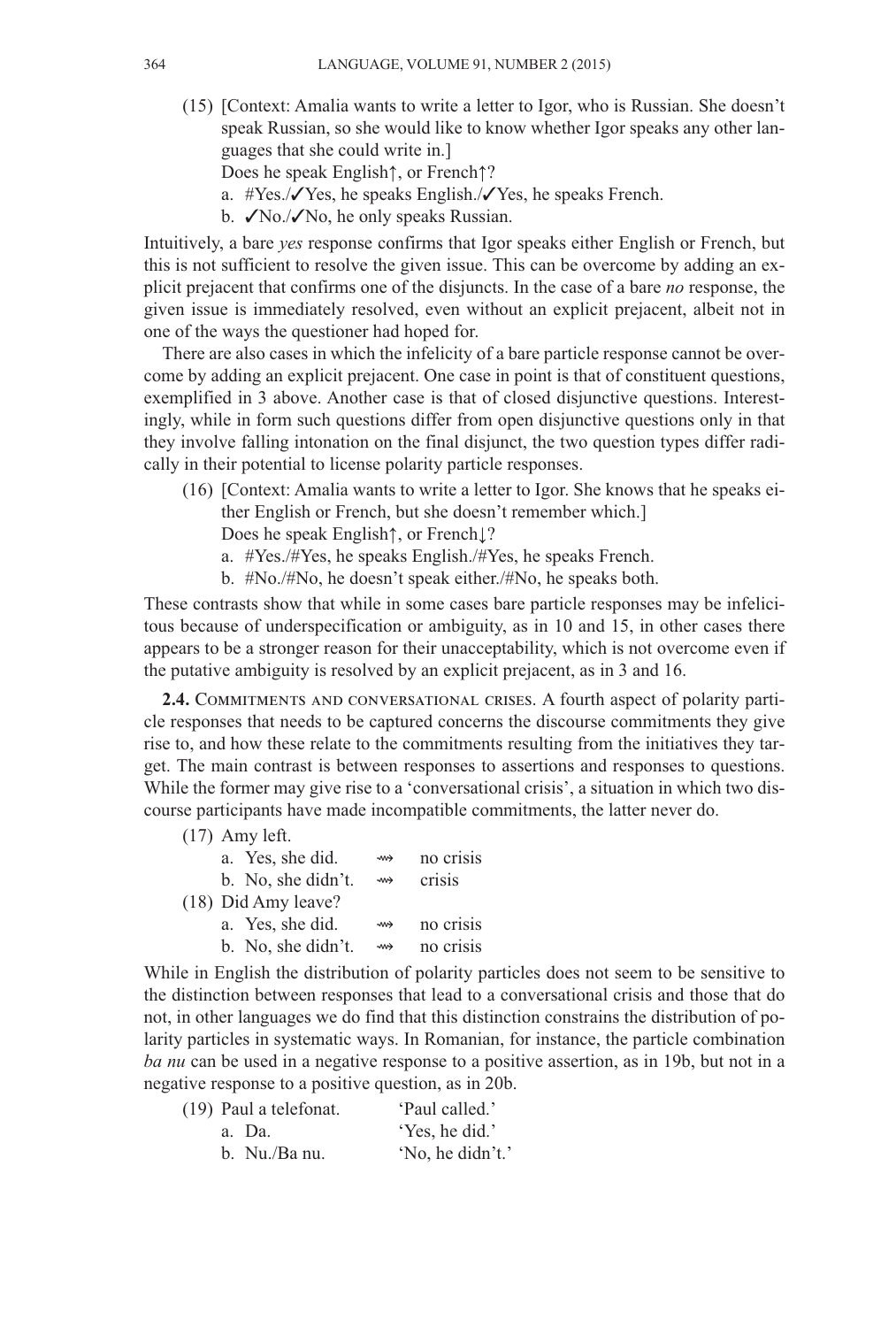(15) [Context: Amalia wants to write a letter to Igor, who is Russian. She doesn't speak Russian, so she would like to know whether Igor speaks any other languages that she could write in.]

Does he speak English↑, or French↑?

a. #Yes./✓Yes, he speaks English./✓Yes, he speaks French.

b. ✓No./✓No, he only speaks Russian.

Intuitively, a bare *yes* response confirms that Igor speaks either English or French, but this is not sufficient to resolve the given issue. This can be overcome by adding an explicit prejacent that confirms one of the disjuncts. In the case of a bare *no* response, the given issue is immediately resolved, even without an explicit prejacent, albeit not in one of the ways the questioner had hoped for.

There are also cases in which the infelicity of a bare particle response cannot be overcome by adding an explicit prejacent. One case in point is that of constituent questions, exemplified in 3 above. Another case is that of closed disjunctive questions. Interestingly, while in form such questions differ from open disjunctive questions only in that they involve falling intonation on the final disjunct, the two question types differ radically in their potential to license polarity particle responses.

(16) [Context: Amalia wants to write a letter to Igor. She knows that he speaks either English or French, but she doesn't remember which.]

Does he speak English↑, or French↓?

a. #Yes./#Yes, he speaks English./#Yes, he speaks French.

b. #No./#No, he doesn't speak either./#No, he speaks both.

These contrasts show that while in some cases bare particle responses may be infelicitous because of underspecification or ambiguity, as in 10 and 15, in other cases there appears to be a stronger reason for their unacceptability, which is not overcome even if the putative ambiguity is resolved by an explicit prejacent, as in 3 and 16.

**2.4. Commitments and conversational crises.** A fourth aspect of polarity particle responses that needs to be captured concerns the discourse commitments they give rise to, and how these relate to the commitments resulting from the initiatives they target. The main contrast is between responses to assertions and responses to questions. While the former may give rise to a 'conversational crisis', a situation in which two discourse participants have made incompatible commitments, the latter never do.

(17) Amy left.

a. Yes, she did. ⇝ no crisis

b. No, she didn't. ⇝ crisis

(18) Did Amy leave?

a. Yes, she did. ⇝ no crisis

b. No, she didn't. ⇝ no crisis

While in English the distribution of polarity particles does not seem to be sensitive to the distinction between responses that lead to a conversational crisis and those that do not, in other languages we do find that this distinction constrains the distribution of polarity particles in systematic ways. In Romanian, for instance, the particle combination *ba nu* can be used in a negative response to a positive assertion, as in 19b, but not in a negative response to a positive question, as in 20b.

(19) Paul a telefonat. 'Paul called.'

a. Da. 'Yes, he did.'

b. Nu./Ba nu. 'No, he didn't.'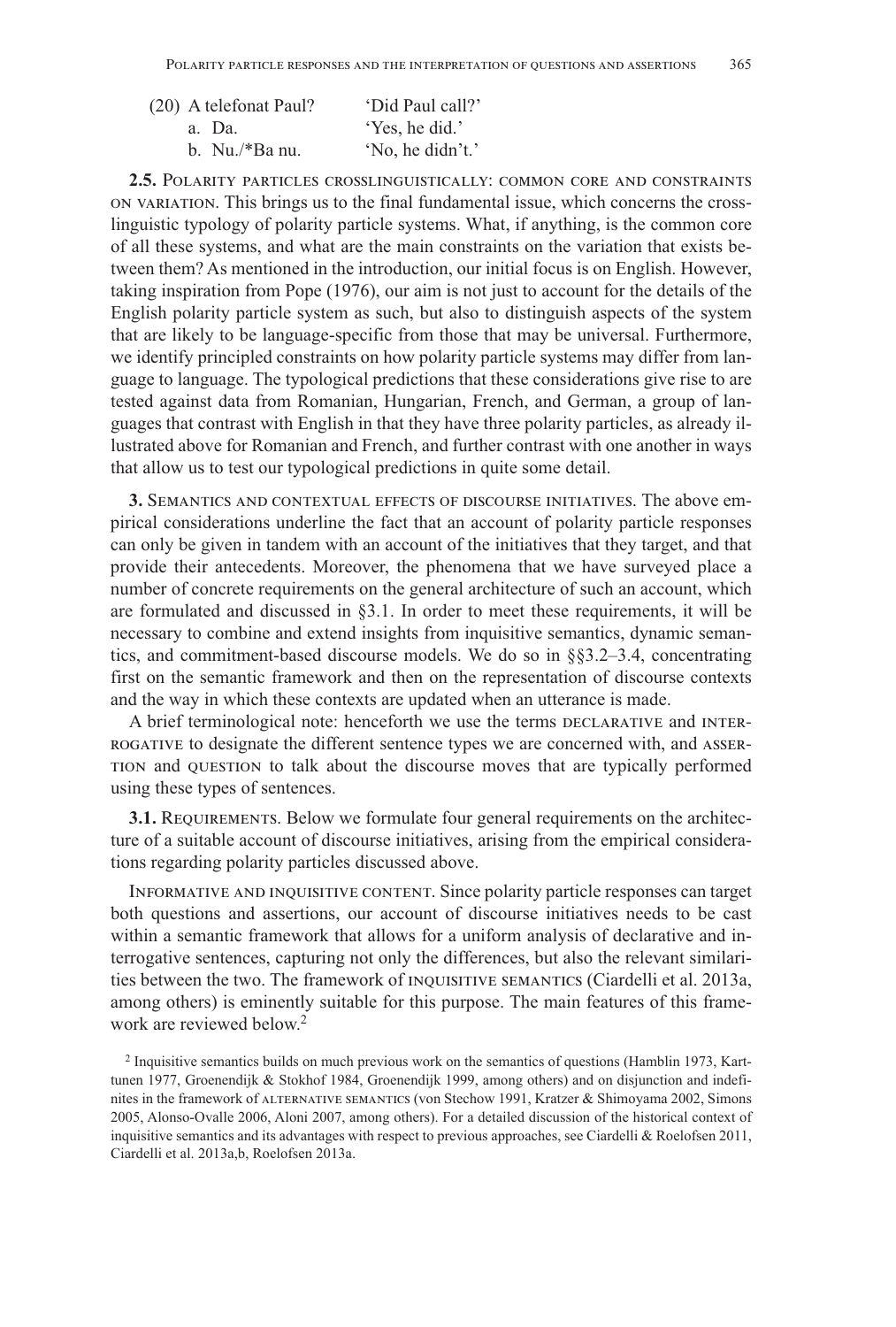(20) A telefonat Paul? 'Did Paul call?'
  a. Da. 'Yes, he did.'
  b. Nu./*Ba nu. 'No, he didn't.'

**2.5. Polarity particles crosslinguistically: common core and constraints on variation.** This brings us to the final fundamental issue, which concerns the crosslinguistic typology of polarity particle systems. What, if anything, is the common core of all these systems, and what are the main constraints on the variation that exists between them? As mentioned in the introduction, our initial focus is on English. However, taking inspiration from Pope (1976), our aim is not just to account for the details of the English polarity particle system as such, but also to distinguish aspects of the system that are likely to be language-specific from those that may be universal. Furthermore, we identify principled constraints on how polarity particle systems may differ from language to language. The typological predictions that these considerations give rise to are tested against data from Romanian, Hungarian, French, and German, a group of languages that contrast with English in that they have three polarity particles, as already illustrated above for Romanian and French, and further contrast with one another in ways that allow us to test our typological predictions in quite some detail.

**3. Semantics and contextual effects of discourse initiatives.** The above empirical considerations underline the fact that an account of polarity particle responses can only be given in tandem with an account of the initiatives that they target, and that provide their antecedents. Moreover, the phenomena that we have surveyed place a number of concrete requirements on the general architecture of such an account, which are formulated and discussed in §3.1. In order to meet these requirements, it will be necessary to combine and extend insights from inquisitive semantics, dynamic semantics, and commitment-based discourse models. We do so in §§3.2–3.4, concentrating first on the semantic framework and then on the representation of discourse contexts and the way in which these contexts are updated when an utterance is made.

A brief terminological note: henceforth we use the terms declarative and interrogative to designate the different sentence types we are concerned with, and assertion and question to talk about the discourse moves that are typically performed using these types of sentences.

**3.1. Requirements.** Below we formulate four general requirements on the architecture of a suitable account of discourse initiatives, arising from the empirical considerations regarding polarity particles discussed above.

Informative and inquisitive content. Since polarity particle responses can target both questions and assertions, our account of discourse initiatives needs to be cast within a semantic framework that allows for a uniform analysis of declarative and interrogative sentences, capturing not only the differences, but also the relevant similarities between the two. The framework of inquisitive semantics (Ciardelli et al. 2013a, among others) is eminently suitable for this purpose. The main features of this framework are reviewed below.[2]

[2] Inquisitive semantics builds on much previous work on the semantics of questions (Hamblin 1973, Karttunen 1977, Groenendijk & Stokhof 1984, Groenendijk 1999, among others) and on disjunction and indefinites in the framework of alternative semantics (von Stechow 1991, Kratzer & Shimoyama 2002, Simons 2005, Alonso-Ovalle 2006, Aloni 2007, among others). For a detailed discussion of the historical context of inquisitive semantics and its advantages with respect to previous approaches, see Ciardelli & Roelofsen 2011, Ciardelli et al. 2013a,b, Roelofsen 2013a.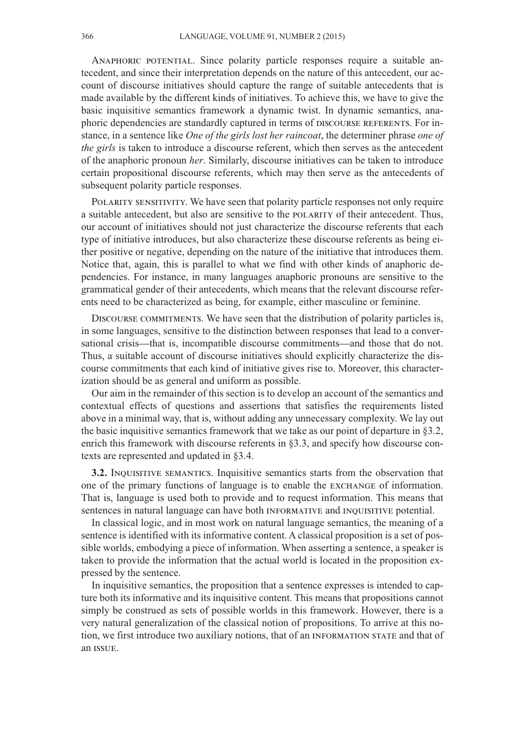ANAPHORIC POTENTIAL. Since polarity particle responses require a suitable antecedent, and since their interpretation depends on the nature of this antecedent, our account of discourse initiatives should capture the range of suitable antecedents that is made available by the different kinds of initiatives. To achieve this, we have to give the basic inquisitive semantics framework a dynamic twist. In dynamic semantics, anaphoric dependencies are standardly captured in terms of DISCOURSE REFERENTS. For instance, in a sentence like *One of the girls lost her raincoat*, the determiner phrase *one of the girls* is taken to introduce a discourse referent, which then serves as the antecedent of the anaphoric pronoun *her*. Similarly, discourse initiatives can be taken to introduce certain propositional discourse referents, which may then serve as the antecedents of subsequent polarity particle responses.

POLARITY SENSITIVITY. We have seen that polarity particle responses not only require a suitable antecedent, but also are sensitive to the POLARITY of their antecedent. Thus, our account of initiatives should not just characterize the discourse referents that each type of initiative introduces, but also characterize these discourse referents as being either positive or negative, depending on the nature of the initiative that introduces them. Notice that, again, this is parallel to what we find with other kinds of anaphoric dependencies. For instance, in many languages anaphoric pronouns are sensitive to the grammatical gender of their antecedents, which means that the relevant discourse referents need to be characterized as being, for example, either masculine or feminine.

DISCOURSE COMMITMENTS. We have seen that the distribution of polarity particles is, in some languages, sensitive to the distinction between responses that lead to a conversational crisis—that is, incompatible discourse commitments—and those that do not. Thus, a suitable account of discourse initiatives should explicitly characterize the discourse commitments that each kind of initiative gives rise to. Moreover, this characterization should be as general and uniform as possible.

Our aim in the remainder of this section is to develop an account of the semantics and contextual effects of questions and assertions that satisfies the requirements listed above in a minimal way, that is, without adding any unnecessary complexity. We lay out the basic inquisitive semantics framework that we take as our point of departure in §3.2, enrich this framework with discourse referents in §3.3, and specify how discourse contexts are represented and updated in §3.4.

**3.2.** INQUISITIVE SEMANTICS. Inquisitive semantics starts from the observation that one of the primary functions of language is to enable the EXCHANGE of information. That is, language is used both to provide and to request information. This means that sentences in natural language can have both INFORMATIVE and INQUISITIVE potential.

In classical logic, and in most work on natural language semantics, the meaning of a sentence is identified with its informative content. A classical proposition is a set of possible worlds, embodying a piece of information. When asserting a sentence, a speaker is taken to provide the information that the actual world is located in the proposition expressed by the sentence.

In inquisitive semantics, the proposition that a sentence expresses is intended to capture both its informative and its inquisitive content. This means that propositions cannot simply be construed as sets of possible worlds in this framework. However, there is a very natural generalization of the classical notion of propositions. To arrive at this notion, we first introduce two auxiliary notions, that of an INFORMATION STATE and that of an ISSUE.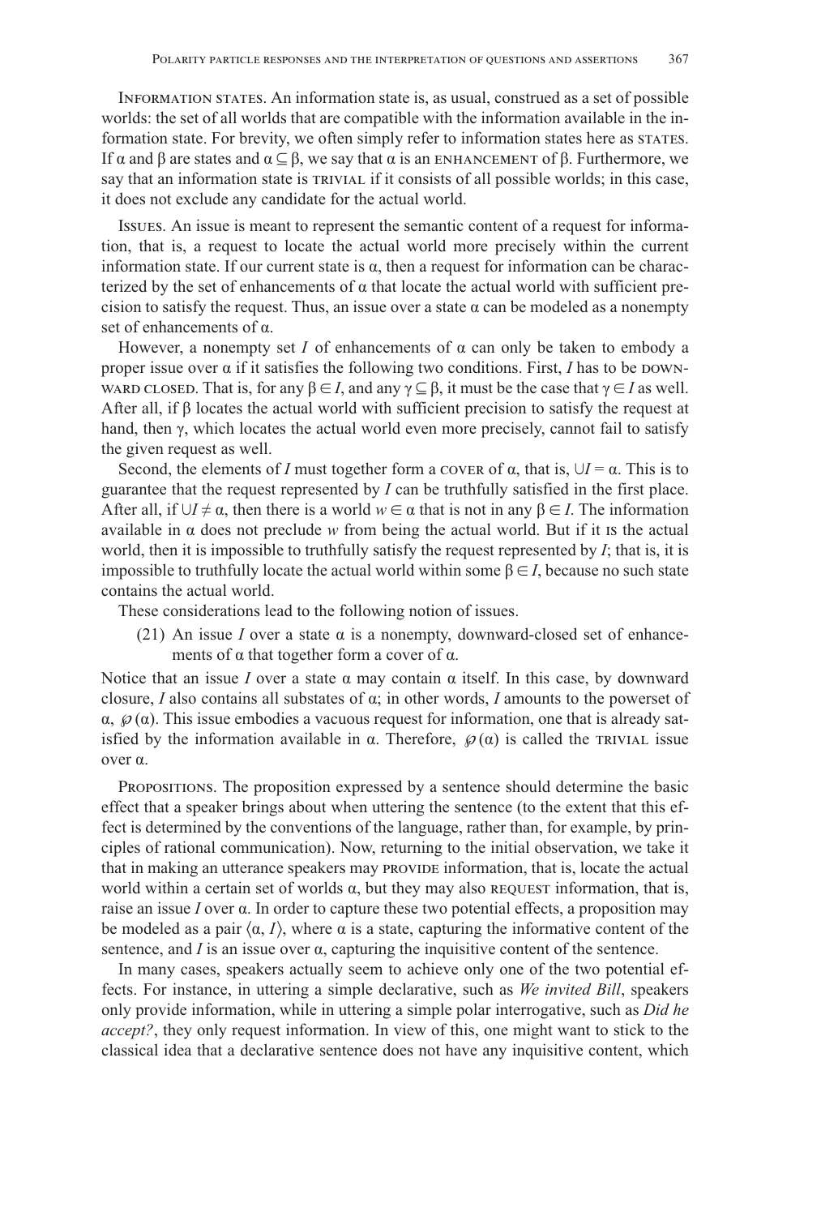Information states. An information state is, as usual, construed as a set of possible worlds: the set of all worlds that are compatible with the information available in the information state. For brevity, we often simply refer to information states here as states. If $\alpha$ and $\beta$ are states and $\alpha \subseteq \beta$, we say that $\alpha$ is an enhancement of $\beta$. Furthermore, we say that an information state is trivial if it consists of all possible worlds; in this case, it does not exclude any candidate for the actual world.

Issues. An issue is meant to represent the semantic content of a request for information, that is, a request to locate the actual world more precisely within the current information state. If our current state is $\alpha$, then a request for information can be characterized by the set of enhancements of $\alpha$ that locate the actual world with sufficient precision to satisfy the request. Thus, an issue over a state $\alpha$ can be modeled as a nonempty set of enhancements of $\alpha$.

However, a nonempty set $I$ of enhancements of $\alpha$ can only be taken to embody a proper issue over $\alpha$ if it satisfies the following two conditions. First, $I$ has to be downward closed. That is, for any $\beta \in I$, and any $\gamma \subseteq \beta$, it must be the case that $\gamma \in I$ as well. After all, if $\beta$ locates the actual world with sufficient precision to satisfy the request at hand, then $\gamma$, which locates the actual world even more precisely, cannot fail to satisfy the given request as well.

Second, the elements of $I$ must together form a cover of $\alpha$, that is, $\cup I = \alpha$. This is to guarantee that the request represented by $I$ can be truthfully satisfied in the first place. After all, if $\cup I \neq \alpha$, then there is a world $w \in \alpha$ that is not in any $\beta \in I$. The information available in $\alpha$ does not preclude $w$ from being the actual world. But if it is the actual world, then it is impossible to truthfully satisfy the request represented by $I$; that is, it is impossible to truthfully locate the actual world within some $\beta \in I$, because no such state contains the actual world.

These considerations lead to the following notion of issues.

(21) An issue $I$ over a state $\alpha$ is a nonempty, downward-closed set of enhancements of $\alpha$ that together form a cover of $\alpha$.

Notice that an issue $I$ over a state $\alpha$ may contain $\alpha$ itself. In this case, by downward closure, $I$ also contains all substates of $\alpha$; in other words, $I$ amounts to the powerset of $\alpha$, $\wp(\alpha)$. This issue embodies a vacuous request for information, one that is already satisfied by the information available in $\alpha$. Therefore, $\wp(\alpha)$ is called the trivial issue over $\alpha$.

Propositions. The proposition expressed by a sentence should determine the basic effect that a speaker brings about when uttering the sentence (to the extent that this effect is determined by the conventions of the language, rather than, for example, by principles of rational communication). Now, returning to the initial observation, we take it that in making an utterance speakers may provide information, that is, locate the actual world within a certain set of worlds $\alpha$, but they may also request information, that is, raise an issue $I$ over $\alpha$. In order to capture these two potential effects, a proposition may be modeled as a pair $\langle \alpha, I \rangle$, where $\alpha$ is a state, capturing the informative content of the sentence, and $I$ is an issue over $\alpha$, capturing the inquisitive content of the sentence.

In many cases, speakers actually seem to achieve only one of the two potential effects. For instance, in uttering a simple declarative, such as *We invited Bill*, speakers only provide information, while in uttering a simple polar interrogative, such as *Did he accept?*, they only request information. In view of this, one might want to stick to the classical idea that a declarative sentence does not have any inquisitive content, which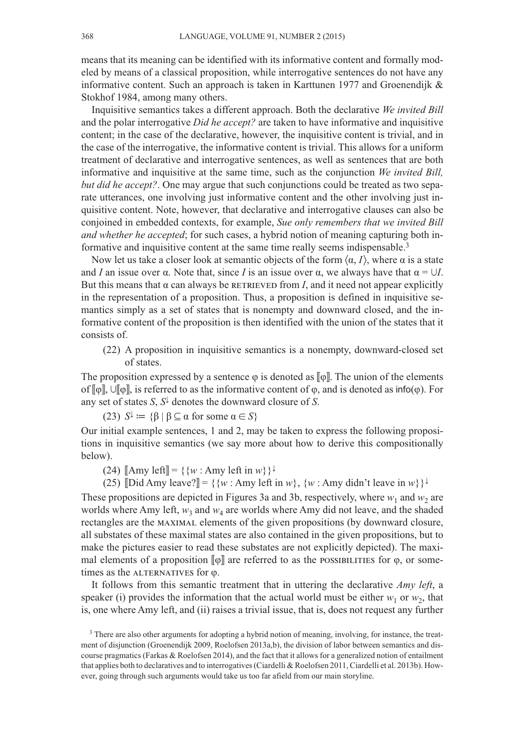means that its meaning can be identified with its informative content and formally modeled by means of a classical proposition, while interrogative sentences do not have any informative content. Such an approach is taken in Karttunen 1977 and Groenendijk & Stokhof 1984, among many others.

Inquisitive semantics takes a different approach. Both the declarative *We invited Bill* and the polar interrogative *Did he accept?* are taken to have informative and inquisitive content; in the case of the declarative, however, the inquisitive content is trivial, and in the case of the interrogative, the informative content is trivial. This allows for a uniform treatment of declarative and interrogative sentences, as well as sentences that are both informative and inquisitive at the same time, such as the conjunction *We invited Bill, but did he accept?*. One may argue that such conjunctions could be treated as two separate utterances, one involving just informative content and the other involving just inquisitive content. Note, however, that declarative and interrogative clauses can also be conjoined in embedded contexts, for example, *Sue only remembers that we invited Bill and whether he accepted*; for such cases, a hybrid notion of meaning capturing both informative and inquisitive content at the same time really seems indispensable.[3]

Now let us take a closer look at semantic objects of the form $\langle \alpha, I \rangle$, where $\alpha$ is a state and $I$ an issue over $\alpha$. Note that, since $I$ is an issue over $\alpha$, we always have that $\alpha = \cup I$. But this means that $\alpha$ can always be RETRIEVED from $I$, and it need not appear explicitly in the representation of a proposition. Thus, a proposition is defined in inquisitive semantics simply as a set of states that is nonempty and downward closed, and the informative content of the proposition is then identified with the union of the states that it consists of.

(22) A proposition in inquisitive semantics is a nonempty, downward-closed set of states.

The proposition expressed by a sentence $\varphi$ is denoted as $[\![\varphi]\!]$. The union of the elements of $[\![\varphi]\!]$, $\cup[\![\varphi]\!]$, is referred to as the informative content of $\varphi$, and is denoted as $\mathsf{info}(\varphi)$. For any set of states $S$, $S^{\downarrow}$ denotes the downward closure of $S$.

(23) $S^{\downarrow} \coloneqq \{\beta \mid \beta \subseteq \alpha \text{ for some } \alpha \in S\}$

Our initial example sentences, 1 and 2, may be taken to express the following propositions in inquisitive semantics (we say more about how to derive this compositionally below).

(24) $[\![\text{Amy left}]\!] = \{\{w : \text{Amy left in } w\}\}^{\downarrow}$

(25) $[\![\text{Did Amy leave?}]\!] = \{\{w : \text{Amy left in } w\}, \{w : \text{Amy didn't leave in } w\}\}^{\downarrow}$

These propositions are depicted in Figures 3a and 3b, respectively, where $w_1$ and $w_2$ are worlds where Amy left, $w_3$ and $w_4$ are worlds where Amy did not leave, and the shaded rectangles are the MAXIMAL elements of the given propositions (by downward closure, all substates of these maximal states are also contained in the given propositions, but to make the pictures easier to read these substates are not explicitly depicted). The maximal elements of a proposition $[\![\varphi]\!]$ are referred to as the POSSIBILITIES for $\varphi$, or sometimes as the ALTERNATIVES for $\varphi$.

It follows from this semantic treatment that in uttering the declarative *Amy left*, a speaker (i) provides the information that the actual world must be either $w_1$ or $w_2$, that is, one where Amy left, and (ii) raises a trivial issue, that is, does not request any further

[3] There are also other arguments for adopting a hybrid notion of meaning, involving, for instance, the treatment of disjunction (Groenendijk 2009, Roelofsen 2013a,b), the division of labor between semantics and discourse pragmatics (Farkas & Roelofsen 2014), and the fact that it allows for a generalized notion of entailment that applies both to declaratives and to interrogatives (Ciardelli & Roelofsen 2011, Ciardelli et al. 2013b). However, going through such arguments would take us too far afield from our main storyline.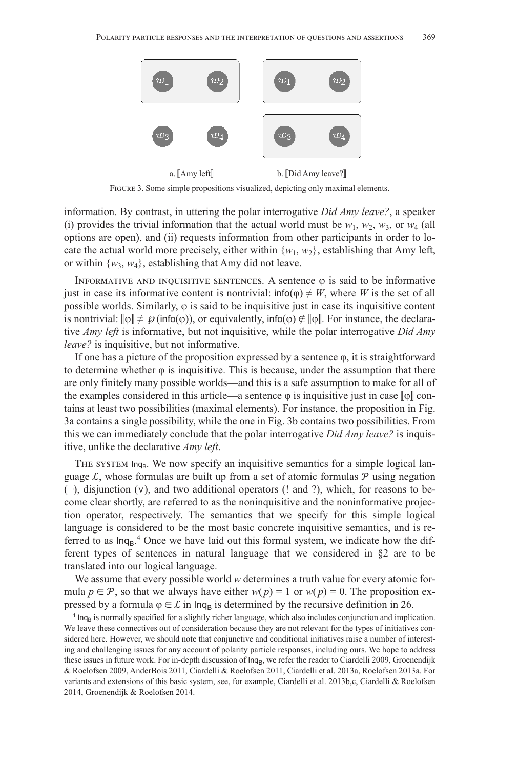a. ⟦Amy left⟧ b. ⟦Did Amy leave?⟧

FIGURE 3. Some simple propositions visualized, depicting only maximal elements.

information. By contrast, in uttering the polar interrogative *Did Amy leave?*, a speaker (i) provides the trivial information that the actual world must be $w_1$, $w_2$, $w_3$, or $w_4$ (all options are open), and (ii) requests information from other participants in order to locate the actual world more precisely, either within $\{w_1, w_2\}$, establishing that Amy left, or within $\{w_3, w_4\}$, establishing that Amy did not leave.

INFORMATIVE AND INQUISITIVE SENTENCES. A sentence φ is said to be informative just in case its informative content is nontrivial: $\text{info}(\varphi) \neq W$, where $W$ is the set of all possible worlds. Similarly, φ is said to be inquisitive just in case its inquisitive content is nontrivial: $[\![\varphi]\!] \neq \wp(\text{info}(\varphi))$, or equivalently, $\text{info}(\varphi) \notin [\![\varphi]\!]$. For instance, the declarative *Amy left* is informative, but not inquisitive, while the polar interrogative *Did Amy leave?* is inquisitive, but not informative.

If one has a picture of the proposition expressed by a sentence φ, it is straightforward to determine whether φ is inquisitive. This is because, under the assumption that there are only finitely many possible worlds—and this is a safe assumption to make for all of the examples considered in this article—a sentence φ is inquisitive just in case $[\![\varphi]\!]$ contains at least two possibilities (maximal elements). For instance, the proposition in Fig. 3a contains a single possibility, while the one in Fig. 3b contains two possibilities. From this we can immediately conclude that the polar interrogative *Did Amy leave?* is inquisitive, unlike the declarative *Amy left*.

THE SYSTEM $\text{Inq}_\text{B}$. We now specify an inquisitive semantics for a simple logical language $\mathcal{L}$, whose formulas are built up from a set of atomic formulas $\mathcal{P}$ using negation (¬), disjunction (∨), and two additional operators (! and ?), which, for reasons to become clear shortly, are referred to as the noninquisitive and the noninformative projection operator, respectively. The semantics that we specify for this simple logical language is considered to be the most basic concrete inquisitive semantics, and is referred to as $\text{Inq}_\text{B}$.[4] Once we have laid out this formal system, we indicate how the different types of sentences in natural language that we considered in §2 are to be translated into our logical language.

We assume that every possible world $w$ determines a truth value for every atomic formula $p \in \mathcal{P}$, so that we always have either $w(p) = 1$ or $w(p) = 0$. The proposition expressed by a formula $\varphi \in \mathcal{L}$ in $\text{Inq}_\text{B}$ is determined by the recursive definition in 26.

[4] $\text{Inq}_\text{B}$ is normally specified for a slightly richer language, which also includes conjunction and implication. We leave these connectives out of consideration because they are not relevant for the types of initiatives considered here. However, we should note that conjunctive and conditional initiatives raise a number of interesting and challenging issues for any account of polarity particle responses, including ours. We hope to address these issues in future work. For in-depth discussion of $\text{Inq}_\text{B}$, we refer the reader to Ciardelli 2009, Groenendijk & Roelofsen 2009, AnderBois 2011, Ciardelli & Roelofsen 2011, Ciardelli et al. 2013a, Roelofsen 2013a. For variants and extensions of this basic system, see, for example, Ciardelli et al. 2013b,c, Ciardelli & Roelofsen 2014, Groenendijk & Roelofsen 2014.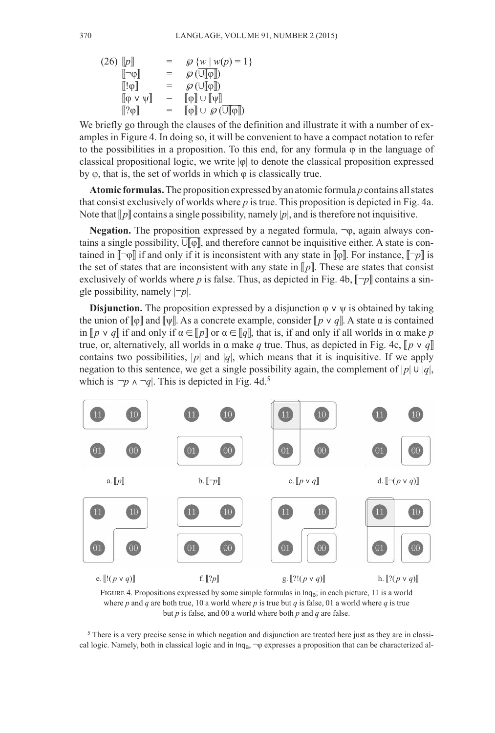(26)

$$
\begin{array}{lcl}
[\![p]\!] & = & \wp\,\{w \mid w(p) = 1\} \\
[\![\neg\varphi]\!] & = & \wp\,(\overline{\bigcup[\![\varphi]\!]}) \\
[\![!\varphi]\!] & = & \wp\,(\bigcup[\![\varphi]\!]) \\
[\![\varphi \vee \psi]\!] & = & [\![\varphi]\!] \cup [\![\psi]\!] \\
[\![?\varphi]\!] & = & [\![\varphi]\!] \cup \wp\,(\overline{\bigcup[\![\varphi]\!]})
\end{array}
$$

We briefly go through the clauses of the definition and illustrate it with a number of examples in Figure 4. In doing so, it will be convenient to have a compact notation to refer to the possibilities in a proposition. To this end, for any formula $\varphi$ in the language of classical propositional logic, we write $|\varphi|$ to denote the classical proposition expressed by $\varphi$, that is, the set of worlds in which $\varphi$ is classically true.

**Atomic formulas.** The proposition expressed by an atomic formula $p$ contains all states that consist exclusively of worlds where $p$ is true. This proposition is depicted in Fig. 4a. Note that $[\![p]\!]$ contains a single possibility, namely $|p|$, and is therefore not inquisitive.

**Negation.** The proposition expressed by a negated formula, $\neg\varphi$, again always contains a single possibility, $\overline{\bigcup[\![\varphi]\!]}$, and therefore cannot be inquisitive either. A state is contained in $[\![\neg\varphi]\!]$ if and only if it is inconsistent with any state in $[\![\varphi]\!]$. For instance, $[\![\neg p]\!]$ is the set of states that are inconsistent with any state in $[\![p]\!]$. These are states that consist exclusively of worlds where $p$ is false. Thus, as depicted in Fig. 4b, $[\![\neg p]\!]$ contains a single possibility, namely $|\neg p|$.

**Disjunction.** The proposition expressed by a disjunction $\varphi \vee \psi$ is obtained by taking the union of $[\![\varphi]\!]$ and $[\![\psi]\!]$. As a concrete example, consider $[\![p \vee q]\!]$. A state $\alpha$ is contained in $[\![p \vee q]\!]$ if and only if $\alpha \in [\![p]\!]$ or $\alpha \in [\![q]\!]$, that is, if and only if all worlds in $\alpha$ make $p$ true, or, alternatively, all worlds in $\alpha$ make $q$ true. Thus, as depicted in Fig. 4c, $[\![p \vee q]\!]$ contains two possibilities, $|p|$ and $|q|$, which means that it is inquisitive. If we apply negation to this sentence, we get a single possibility again, the complement of $|p| \cup |q|$, which is $|\neg p \wedge \neg q|$. This is depicted in Fig. 4d.[5]

a. $[\![p]\!]$ b. $[\![\neg p]\!]$ c. $[\![p \vee q]\!]$ d. $[\![\neg(p \vee q)]\!]$

e. $[\![!(p \vee q)]\!]$ f. $[\![?p]\!]$ g. $[\![?!(p \vee q)]\!]$ h. $[\![?(p \vee q)]\!]$

FIGURE 4. Propositions expressed by some simple formulas in $\mathsf{Inq_B}$; in each picture, 11 is a world where $p$ and $q$ are both true, 10 a world where $p$ is true but $q$ is false, 01 a world where $q$ is true but $p$ is false, and 00 a world where both $p$ and $q$ are false.

[5] There is a very precise sense in which negation and disjunction are treated here just as they are in classical logic. Namely, both in classical logic and in $\mathsf{Inq_B}$, $\neg\varphi$ expresses a proposition that can be characterized al-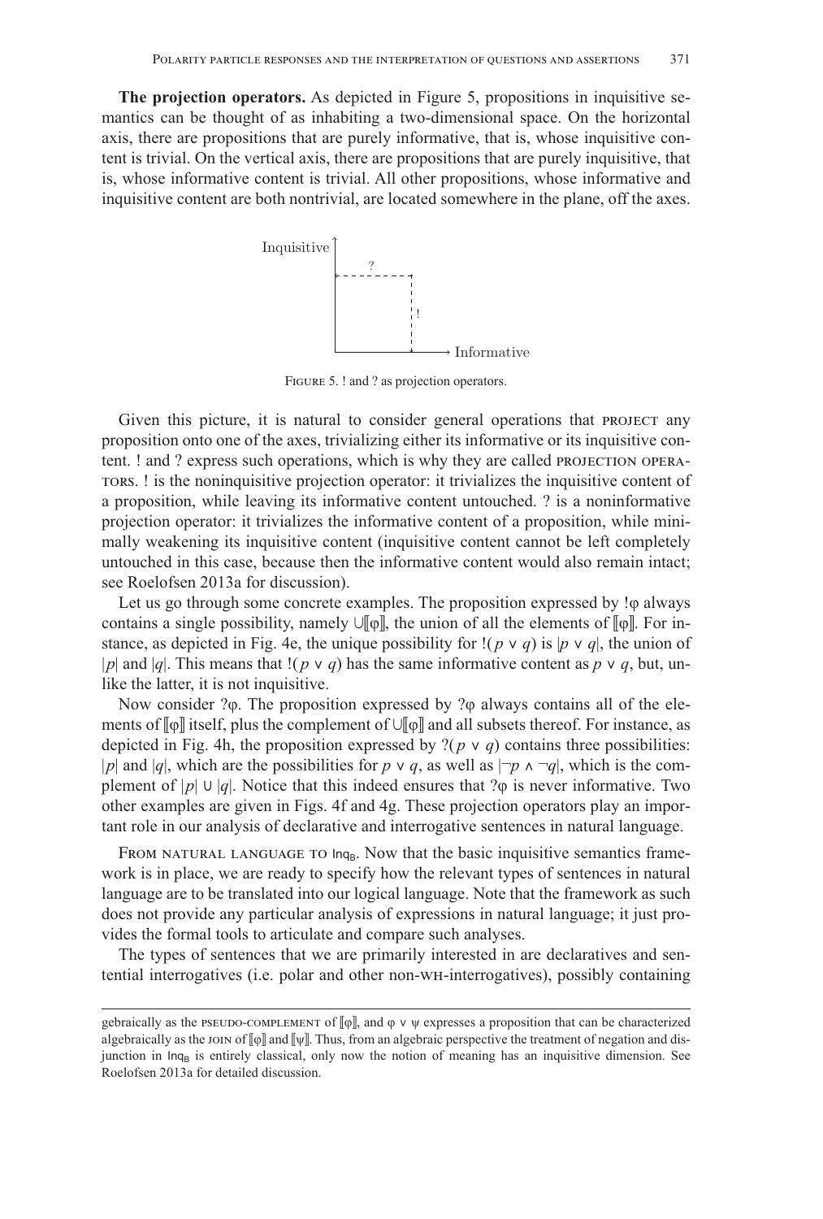**The projection operators.** As depicted in Figure 5, propositions in inquisitive semantics can be thought of as inhabiting a two-dimensional space. On the horizontal axis, there are propositions that are purely informative, that is, whose inquisitive content is trivial. On the vertical axis, there are propositions that are purely inquisitive, that is, whose informative content is trivial. All other propositions, whose informative and inquisitive content are both nontrivial, are located somewhere in the plane, off the axes.

FIGURE 5. ! and ? as projection operators.

Given this picture, it is natural to consider general operations that PROJECT any proposition onto one of the axes, trivializing either its informative or its inquisitive content. ! and ? express such operations, which is why they are called PROJECTION OPERATORS. ! is the noninquisitive projection operator: it trivializes the inquisitive content of a proposition, while leaving its informative content untouched. ? is a noninformative projection operator: it trivializes the informative content of a proposition, while minimally weakening its inquisitive content (inquisitive content cannot be left completely untouched in this case, because then the informative content would also remain intact; see Roelofsen 2013a for discussion).

Let us go through some concrete examples. The proposition expressed by $!\varphi$ always contains a single possibility, namely $\cup[\![\varphi]\!]$, the union of all the elements of $[\![\varphi]\!]$. For instance, as depicted in Fig. 4e, the unique possibility for $!(p \vee q)$ is $|p \vee q|$, the union of $|p|$ and $|q|$. This means that $!(p \vee q)$ has the same informative content as $p \vee q$, but, unlike the latter, it is not inquisitive.

Now consider $?\varphi$. The proposition expressed by $?\varphi$ always contains all of the elements of $[\![\varphi]\!]$ itself, plus the complement of $\cup[\![\varphi]\!]$ and all subsets thereof. For instance, as depicted in Fig. 4h, the proposition expressed by $?(p \vee q)$ contains three possibilities: $|p|$ and $|q|$, which are the possibilities for $p \vee q$, as well as $|\neg p \wedge \neg q|$, which is the complement of $|p| \cup |q|$. Notice that this indeed ensures that $?\varphi$ is never informative. Two other examples are given in Figs. 4f and 4g. These projection operators play an important role in our analysis of declarative and interrogative sentences in natural language.

FROM NATURAL LANGUAGE TO $\mathsf{Inq_B}$. Now that the basic inquisitive semantics framework is in place, we are ready to specify how the relevant types of sentences in natural language are to be translated into our logical language. Note that the framework as such does not provide any particular analysis of expressions in natural language; it just provides the formal tools to articulate and compare such analyses.

The types of sentences that we are primarily interested in are declaratives and sentential interrogatives (i.e. polar and other non-WH-interrogatives), possibly containing

gebraically as the PSEUDO-COMPLEMENT of $[\![\varphi]\!]$, and $\varphi \vee \psi$ expresses a proposition that can be characterized algebraically as the JOIN of $[\![\varphi]\!]$ and $[\![\psi]\!]$. Thus, from an algebraic perspective the treatment of negation and disjunction in $\mathsf{Inq_B}$ is entirely classical, only now the notion of meaning has an inquisitive dimension. See Roelofsen 2013a for detailed discussion.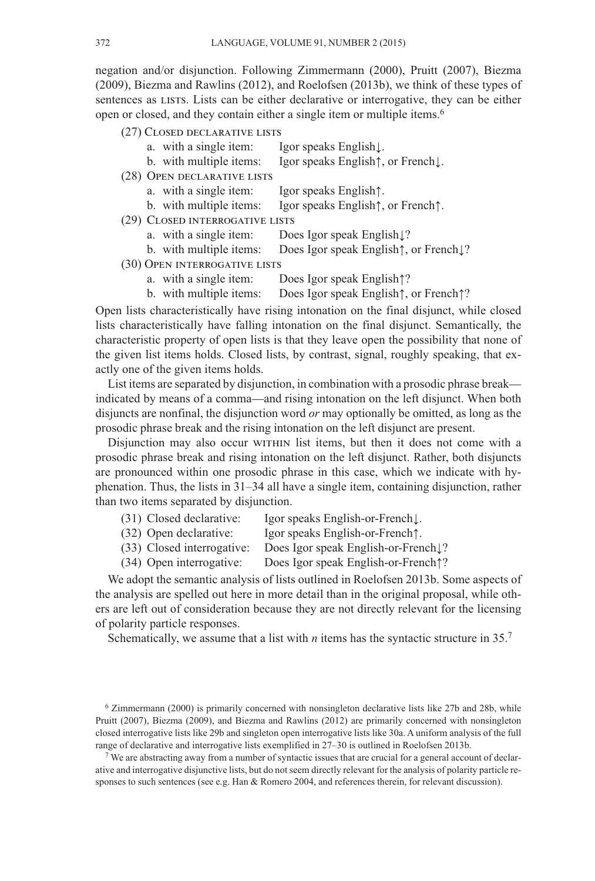negation and/or disjunction. Following Zimmermann (2000), Pruitt (2007), Biezma (2009), Biezma and Rawlins (2012), and Roelofsen (2013b), we think of these types of sentences as LISTS. Lists can be either declarative or interrogative, they can be either open or closed, and they contain either a single item or multiple items.[6]

(27) CLOSED DECLARATIVE LISTS

a. with a single item: Igor speaks English↓.

b. with multiple items: Igor speaks English↑, or French↓.

(28) OPEN DECLARATIVE LISTS

a. with a single item: Igor speaks English↑.

b. with multiple items: Igor speaks English↑, or French↑.

(29) CLOSED INTERROGATIVE LISTS

a. with a single item: Does Igor speak English↓?

b. with multiple items: Does Igor speak English↑, or French↓?

(30) OPEN INTERROGATIVE LISTS

a. with a single item: Does Igor speak English↑?

b. with multiple items: Does Igor speak English↑, or French↑?

Open lists characteristically have rising intonation on the final disjunct, while closed lists characteristically have falling intonation on the final disjunct. Semantically, the characteristic property of open lists is that they leave open the possibility that none of the given list items holds. Closed lists, by contrast, signal, roughly speaking, that exactly one of the given items holds.

List items are separated by disjunction, in combination with a prosodic phrase break—indicated by means of a comma—and rising intonation on the left disjunct. When both disjuncts are nonfinal, the disjunction word *or* may optionally be omitted, as long as the prosodic phrase break and the rising intonation on the left disjunct are present.

Disjunction may also occur WITHIN list items, but then it does not come with a prosodic phrase break and rising intonation on the left disjunct. Rather, both disjuncts are pronounced within one prosodic phrase in this case, which we indicate with hyphenation. Thus, the lists in 31–34 all have a single item, containing disjunction, rather than two items separated by disjunction.

(31) Closed declarative: Igor speaks English-or-French↓.

(32) Open declarative: Igor speaks English-or-French↑.

(33) Closed interrogative: Does Igor speak English-or-French↓?

(34) Open interrogative: Does Igor speak English-or-French↑?

We adopt the semantic analysis of lists outlined in Roelofsen 2013b. Some aspects of the analysis are spelled out here in more detail than in the original proposal, while others are left out of consideration because they are not directly relevant for the licensing of polarity particle responses.

Schematically, we assume that a list with *n* items has the syntactic structure in 35.[7]

[6] Zimmermann (2000) is primarily concerned with nonsingleton declarative lists like 27b and 28b, while Pruitt (2007), Biezma (2009), and Biezma and Rawlins (2012) are primarily concerned with nonsingleton closed interrogative lists like 29b and singleton open interrogative lists like 30a. A uniform analysis of the full range of declarative and interrogative lists exemplified in 27–30 is outlined in Roelofsen 2013b.

[7] We are abstracting away from a number of syntactic issues that are crucial for a general account of declarative and interrogative disjunctive lists, but do not seem directly relevant for the analysis of polarity particle responses to such sentences (see e.g. Han & Romero 2004, and references therein, for relevant discussion).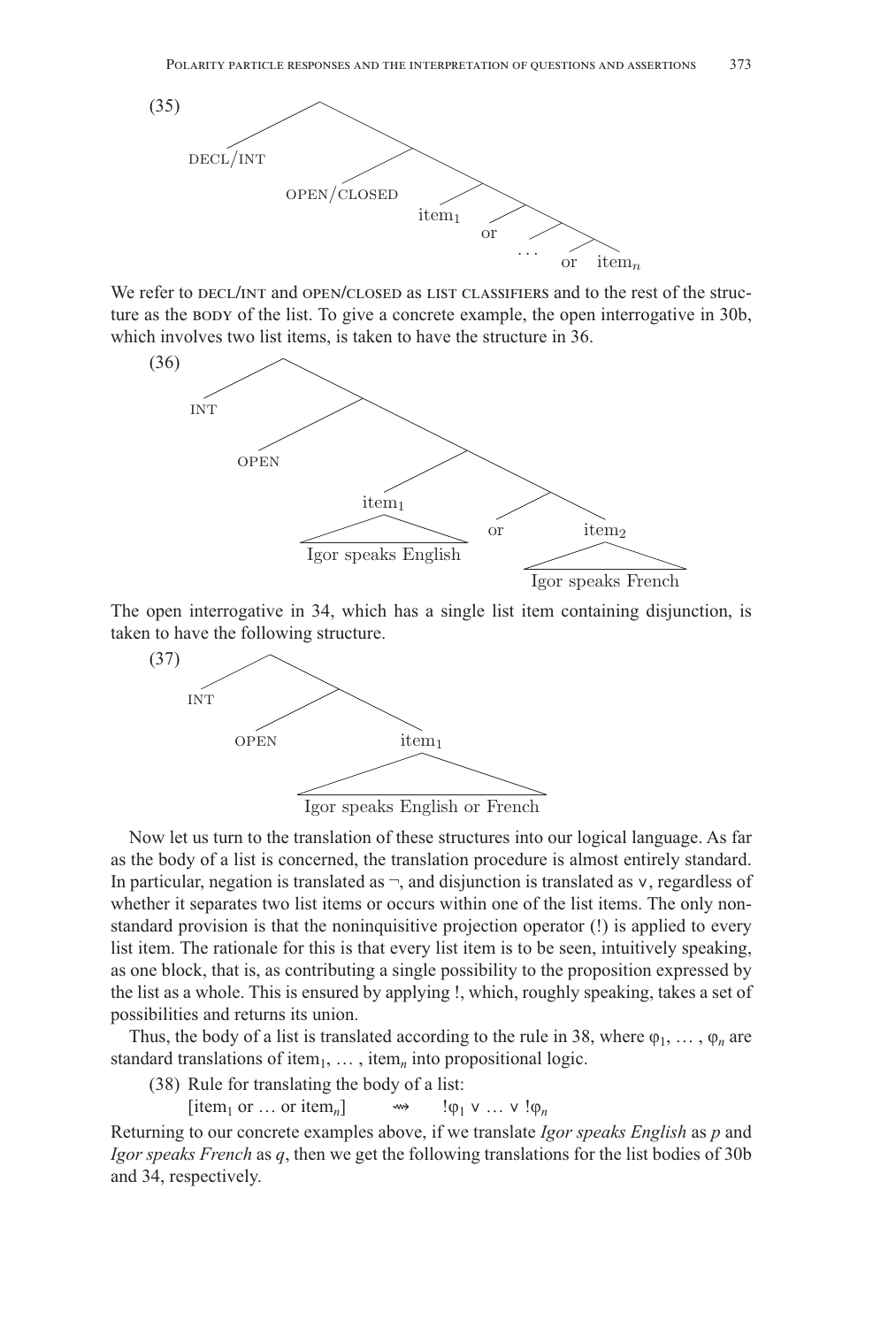(35) [tree diagram: DECL/INT [OPEN/CLOSED [$item_1$ [or [… [or $item_n$]]]]]]

We refer to DECL/INT and OPEN/CLOSED as LIST CLASSIFIERS and to the rest of the structure as the BODY of the list. To give a concrete example, the open interrogative in 30b, which involves two list items, is taken to have the structure in 36.

(36) [tree diagram: INT [OPEN [[$item_1$ Igor speaks English] [or [$item_2$ Igor speaks French]]]]]

The open interrogative in 34, which has a single list item containing disjunction, is taken to have the following structure.

(37) [tree diagram: INT [OPEN [$item_1$ Igor speaks English or French]]]

Now let us turn to the translation of these structures into our logical language. As far as the body of a list is concerned, the translation procedure is almost entirely standard. In particular, negation is translated as $\neg$, and disjunction is translated as $\vee$, regardless of whether it separates two list items or occurs within one of the list items. The only nonstandard provision is that the noninquisitive projection operator (!) is applied to every list item. The rationale for this is that every list item is to be seen, intuitively speaking, as one block, that is, as contributing a single possibility to the proposition expressed by the list as a whole. This is ensured by applying !, which, roughly speaking, takes a set of possibilities and returns its union.

Thus, the body of a list is translated according to the rule in 38, where $\varphi_1, \ldots, \varphi_n$ are standard translations of $item_1, \ldots, item_n$ into propositional logic.

(38) Rule for translating the body of a list:
$[item_1 \text{ or } \ldots \text{ or } item_n] \quad \rightsquigarrow \quad !\varphi_1 \vee \ldots \vee !\varphi_n$

Returning to our concrete examples above, if we translate *Igor speaks English* as *p* and *Igor speaks French* as *q*, then we get the following translations for the list bodies of 30b and 34, respectively.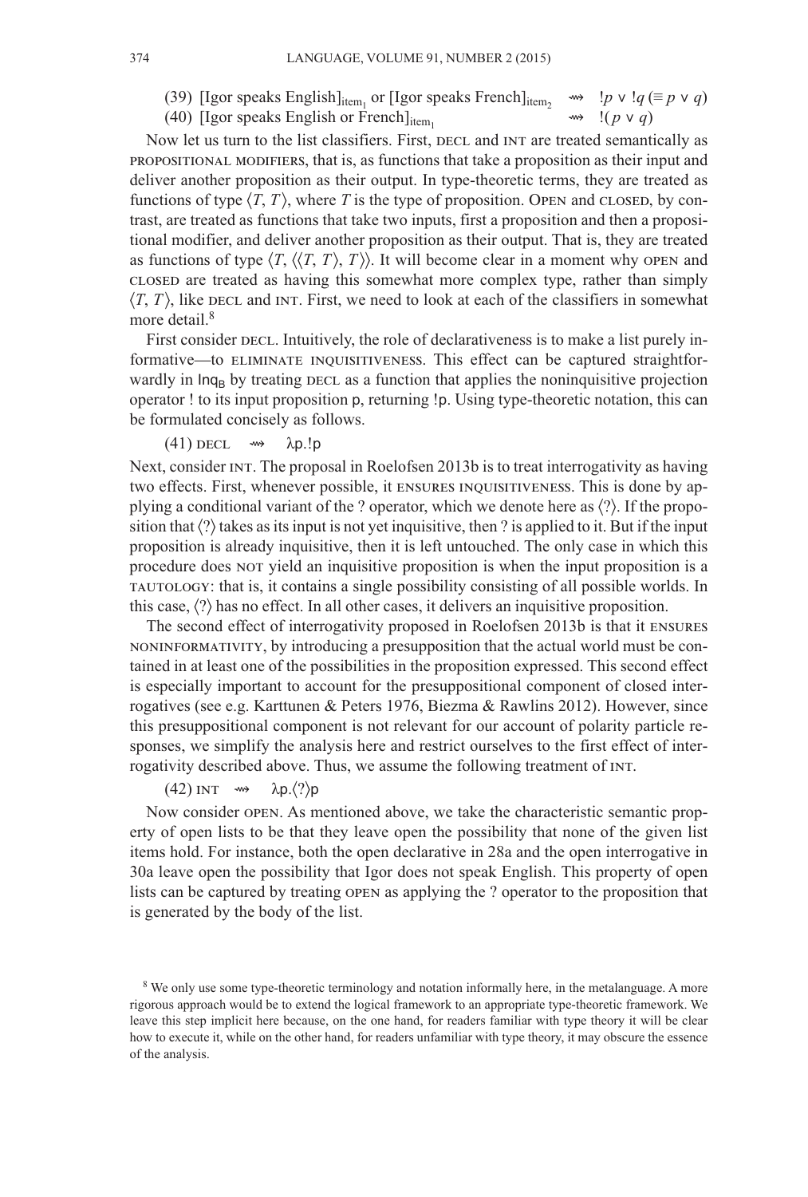(39) [Igor speaks English]$_{\text{item}_1}$ or [Igor speaks French]$_{\text{item}_2}$ $\rightsquigarrow$ $!p \vee !q$ ($\equiv p \vee q$)

(40) [Igor speaks English or French]$_{\text{item}_1}$ $\rightsquigarrow$ $!(p \vee q)$

Now let us turn to the list classifiers. First, DECL and INT are treated semantically as PROPOSITIONAL MODIFIERS, that is, as functions that take a proposition as their input and deliver another proposition as their output. In type-theoretic terms, they are treated as functions of type $\langle T, T\rangle$, where $T$ is the type of proposition. OPEN and CLOSED, by contrast, are treated as functions that take two inputs, first a proposition and then a propositional modifier, and deliver another proposition as their output. That is, they are treated as functions of type $\langle T, \langle\langle T, T\rangle, T\rangle\rangle$. It will become clear in a moment why OPEN and CLOSED are treated as having this somewhat more complex type, rather than simply $\langle T, T\rangle$, like DECL and INT. First, we need to look at each of the classifiers in somewhat more detail.[8]

First consider DECL. Intuitively, the role of declarativeness is to make a list purely informative—to ELIMINATE INQUISITIVENESS. This effect can be captured straightforwardly in $\mathsf{Inq_B}$ by treating DECL as a function that applies the noninquisitive projection operator ! to its input proposition $\mathsf{p}$, returning $!\mathsf{p}$. Using type-theoretic notation, this can be formulated concisely as follows.

(41) DECL $\rightsquigarrow$ $\lambda\mathsf{p}.!\mathsf{p}$

Next, consider INT. The proposal in Roelofsen 2013b is to treat interrogativity as having two effects. First, whenever possible, it ENSURES INQUISITIVENESS. This is done by applying a conditional variant of the ? operator, which we denote here as $\langle ?\rangle$. If the proposition that $\langle ?\rangle$ takes as its input is not yet inquisitive, then ? is applied to it. But if the input proposition is already inquisitive, then it is left untouched. The only case in which this procedure does NOT yield an inquisitive proposition is when the input proposition is a TAUTOLOGY: that is, it contains a single possibility consisting of all possible worlds. In this case, $\langle ?\rangle$ has no effect. In all other cases, it delivers an inquisitive proposition.

The second effect of interrogativity proposed in Roelofsen 2013b is that it ENSURES NONINFORMATIVITY, by introducing a presupposition that the actual world must be contained in at least one of the possibilities in the proposition expressed. This second effect is especially important to account for the presuppositional component of closed interrogatives (see e.g. Karttunen & Peters 1976, Biezma & Rawlins 2012). However, since this presuppositional component is not relevant for our account of polarity particle responses, we simplify the analysis here and restrict ourselves to the first effect of interrogativity described above. Thus, we assume the following treatment of INT.

(42) INT $\rightsquigarrow$ $\lambda\mathsf{p}.\langle ?\rangle\mathsf{p}$

Now consider OPEN. As mentioned above, we take the characteristic semantic property of open lists to be that they leave open the possibility that none of the given list items hold. For instance, both the open declarative in 28a and the open interrogative in 30a leave open the possibility that Igor does not speak English. This property of open lists can be captured by treating OPEN as applying the ? operator to the proposition that is generated by the body of the list.

[8] We only use some type-theoretic terminology and notation informally here, in the metalanguage. A more rigorous approach would be to extend the logical framework to an appropriate type-theoretic framework. We leave this step implicit here because, on the one hand, for readers familiar with type theory it will be clear how to execute it, while on the other hand, for readers unfamiliar with type theory, it may obscure the essence of the analysis.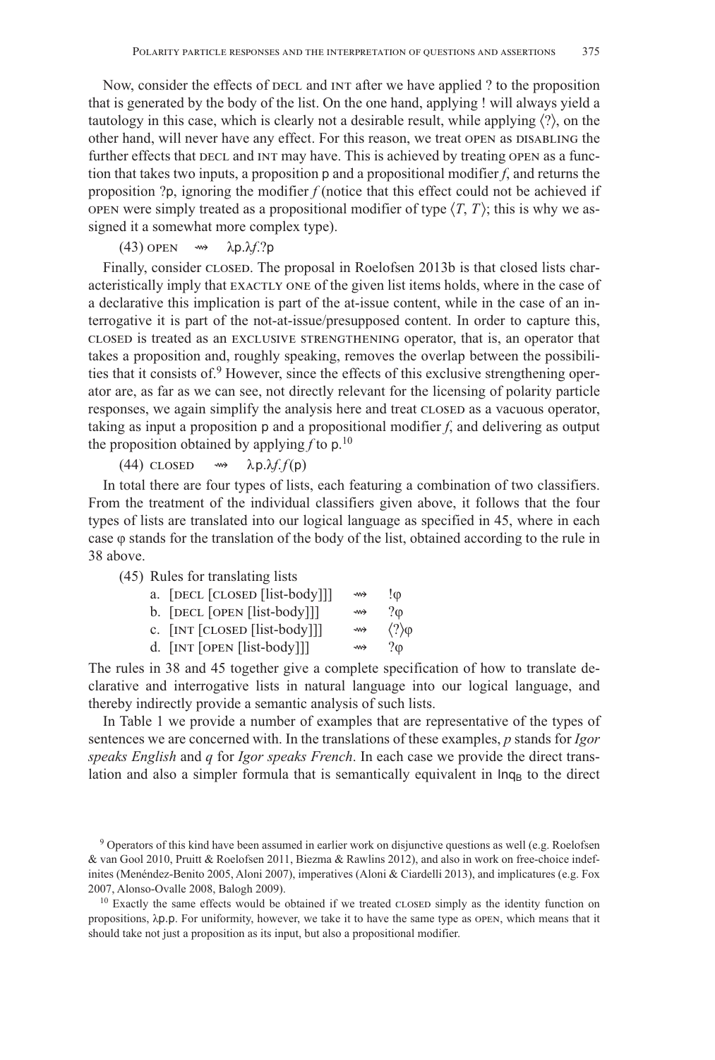Now, consider the effects of DECL and INT after we have applied ? to the proposition that is generated by the body of the list. On the one hand, applying ! will always yield a tautology in this case, which is clearly not a desirable result, while applying $\langle ? \rangle$, on the other hand, will never have any effect. For this reason, we treat OPEN as DISABLING the further effects that DECL and INT may have. This is achieved by treating OPEN as a function that takes two inputs, a proposition p and a propositional modifier *f*, and returns the proposition ?p, ignoring the modifier *f* (notice that this effect could not be achieved if OPEN were simply treated as a propositional modifier of type $\langle T, T \rangle$; this is why we assigned it a somewhat more complex type).

(43) OPEN $\rightsquigarrow$ $\lambda \mathsf{p}.\lambda f.?\mathsf{p}$

Finally, consider CLOSED. The proposal in Roelofsen 2013b is that closed lists characteristically imply that EXACTLY ONE of the given list items holds, where in the case of a declarative this implication is part of the at-issue content, while in the case of an interrogative it is part of the not-at-issue/presupposed content. In order to capture this, CLOSED is treated as an EXCLUSIVE STRENGTHENING operator, that is, an operator that takes a proposition and, roughly speaking, removes the overlap between the possibilities that it consists of.[9] However, since the effects of this exclusive strengthening operator are, as far as we can see, not directly relevant for the licensing of polarity particle responses, we again simplify the analysis here and treat CLOSED as a vacuous operator, taking as input a proposition p and a propositional modifier *f*, and delivering as output the proposition obtained by applying *f* to p.[10]

(44) CLOSED $\rightsquigarrow$ $\lambda \mathsf{p}.\lambda f.f(\mathsf{p})$

In total there are four types of lists, each featuring a combination of two classifiers. From the treatment of the individual classifiers given above, it follows that the four types of lists are translated into our logical language as specified in 45, where in each case φ stands for the translation of the body of the list, obtained according to the rule in 38 above.

(45) Rules for translating lists

a. [DECL [CLOSED [list-body]]] $\rightsquigarrow$ $!\varphi$

b. [DECL [OPEN [list-body]]] $\rightsquigarrow$ $?\varphi$

c. [INT [CLOSED [list-body]]] $\rightsquigarrow$ $\langle ? \rangle\varphi$

d. [INT [OPEN [list-body]]] $\rightsquigarrow$ $?\varphi$

The rules in 38 and 45 together give a complete specification of how to translate declarative and interrogative lists in natural language into our logical language, and thereby indirectly provide a semantic analysis of such lists.

In Table 1 we provide a number of examples that are representative of the types of sentences we are concerned with. In the translations of these examples, *p* stands for *Igor speaks English* and *q* for *Igor speaks French*. In each case we provide the direct translation and also a simpler formula that is semantically equivalent in $\mathsf{Inq_B}$ to the direct

---

[9] Operators of this kind have been assumed in earlier work on disjunctive questions as well (e.g. Roelofsen & van Gool 2010, Pruitt & Roelofsen 2011, Biezma & Rawlins 2012), and also in work on free-choice indefinites (Menéndez-Benito 2005, Aloni 2007), imperatives (Aloni & Ciardelli 2013), and implicatures (e.g. Fox 2007, Alonso-Ovalle 2008, Balogh 2009).

[10] Exactly the same effects would be obtained if we treated CLOSED simply as the identity function on propositions, $\lambda \mathsf{p}.\mathsf{p}$. For uniformity, however, we take it to have the same type as OPEN, which means that it should take not just a proposition as its input, but also a propositional modifier.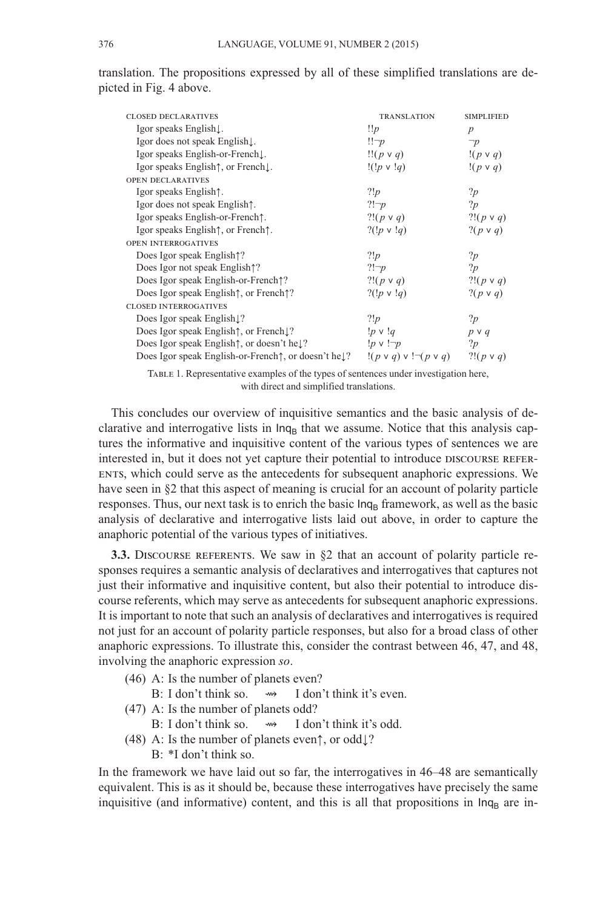translation. The propositions expressed by all of these simplified translations are depicted in Fig. 4 above.

| | TRANSLATION | SIMPLIFIED |
|---|---|---|
| CLOSED DECLARATIVES | | |
| Igor speaks English↓. | $!!p$ | $p$ |
| Igor does not speak English↓. | $!!\neg p$ | $\neg p$ |
| Igor speaks English-or-French↓. | $!!(p \vee q)$ | $!(p \vee q)$ |
| Igor speaks English↑, or French↓. | $!(!p \vee !q)$ | $!(p \vee q)$ |
| OPEN DECLARATIVES | | |
| Igor speaks English↑. | $?!p$ | $?p$ |
| Igor does not speak English↑. | $?!\neg p$ | $?p$ |
| Igor speaks English-or-French↑. | $?!(p \vee q)$ | $?!(p \vee q)$ |
| Igor speaks English↑, or French↑. | $?(!p \vee !q)$ | $?(p \vee q)$ |
| OPEN INTERROGATIVES | | |
| Does Igor speak English↑? | $?!p$ | $?p$ |
| Does Igor not speak English↑? | $?!\neg p$ | $?p$ |
| Does Igor speak English-or-French↑? | $?!(p \vee q)$ | $?!(p \vee q)$ |
| Does Igor speak English↑, or French↑? | $?(!p \vee !q)$ | $?(p \vee q)$ |
| CLOSED INTERROGATIVES | | |
| Does Igor speak English↓? | $?!p$ | $?p$ |
| Does Igor speak English↑, or French↓? | $!p \vee !q$ | $p \vee q$ |
| Does Igor speak English↑, or doesn't he↓? | $!p \vee !\neg p$ | $?p$ |
| Does Igor speak English-or-French↑, or doesn't he↓? | $!(p \vee q) \vee !\neg(p \vee q)$ | $?!(p \vee q)$ |

TABLE 1. Representative examples of the types of sentences under investigation here, with direct and simplified translations.

This concludes our overview of inquisitive semantics and the basic analysis of declarative and interrogative lists in $\mathsf{Inq_B}$ that we assume. Notice that this analysis captures the informative and inquisitive content of the various types of sentences we are interested in, but it does not yet capture their potential to introduce DISCOURSE REFERENTS, which could serve as the antecedents for subsequent anaphoric expressions. We have seen in §2 that this aspect of meaning is crucial for an account of polarity particle responses. Thus, our next task is to enrich the basic $\mathsf{Inq_B}$ framework, as well as the basic analysis of declarative and interrogative lists laid out above, in order to capture the anaphoric potential of the various types of initiatives.

**3.3.** DISCOURSE REFERENTS. We saw in §2 that an account of polarity particle responses requires a semantic analysis of declaratives and interrogatives that captures not just their informative and inquisitive content, but also their potential to introduce discourse referents, which may serve as antecedents for subsequent anaphoric expressions. It is important to note that such an analysis of declaratives and interrogatives is required not just for an account of polarity particle responses, but also for a broad class of other anaphoric expressions. To illustrate this, consider the contrast between 46, 47, and 48, involving the anaphoric expression *so*.

(46) A: Is the number of planets even?
 B: I don't think so. ⇝ I don't think it's even.

(47) A: Is the number of planets odd?
 B: I don't think so. ⇝ I don't think it's odd.

(48) A: Is the number of planets even↑, or odd↓?
 B: *I don't think so.

In the framework we have laid out so far, the interrogatives in 46–48 are semantically equivalent. This is as it should be, because these interrogatives have precisely the same inquisitive (and informative) content, and this is all that propositions in $\mathsf{Inq_B}$ are in-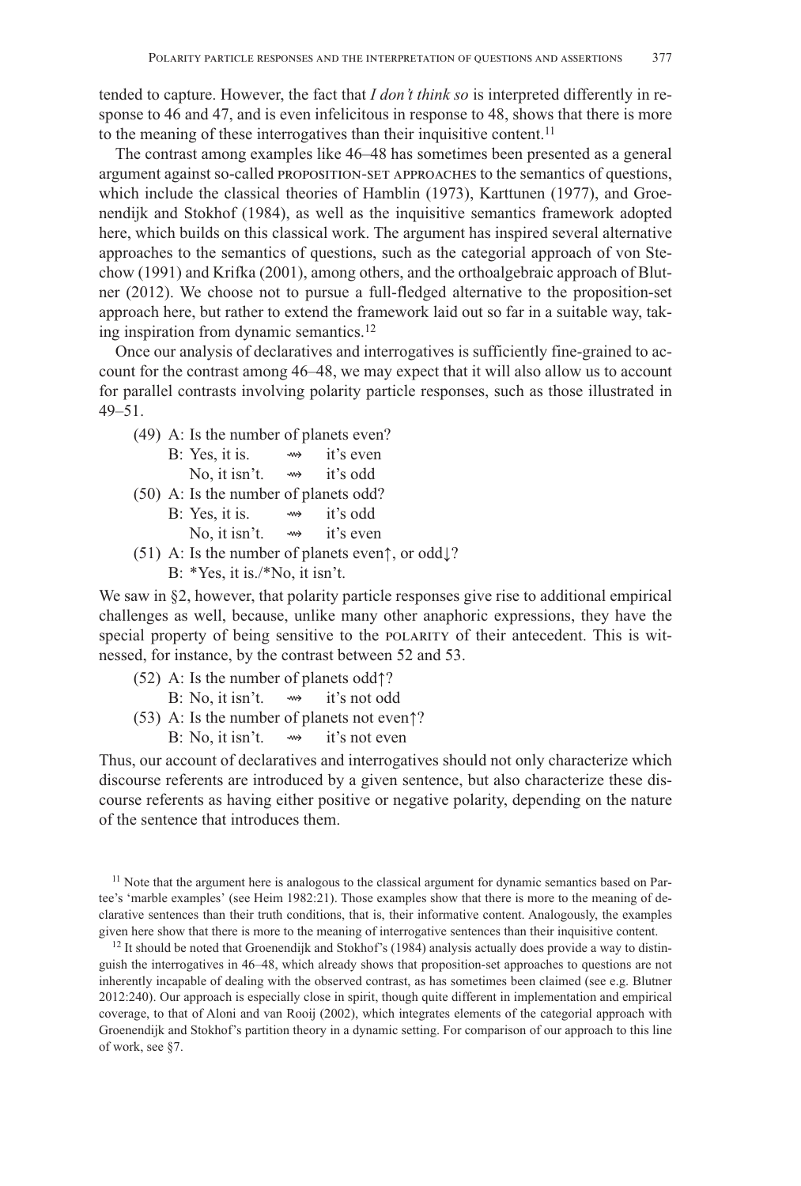tended to capture. However, the fact that *I don't think so* is interpreted differently in response to 46 and 47, and is even infelicitous in response to 48, shows that there is more to the meaning of these interrogatives than their inquisitive content.[11]

The contrast among examples like 46–48 has sometimes been presented as a general argument against so-called PROPOSITION-SET APPROACHES to the semantics of questions, which include the classical theories of Hamblin (1973), Karttunen (1977), and Groenendijk and Stokhof (1984), as well as the inquisitive semantics framework adopted here, which builds on this classical work. The argument has inspired several alternative approaches to the semantics of questions, such as the categorial approach of von Stechow (1991) and Krifka (2001), among others, and the orthoalgebraic approach of Blutner (2012). We choose not to pursue a full-fledged alternative to the proposition-set approach here, but rather to extend the framework laid out so far in a suitable way, taking inspiration from dynamic semantics.[12]

Once our analysis of declaratives and interrogatives is sufficiently fine-grained to account for the contrast among 46–48, we may expect that it will also allow us to account for parallel contrasts involving polarity particle responses, such as those illustrated in 49–51.

(49) A: Is the number of planets even?
B: Yes, it is. ⇝ it's even
No, it isn't. ⇝ it's odd

(50) A: Is the number of planets odd?
B: Yes, it is. ⇝ it's odd
No, it isn't. ⇝ it's even

(51) A: Is the number of planets even↑, or odd↓?
B: *Yes, it is./*No, it isn't.

We saw in §2, however, that polarity particle responses give rise to additional empirical challenges as well, because, unlike many other anaphoric expressions, they have the special property of being sensitive to the POLARITY of their antecedent. This is witnessed, for instance, by the contrast between 52 and 53.

(52) A: Is the number of planets odd↑?
B: No, it isn't. ⇝ it's not odd

(53) A: Is the number of planets not even↑?
B: No, it isn't. ⇝ it's not even

Thus, our account of declaratives and interrogatives should not only characterize which discourse referents are introduced by a given sentence, but also characterize these discourse referents as having either positive or negative polarity, depending on the nature of the sentence that introduces them.

[11] Note that the argument here is analogous to the classical argument for dynamic semantics based on Partee's 'marble examples' (see Heim 1982:21). Those examples show that there is more to the meaning of declarative sentences than their truth conditions, that is, their informative content. Analogously, the examples given here show that there is more to the meaning of interrogative sentences than their inquisitive content.

[12] It should be noted that Groenendijk and Stokhof's (1984) analysis actually does provide a way to distinguish the interrogatives in 46–48, which already shows that proposition-set approaches to questions are not inherently incapable of dealing with the observed contrast, as has sometimes been claimed (see e.g. Blutner 2012:240). Our approach is especially close in spirit, though quite different in implementation and empirical coverage, to that of Aloni and van Rooij (2002), which integrates elements of the categorial approach with Groenendijk and Stokhof's partition theory in a dynamic setting. For comparison of our approach to this line of work, see §7.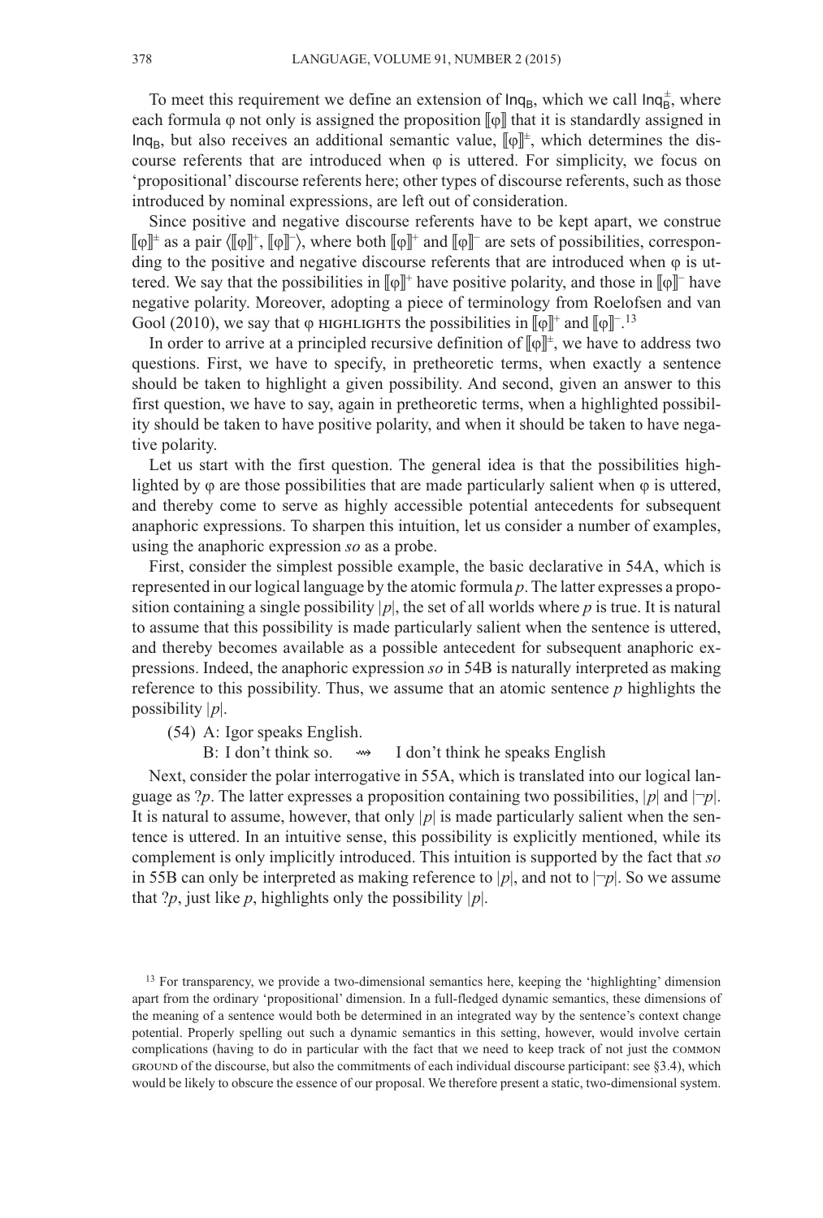To meet this requirement we define an extension of $\mathsf{Inq_B}$, which we call $\mathsf{Inq_B^{\pm}}$, where each formula φ not only is assigned the proposition $[\![\varphi]\!]$ that it is standardly assigned in $\mathsf{Inq_B}$, but also receives an additional semantic value, $[\![\varphi]\!]^{\pm}$, which determines the discourse referents that are introduced when φ is uttered. For simplicity, we focus on 'propositional' discourse referents here; other types of discourse referents, such as those introduced by nominal expressions, are left out of consideration.

Since positive and negative discourse referents have to be kept apart, we construe $[\![\varphi]\!]^{\pm}$ as a pair $\langle[\![\varphi]\!]^{+}, [\![\varphi]\!]^{-}\rangle$, where both $[\![\varphi]\!]^{+}$ and $[\![\varphi]\!]^{-}$ are sets of possibilities, corresponding to the positive and negative discourse referents that are introduced when φ is uttered. We say that the possibilities in $[\![\varphi]\!]^{+}$ have positive polarity, and those in $[\![\varphi]\!]^{-}$ have negative polarity. Moreover, adopting a piece of terminology from Roelofsen and van Gool (2010), we say that φ HIGHLIGHTS the possibilities in $[\![\varphi]\!]^{+}$ and $[\![\varphi]\!]^{-}$.[13]

In order to arrive at a principled recursive definition of $[\![\varphi]\!]^{\pm}$, we have to address two questions. First, we have to specify, in pretheoretic terms, when exactly a sentence should be taken to highlight a given possibility. And second, given an answer to this first question, we have to say, again in pretheoretic terms, when a highlighted possibility should be taken to have positive polarity, and when it should be taken to have negative polarity.

Let us start with the first question. The general idea is that the possibilities highlighted by φ are those possibilities that are made particularly salient when φ is uttered, and thereby come to serve as highly accessible potential antecedents for subsequent anaphoric expressions. To sharpen this intuition, let us consider a number of examples, using the anaphoric expression *so* as a probe.

First, consider the simplest possible example, the basic declarative in 54A, which is represented in our logical language by the atomic formula *p*. The latter expresses a proposition containing a single possibility $|p|$, the set of all worlds where *p* is true. It is natural to assume that this possibility is made particularly salient when the sentence is uttered, and thereby becomes available as a possible antecedent for subsequent anaphoric expressions. Indeed, the anaphoric expression *so* in 54B is naturally interpreted as making reference to this possibility. Thus, we assume that an atomic sentence *p* highlights the possibility $|p|$.

(54) A: Igor speaks English.
  B: I don't think so. ⇝ I don't think he speaks English

Next, consider the polar interrogative in 55A, which is translated into our logical language as $?p$. The latter expresses a proposition containing two possibilities, $|p|$ and $|\neg p|$. It is natural to assume, however, that only $|p|$ is made particularly salient when the sentence is uttered. In an intuitive sense, this possibility is explicitly mentioned, while its complement is only implicitly introduced. This intuition is supported by the fact that *so* in 55B can only be interpreted as making reference to $|p|$, and not to $|\neg p|$. So we assume that $?p$, just like *p*, highlights only the possibility $|p|$.

[13] For transparency, we provide a two-dimensional semantics here, keeping the 'highlighting' dimension apart from the ordinary 'propositional' dimension. In a full-fledged dynamic semantics, these dimensions of the meaning of a sentence would both be determined in an integrated way by the sentence's context change potential. Properly spelling out such a dynamic semantics in this setting, however, would involve certain complications (having to do in particular with the fact that we need to keep track of not just the COMMON GROUND of the discourse, but also the commitments of each individual discourse participant: see §3.4), which would be likely to obscure the essence of our proposal. We therefore present a static, two-dimensional system.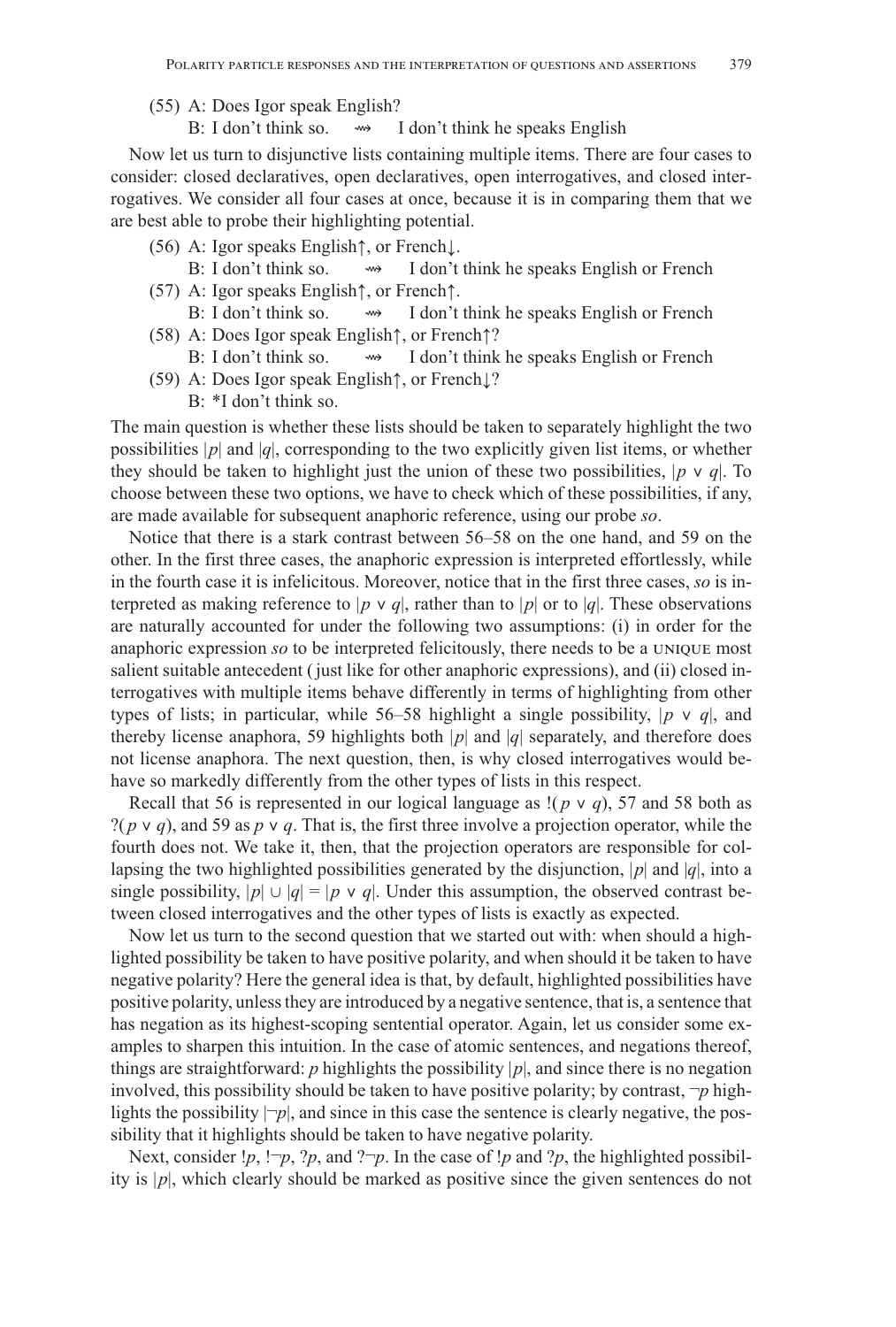(55) A: Does Igor speak English?
  B: I don't think so.  ⇝  I don't think he speaks English

Now let us turn to disjunctive lists containing multiple items. There are four cases to consider: closed declaratives, open declaratives, open interrogatives, and closed interrogatives. We consider all four cases at once, because it is in comparing them that we are best able to probe their highlighting potential.

(56) A: Igor speaks English↑, or French↓.
  B: I don't think so.  ⇝  I don't think he speaks English or French

(57) A: Igor speaks English↑, or French↑.
  B: I don't think so.  ⇝  I don't think he speaks English or French

(58) A: Does Igor speak English↑, or French↑?
  B: I don't think so.  ⇝  I don't think he speaks English or French

(59) A: Does Igor speak English↑, or French↓?
  B: *I don't think so.

The main question is whether these lists should be taken to separately highlight the two possibilities $|p|$ and $|q|$, corresponding to the two explicitly given list items, or whether they should be taken to highlight just the union of these two possibilities, $|p \vee q|$. To choose between these two options, we have to check which of these possibilities, if any, are made available for subsequent anaphoric reference, using our probe *so*.

Notice that there is a stark contrast between 56–58 on the one hand, and 59 on the other. In the first three cases, the anaphoric expression is interpreted effortlessly, while in the fourth case it is infelicitous. Moreover, notice that in the first three cases, *so* is interpreted as making reference to $|p \vee q|$, rather than to $|p|$ or to $|q|$. These observations are naturally accounted for under the following two assumptions: (i) in order for the anaphoric expression *so* to be interpreted felicitously, there needs to be a UNIQUE most salient suitable antecedent (just like for other anaphoric expressions), and (ii) closed interrogatives with multiple items behave differently in terms of highlighting from other types of lists; in particular, while 56–58 highlight a single possibility, $|p \vee q|$, and thereby license anaphora, 59 highlights both $|p|$ and $|q|$ separately, and therefore does not license anaphora. The next question, then, is why closed interrogatives would behave so markedly differently from the other types of lists in this respect.

Recall that 56 is represented in our logical language as $!(p \vee q)$, 57 and 58 both as $?(p \vee q)$, and 59 as $p \vee q$. That is, the first three involve a projection operator, while the fourth does not. We take it, then, that the projection operators are responsible for collapsing the two highlighted possibilities generated by the disjunction, $|p|$ and $|q|$, into a single possibility, $|p| \cup |q| = |p \vee q|$. Under this assumption, the observed contrast between closed interrogatives and the other types of lists is exactly as expected.

Now let us turn to the second question that we started out with: when should a highlighted possibility be taken to have positive polarity, and when should it be taken to have negative polarity? Here the general idea is that, by default, highlighted possibilities have positive polarity, unless they are introduced by a negative sentence, that is, a sentence that has negation as its highest-scoping sentential operator. Again, let us consider some examples to sharpen this intuition. In the case of atomic sentences, and negations thereof, things are straightforward: $p$ highlights the possibility $|p|$, and since there is no negation involved, this possibility should be taken to have positive polarity; by contrast, $\neg p$ highlights the possibility $|\neg p|$, and since in this case the sentence is clearly negative, the possibility that it highlights should be taken to have negative polarity.

Next, consider $!p$, $!\neg p$, $?p$, and $?\neg p$. In the case of $!p$ and $?p$, the highlighted possibility is $|p|$, which clearly should be marked as positive since the given sentences do not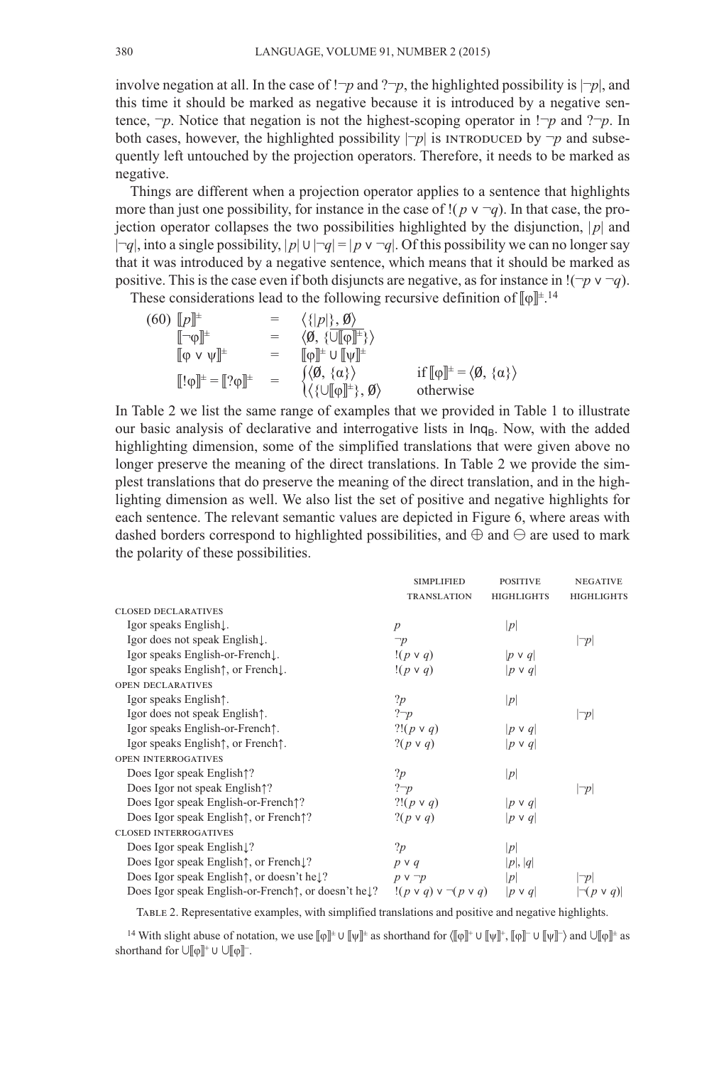involve negation at all. In the case of $!\neg p$ and $?\neg p$, the highlighted possibility is $|\neg p|$, and this time it should be marked as negative because it is introduced by a negative sentence, $\neg p$. Notice that negation is not the highest-scoping operator in $!\neg p$ and $?\neg p$. In both cases, however, the highlighted possibility $|\neg p|$ is INTRODUCED by $\neg p$ and subsequently left untouched by the projection operators. Therefore, it needs to be marked as negative.

Things are different when a projection operator applies to a sentence that highlights more than just one possibility, for instance in the case of $!(p \vee \neg q)$. In that case, the projection operator collapses the two possibilities highlighted by the disjunction, $|p|$ and $|\neg q|$, into a single possibility, $|p| \cup |\neg q| = |p \vee \neg q|$. Of this possibility we can no longer say that it was introduced by a negative sentence, which means that it should be marked as positive. This is the case even if both disjuncts are negative, as for instance in $!(\neg p \vee \neg q)$.

These considerations lead to the following recursive definition of $[\![\varphi]\!]^{\pm}$.[14]

(60)
$$
\begin{array}{lcll}
[\![p]\!]^{\pm} & = & \langle\{|p|\}, \emptyset\rangle & \\
[\![\neg\varphi]\!]^{\pm} & = & \langle\emptyset, \{\overline{\bigcup[\![\varphi]\!]^{\pm}}\}\rangle & \\
[\![\varphi \vee \psi]\!]^{\pm} & = & [\![\varphi]\!]^{\pm} \cup [\![\psi]\!]^{\pm} & \\
[\![!\varphi]\!]^{\pm} = [\![?\varphi]\!]^{\pm} & = & \begin{cases} \langle\emptyset, \{\alpha\}\rangle & \text{if } [\![\varphi]\!]^{\pm} = \langle\emptyset, \{\alpha\}\rangle \\ \langle\{\bigcup[\![\varphi]\!]^{\pm}\}, \emptyset\rangle & \text{otherwise} \end{cases}
\end{array}
$$

In Table 2 we list the same range of examples that we provided in Table 1 to illustrate our basic analysis of declarative and interrogative lists in $\mathsf{Inq}_\mathsf{B}$. Now, with the added highlighting dimension, some of the simplified translations that were given above no longer preserve the meaning of the direct translations. In Table 2 we provide the simplest translations that do preserve the meaning of the direct translation, and in the highlighting dimension as well. We also list the set of positive and negative highlights for each sentence. The relevant semantic values are depicted in Figure 6, where areas with dashed borders correspond to highlighted possibilities, and $\oplus$ and $\ominus$ are used to mark the polarity of these possibilities.

| | SIMPLIFIED TRANSLATION | POSITIVE HIGHLIGHTS | NEGATIVE HIGHLIGHTS |
|---|---|---|---|
| CLOSED DECLARATIVES | | | |
| Igor speaks English↓. | $p$ | $\|p\|$ | |
| Igor does not speak English↓. | $\neg p$ | | $\|\neg p\|$ |
| Igor speaks English-or-French↓. | $!(p \vee q)$ | $\|p \vee q\|$ | |
| Igor speaks English↑, or French↓. | $!(p \vee q)$ | $\|p \vee q\|$ | |
| OPEN DECLARATIVES | | | |
| Igor speaks English↑. | $?p$ | $\|p\|$ | |
| Igor does not speak English↑. | $?\neg p$ | | $\|\neg p\|$ |
| Igor speaks English-or-French↑. | $?!(p \vee q)$ | $\|p \vee q\|$ | |
| Igor speaks English↑, or French↑. | $?(p \vee q)$ | $\|p \vee q\|$ | |
| OPEN INTERROGATIVES | | | |
| Does Igor speak English↑? | $?p$ | $\|p\|$ | |
| Does Igor not speak English↑? | $?\neg p$ | | $\|\neg p\|$ |
| Does Igor speak English-or-French↑? | $?!(p \vee q)$ | $\|p \vee q\|$ | |
| Does Igor speak English↑, or French↑? | $?(p \vee q)$ | $\|p \vee q\|$ | |
| CLOSED INTERROGATIVES | | | |
| Does Igor speak English↓? | $?p$ | $\|p\|$ | |
| Does Igor speak English↑, or French↓? | $p \vee q$ | $\|p\|, \|q\|$ | |
| Does Igor speak English↑, or doesn't he↓? | $p \vee \neg p$ | $\|p\|$ | $\|\neg p\|$ |
| Does Igor speak English-or-French↑, or doesn't he↓? | $!(p \vee q) \vee \neg(p \vee q)$ | $\|p \vee q\|$ | $\|\neg(p \vee q)\|$ |

TABLE 2. Representative examples, with simplified translations and positive and negative highlights.

[14] With slight abuse of notation, we use $[\![\varphi]\!]^{\pm} \cup [\![\psi]\!]^{\pm}$ as shorthand for $\langle[\![\varphi]\!]^{+} \cup [\![\psi]\!]^{+}, [\![\varphi]\!]^{-} \cup [\![\psi]\!]^{-}\rangle$ and $\bigcup[\![\varphi]\!]^{\pm}$ as shorthand for $\bigcup[\![\varphi]\!]^{+} \cup \bigcup[\![\varphi]\!]^{-}$.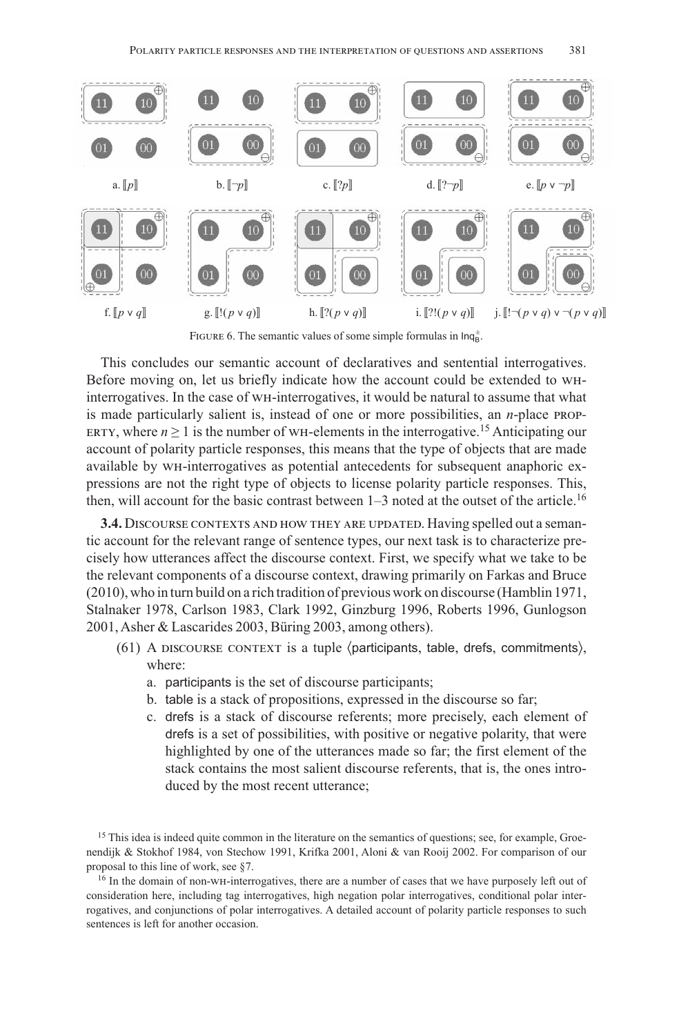a. $[\![p]\!]$ b. $[\![\neg p]\!]$ c. $[\![?p]\!]$ d. $[\![?\neg p]\!]$ e. $[\![p \vee \neg p]\!]$

f. $[\![p \vee q]\!]$ g. $[\![!(p \vee q)]\!]$ h. $[\![?(p \vee q)]\!]$ i. $[\![?!(p \vee q)]\!]$ j. $[\![!\neg(p \vee q) \vee \neg(p \vee q)]\!]$

FIGURE 6. The semantic values of some simple formulas in $\mathsf{Inq}_\mathsf{B}^\pm$.

This concludes our semantic account of declaratives and sentential interrogatives. Before moving on, let us briefly indicate how the account could be extended to WH-interrogatives. In the case of WH-interrogatives, it would be natural to assume that what is made particularly salient is, instead of one or more possibilities, an *n*-place PROPERTY, where $n \geq 1$ is the number of WH-elements in the interrogative.[15] Anticipating our account of polarity particle responses, this means that the type of objects that are made available by WH-interrogatives as potential antecedents for subsequent anaphoric expressions are not the right type of objects to license polarity particle responses. This, then, will account for the basic contrast between 1–3 noted at the outset of the article.[16]

**3.4.** DISCOURSE CONTEXTS AND HOW THEY ARE UPDATED. Having spelled out a semantic account for the relevant range of sentence types, our next task is to characterize precisely how utterances affect the discourse context. First, we specify what we take to be the relevant components of a discourse context, drawing primarily on Farkas and Bruce (2010), who in turn build on a rich tradition of previous work on discourse (Hamblin 1971, Stalnaker 1978, Carlson 1983, Clark 1992, Ginzburg 1996, Roberts 1996, Gunlogson 2001, Asher & Lascarides 2003, Büring 2003, among others).

(61) A DISCOURSE CONTEXT is a tuple ⟨participants, table, drefs, commitments⟩, where:

a. participants is the set of discourse participants;

b. table is a stack of propositions, expressed in the discourse so far;

c. drefs is a stack of discourse referents; more precisely, each element of drefs is a set of possibilities, with positive or negative polarity, that were highlighted by one of the utterances made so far; the first element of the stack contains the most salient discourse referents, that is, the ones introduced by the most recent utterance;

[15] This idea is indeed quite common in the literature on the semantics of questions; see, for example, Groenendijk & Stokhof 1984, von Stechow 1991, Krifka 2001, Aloni & van Rooij 2002. For comparison of our proposal to this line of work, see §7.

[16] In the domain of non-WH-interrogatives, there are a number of cases that we have purposely left out of consideration here, including tag interrogatives, high negation polar interrogatives, conditional polar interrogatives, and conjunctions of polar interrogatives. A detailed account of polarity particle responses to such sentences is left for another occasion.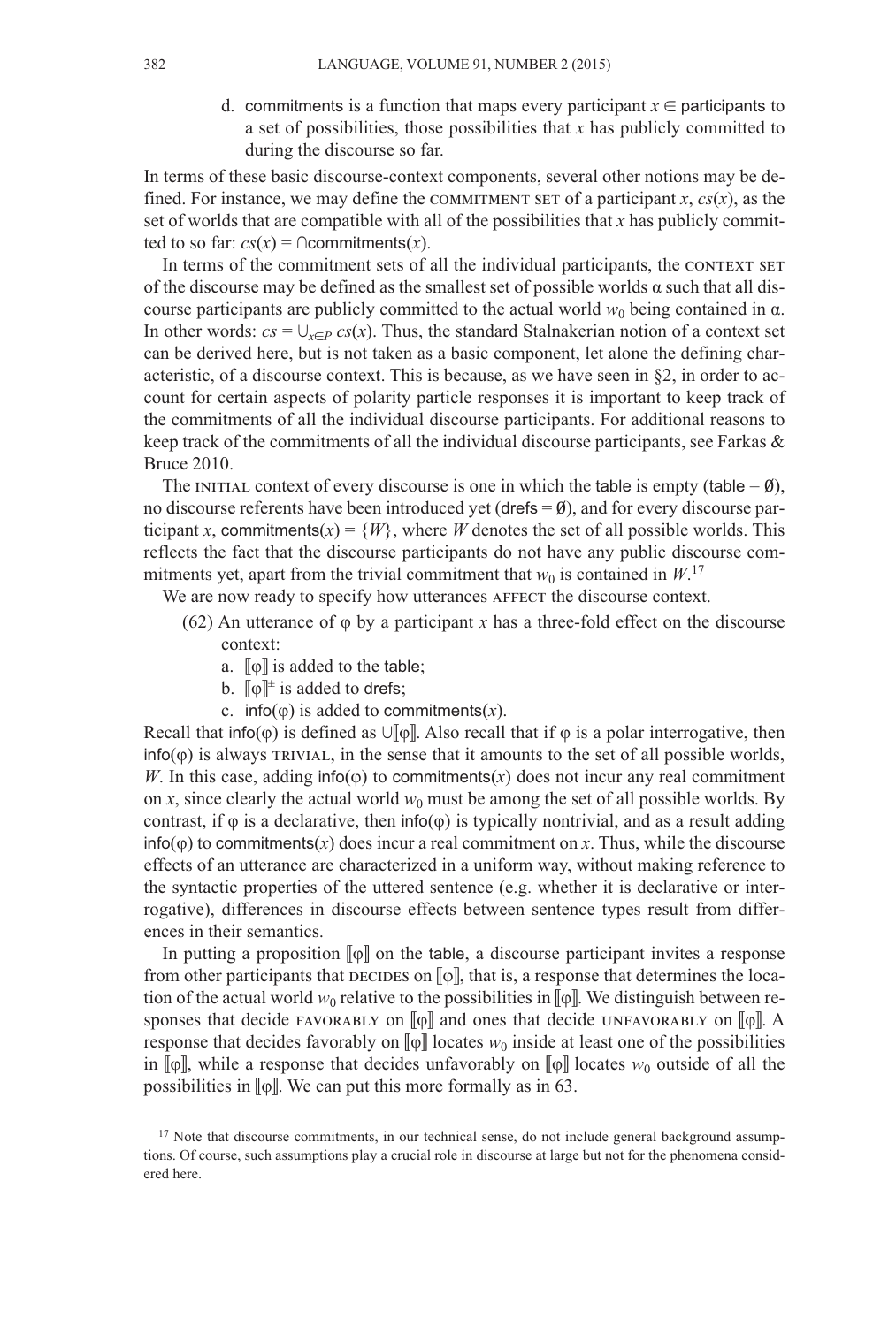d. commitments is a function that maps every participant $x \in$ participants to a set of possibilities, those possibilities that $x$ has publicly committed to during the discourse so far.

In terms of these basic discourse-context components, several other notions may be defined. For instance, we may define the COMMITMENT SET of a participant $x$, $cs(x)$, as the set of worlds that are compatible with all of the possibilities that $x$ has publicly committed to so far: $cs(x) = \bigcap \text{commitments}(x)$.

In terms of the commitment sets of all the individual participants, the CONTEXT SET of the discourse may be defined as the smallest set of possible worlds $\alpha$ such that all discourse participants are publicly committed to the actual world $w_0$ being contained in $\alpha$. In other words: $cs = \cup_{x \in P} cs(x)$. Thus, the standard Stalnakerian notion of a context set can be derived here, but is not taken as a basic component, let alone the defining characteristic, of a discourse context. This is because, as we have seen in §2, in order to account for certain aspects of polarity particle responses it is important to keep track of the commitments of all the individual discourse participants. For additional reasons to keep track of the commitments of all the individual discourse participants, see Farkas & Bruce 2010.

The INITIAL context of every discourse is one in which the table is empty (table = $\emptyset$), no discourse referents have been introduced yet (drefs = $\emptyset$), and for every discourse participant $x$, commitments$(x) = \{W\}$, where $W$ denotes the set of all possible worlds. This reflects the fact that the discourse participants do not have any public discourse commitments yet, apart from the trivial commitment that $w_0$ is contained in $W$.[17]

We are now ready to specify how utterances AFFECT the discourse context.

(62) An utterance of $\varphi$ by a participant $x$ has a three-fold effect on the discourse context:

a. $[\![\varphi]\!]$ is added to the table;

b. $[\![\varphi]\!]^{\pm}$ is added to drefs;

c. info$(\varphi)$ is added to commitments$(x)$.

Recall that info$(\varphi)$ is defined as $\cup[\![\varphi]\!]$. Also recall that if $\varphi$ is a polar interrogative, then info$(\varphi)$ is always TRIVIAL, in the sense that it amounts to the set of all possible worlds, $W$. In this case, adding info$(\varphi)$ to commitments$(x)$ does not incur any real commitment on $x$, since clearly the actual world $w_0$ must be among the set of all possible worlds. By contrast, if $\varphi$ is a declarative, then info$(\varphi)$ is typically nontrivial, and as a result adding info$(\varphi)$ to commitments$(x)$ does incur a real commitment on $x$. Thus, while the discourse effects of an utterance are characterized in a uniform way, without making reference to the syntactic properties of the uttered sentence (e.g. whether it is declarative or interrogative), differences in discourse effects between sentence types result from differences in their semantics.

In putting a proposition $[\![\varphi]\!]$ on the table, a discourse participant invites a response from other participants that DECIDES on $[\![\varphi]\!]$, that is, a response that determines the location of the actual world $w_0$ relative to the possibilities in $[\![\varphi]\!]$. We distinguish between responses that decide FAVORABLY on $[\![\varphi]\!]$ and ones that decide UNFAVORABLY on $[\![\varphi]\!]$. A response that decides favorably on $[\![\varphi]\!]$ locates $w_0$ inside at least one of the possibilities in $[\![\varphi]\!]$, while a response that decides unfavorably on $[\![\varphi]\!]$ locates $w_0$ outside of all the possibilities in $[\![\varphi]\!]$. We can put this more formally as in 63.

[17] Note that discourse commitments, in our technical sense, do not include general background assumptions. Of course, such assumptions play a crucial role in discourse at large but not for the phenomena considered here.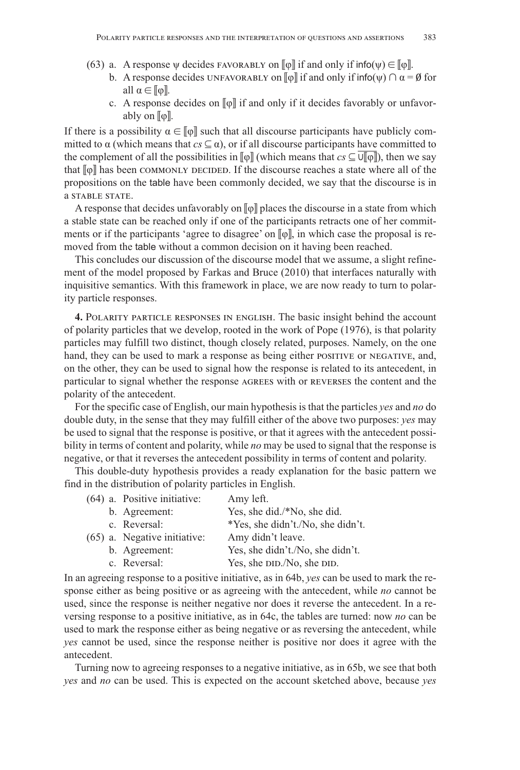(63) a. A response ψ decides FAVORABLY on $[\![\varphi]\!]$ if and only if $\mathsf{info}(\psi) \in [\![\varphi]\!]$.

b. A response decides UNFAVORABLY on $[\![\varphi]\!]$ if and only if $\mathsf{info}(\psi) \cap \alpha = \emptyset$ for all $\alpha \in [\![\varphi]\!]$.

c. A response decides on $[\![\varphi]\!]$ if and only if it decides favorably or unfavorably on $[\![\varphi]\!]$.

If there is a possibility $\alpha \in [\![\varphi]\!]$ such that all discourse participants have publicly committed to α (which means that $cs \subseteq \alpha$), or if all discourse participants have committed to the complement of all the possibilities in $[\![\varphi]\!]$ (which means that $cs \subseteq \overline{\bigcup[\![\varphi]\!]}$), then we say that $[\![\varphi]\!]$ has been COMMONLY DECIDED. If the discourse reaches a state where all of the propositions on the table have been commonly decided, we say that the discourse is in a STABLE STATE.

A response that decides unfavorably on $[\![\varphi]\!]$ places the discourse in a state from which a stable state can be reached only if one of the participants retracts one of her commitments or if the participants 'agree to disagree' on $[\![\varphi]\!]$, in which case the proposal is removed from the table without a common decision on it having been reached.

This concludes our discussion of the discourse model that we assume, a slight refinement of the model proposed by Farkas and Bruce (2010) that interfaces naturally with inquisitive semantics. With this framework in place, we are now ready to turn to polarity particle responses.

**4. POLARITY PARTICLE RESPONSES IN ENGLISH.** The basic insight behind the account of polarity particles that we develop, rooted in the work of Pope (1976), is that polarity particles may fulfill two distinct, though closely related, purposes. Namely, on the one hand, they can be used to mark a response as being either POSITIVE or NEGATIVE, and, on the other, they can be used to signal how the response is related to its antecedent, in particular to signal whether the response AGREES with or REVERSES the content and the polarity of the antecedent.

For the specific case of English, our main hypothesis is that the particles *yes* and *no* do double duty, in the sense that they may fulfill either of the above two purposes: *yes* may be used to signal that the response is positive, or that it agrees with the antecedent possibility in terms of content and polarity, while *no* may be used to signal that the response is negative, or that it reverses the antecedent possibility in terms of content and polarity.

This double-duty hypothesis provides a ready explanation for the basic pattern we find in the distribution of polarity particles in English.

(64) a. Positive initiative: Amy left.
b. Agreement: Yes, she did./*No, she did.
c. Reversal: *Yes, she didn't./No, she didn't.

(65) a. Negative initiative: Amy didn't leave.
b. Agreement: Yes, she didn't./No, she didn't.
c. Reversal: Yes, she DID./No, she DID.

In an agreeing response to a positive initiative, as in 64b, *yes* can be used to mark the response either as being positive or as agreeing with the antecedent, while *no* cannot be used, since the response is neither negative nor does it reverse the antecedent. In a reversing response to a positive initiative, as in 64c, the tables are turned: now *no* can be used to mark the response either as being negative or as reversing the antecedent, while *yes* cannot be used, since the response neither is positive nor does it agree with the antecedent.

Turning now to agreeing responses to a negative initiative, as in 65b, we see that both *yes* and *no* can be used. This is expected on the account sketched above, because *yes*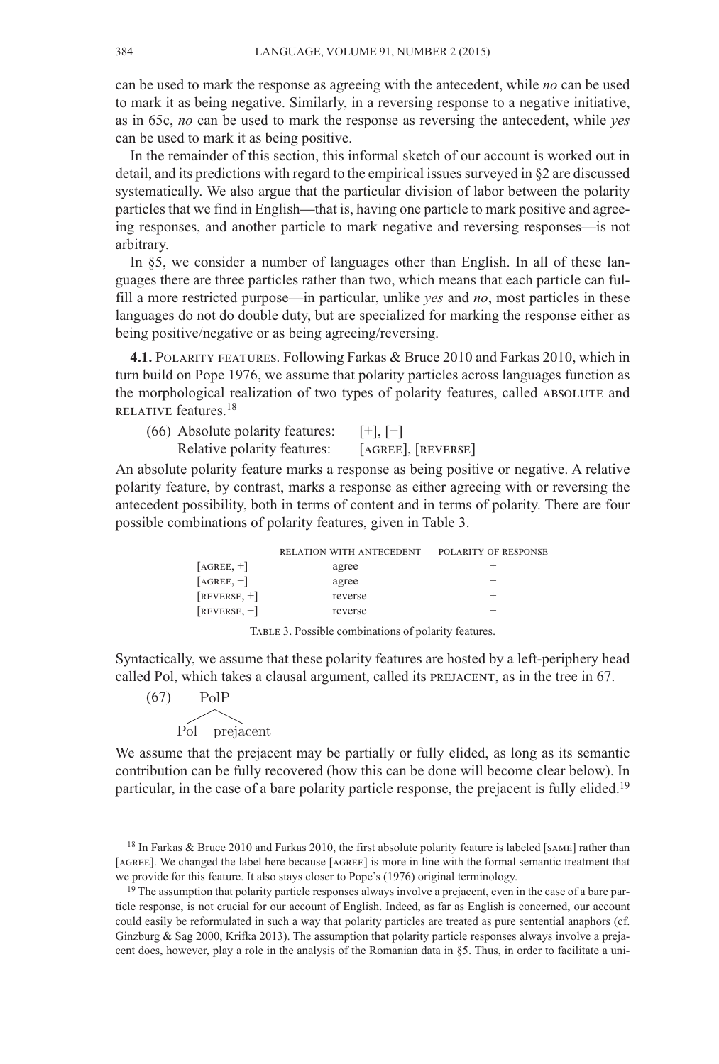can be used to mark the response as agreeing with the antecedent, while *no* can be used to mark it as being negative. Similarly, in a reversing response to a negative initiative, as in 65c, *no* can be used to mark the response as reversing the antecedent, while *yes* can be used to mark it as being positive.

In the remainder of this section, this informal sketch of our account is worked out in detail, and its predictions with regard to the empirical issues surveyed in §2 are discussed systematically. We also argue that the particular division of labor between the polarity particles that we find in English—that is, having one particle to mark positive and agreeing responses, and another particle to mark negative and reversing responses—is not arbitrary.

In §5, we consider a number of languages other than English. In all of these languages there are three particles rather than two, which means that each particle can fulfill a more restricted purpose—in particular, unlike *yes* and *no*, most particles in these languages do not do double duty, but are specialized for marking the response either as being positive/negative or as being agreeing/reversing.

**4.1.** POLARITY FEATURES. Following Farkas & Bruce 2010 and Farkas 2010, which in turn build on Pope 1976, we assume that polarity particles across languages function as the morphological realization of two types of polarity features, called ABSOLUTE and RELATIVE features.[18]

(66) Absolute polarity features: [+], [−]
Relative polarity features: [AGREE], [REVERSE]

An absolute polarity feature marks a response as being positive or negative. A relative polarity feature, by contrast, marks a response as either agreeing with or reversing the antecedent possibility, both in terms of content and in terms of polarity. There are four possible combinations of polarity features, given in Table 3.

| | RELATION WITH ANTECEDENT | POLARITY OF RESPONSE |
|---|---|---|
| [AGREE, +] | agree | + |
| [AGREE, −] | agree | − |
| [REVERSE, +] | reverse | + |
| [REVERSE, −] | reverse | − |

TABLE 3. Possible combinations of polarity features.

Syntactically, we assume that these polarity features are hosted by a left-periphery head called Pol, which takes a clausal argument, called its PREJACENT, as in the tree in 67.

(67) [PolP Pol prejacent]

We assume that the prejacent may be partially or fully elided, as long as its semantic contribution can be fully recovered (how this can be done will become clear below). In particular, in the case of a bare polarity particle response, the prejacent is fully elided.[19]

[18] In Farkas & Bruce 2010 and Farkas 2010, the first absolute polarity feature is labeled [SAME] rather than [AGREE]. We changed the label here because [AGREE] is more in line with the formal semantic treatment that we provide for this feature. It also stays closer to Pope's (1976) original terminology.

[19] The assumption that polarity particle responses always involve a prejacent, even in the case of a bare particle response, is not crucial for our account of English. Indeed, as far as English is concerned, our account could easily be reformulated in such a way that polarity particles are treated as pure sentential anaphors (cf. Ginzburg & Sag 2000, Krifka 2013). The assumption that polarity particle responses always involve a prejacent does, however, play a role in the analysis of the Romanian data in §5. Thus, in order to facilitate a uni-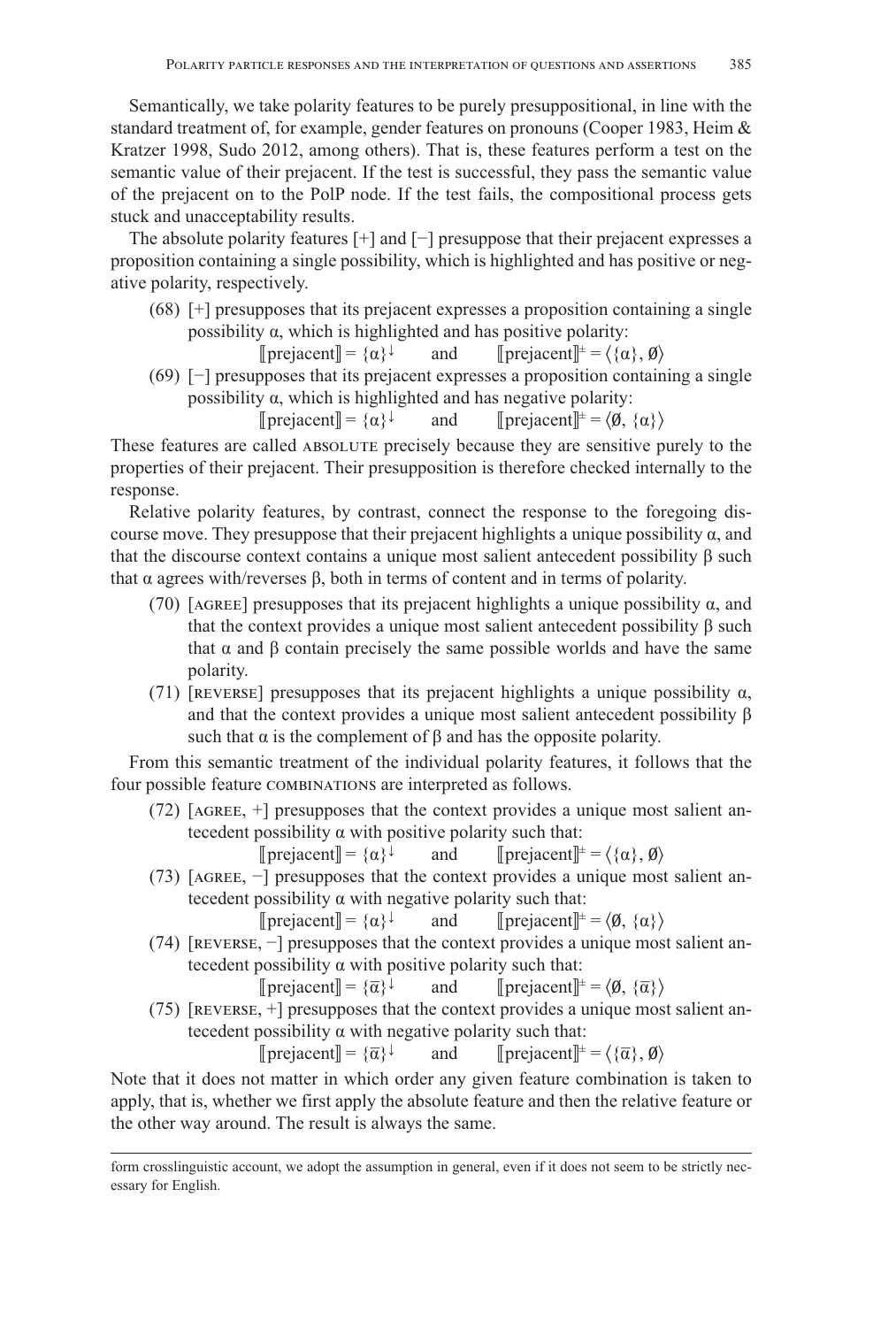Semantically, we take polarity features to be purely presuppositional, in line with the standard treatment of, for example, gender features on pronouns (Cooper 1983, Heim & Kratzer 1998, Sudo 2012, among others). That is, these features perform a test on the semantic value of their prejacent. If the test is successful, they pass the semantic value of the prejacent on to the PolP node. If the test fails, the compositional process gets stuck and unacceptability results.

The absolute polarity features [+] and [−] presuppose that their prejacent expresses a proposition containing a single possibility, which is highlighted and has positive or negative polarity, respectively.

(68) [+] presupposes that its prejacent expresses a proposition containing a single possibility α, which is highlighted and has positive polarity:
$⟦\text{prejacent}⟧ = \{\alpha\}^{\downarrow}$ and $⟦\text{prejacent}⟧^{\pm} = \langle\{\alpha\}, \emptyset\rangle$

(69) [−] presupposes that its prejacent expresses a proposition containing a single possibility α, which is highlighted and has negative polarity:
$⟦\text{prejacent}⟧ = \{\alpha\}^{\downarrow}$ and $⟦\text{prejacent}⟧^{\pm} = \langle\emptyset, \{\alpha\}\rangle$

These features are called ABSOLUTE precisely because they are sensitive purely to the properties of their prejacent. Their presupposition is therefore checked internally to the response.

Relative polarity features, by contrast, connect the response to the foregoing discourse move. They presuppose that their prejacent highlights a unique possibility α, and that the discourse context contains a unique most salient antecedent possibility β such that α agrees with/reverses β, both in terms of content and in terms of polarity.

(70) [AGREE] presupposes that its prejacent highlights a unique possibility α, and that the context provides a unique most salient antecedent possibility β such that α and β contain precisely the same possible worlds and have the same polarity.

(71) [REVERSE] presupposes that its prejacent highlights a unique possibility α, and that the context provides a unique most salient antecedent possibility β such that α is the complement of β and has the opposite polarity.

From this semantic treatment of the individual polarity features, it follows that the four possible feature COMBINATIONS are interpreted as follows.

(72) [AGREE, +] presupposes that the context provides a unique most salient antecedent possibility α with positive polarity such that:
$⟦\text{prejacent}⟧ = \{\alpha\}^{\downarrow}$ and $⟦\text{prejacent}⟧^{\pm} = \langle\{\alpha\}, \emptyset\rangle$

(73) [AGREE, −] presupposes that the context provides a unique most salient antecedent possibility α with negative polarity such that:
$⟦\text{prejacent}⟧ = \{\alpha\}^{\downarrow}$ and $⟦\text{prejacent}⟧^{\pm} = \langle\emptyset, \{\alpha\}\rangle$

(74) [REVERSE, −] presupposes that the context provides a unique most salient antecedent possibility α with positive polarity such that:
$⟦\text{prejacent}⟧ = \{\overline{\alpha}\}^{\downarrow}$ and $⟦\text{prejacent}⟧^{\pm} = \langle\emptyset, \{\overline{\alpha}\}\rangle$

(75) [REVERSE, +] presupposes that the context provides a unique most salient antecedent possibility α with negative polarity such that:
$⟦\text{prejacent}⟧ = \{\overline{\alpha}\}^{\downarrow}$ and $⟦\text{prejacent}⟧^{\pm} = \langle\{\overline{\alpha}\}, \emptyset\rangle$

Note that it does not matter in which order any given feature combination is taken to apply, that is, whether we first apply the absolute feature and then the relative feature or the other way around. The result is always the same.

---

form crosslinguistic account, we adopt the assumption in general, even if it does not seem to be strictly necessary for English.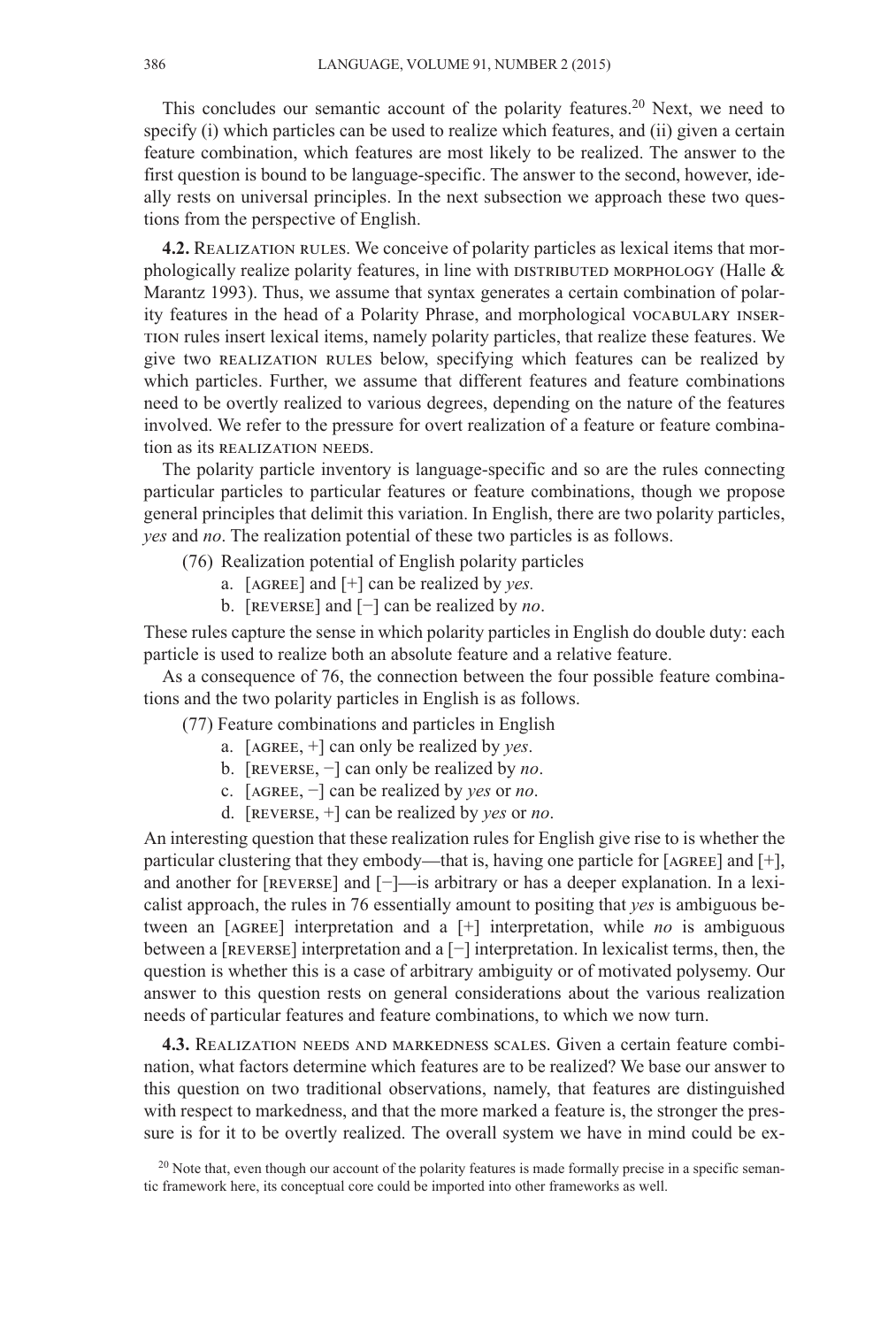This concludes our semantic account of the polarity features.[20] Next, we need to specify (i) which particles can be used to realize which features, and (ii) given a certain feature combination, which features are most likely to be realized. The answer to the first question is bound to be language-specific. The answer to the second, however, ideally rests on universal principles. In the next subsection we approach these two questions from the perspective of English.

**4.2.** Realization rules. We conceive of polarity particles as lexical items that morphologically realize polarity features, in line with distributed morphology (Halle & Marantz 1993). Thus, we assume that syntax generates a certain combination of polarity features in the head of a Polarity Phrase, and morphological vocabulary insertion rules insert lexical items, namely polarity particles, that realize these features. We give two realization rules below, specifying which features can be realized by which particles. Further, we assume that different features and feature combinations need to be overtly realized to various degrees, depending on the nature of the features involved. We refer to the pressure for overt realization of a feature or feature combination as its realization needs.

The polarity particle inventory is language-specific and so are the rules connecting particular particles to particular features or feature combinations, though we propose general principles that delimit this variation. In English, there are two polarity particles, *yes* and *no*. The realization potential of these two particles is as follows.

(76) Realization potential of English polarity particles
  a. [agree] and [+] can be realized by *yes.*
  b. [reverse] and [−] can be realized by *no*.

These rules capture the sense in which polarity particles in English do double duty: each particle is used to realize both an absolute feature and a relative feature.

As a consequence of 76, the connection between the four possible feature combinations and the two polarity particles in English is as follows.

(77) Feature combinations and particles in English
  a. [agree, +] can only be realized by *yes*.
  b. [reverse, −] can only be realized by *no*.
  c. [agree, −] can be realized by *yes* or *no*.
  d. [reverse, +] can be realized by *yes* or *no*.

An interesting question that these realization rules for English give rise to is whether the particular clustering that they embody—that is, having one particle for [agree] and [+], and another for [reverse] and [−]—is arbitrary or has a deeper explanation. In a lexicalist approach, the rules in 76 essentially amount to positing that *yes* is ambiguous between an [agree] interpretation and a [+] interpretation, while *no* is ambiguous between a [reverse] interpretation and a [−] interpretation. In lexicalist terms, then, the question is whether this is a case of arbitrary ambiguity or of motivated polysemy. Our answer to this question rests on general considerations about the various realization needs of particular features and feature combinations, to which we now turn.

**4.3.** Realization needs and markedness scales. Given a certain feature combination, what factors determine which features are to be realized? We base our answer to this question on two traditional observations, namely, that features are distinguished with respect to markedness, and that the more marked a feature is, the stronger the pressure is for it to be overtly realized. The overall system we have in mind could be ex-

[20] Note that, even though our account of the polarity features is made formally precise in a specific semantic framework here, its conceptual core could be imported into other frameworks as well.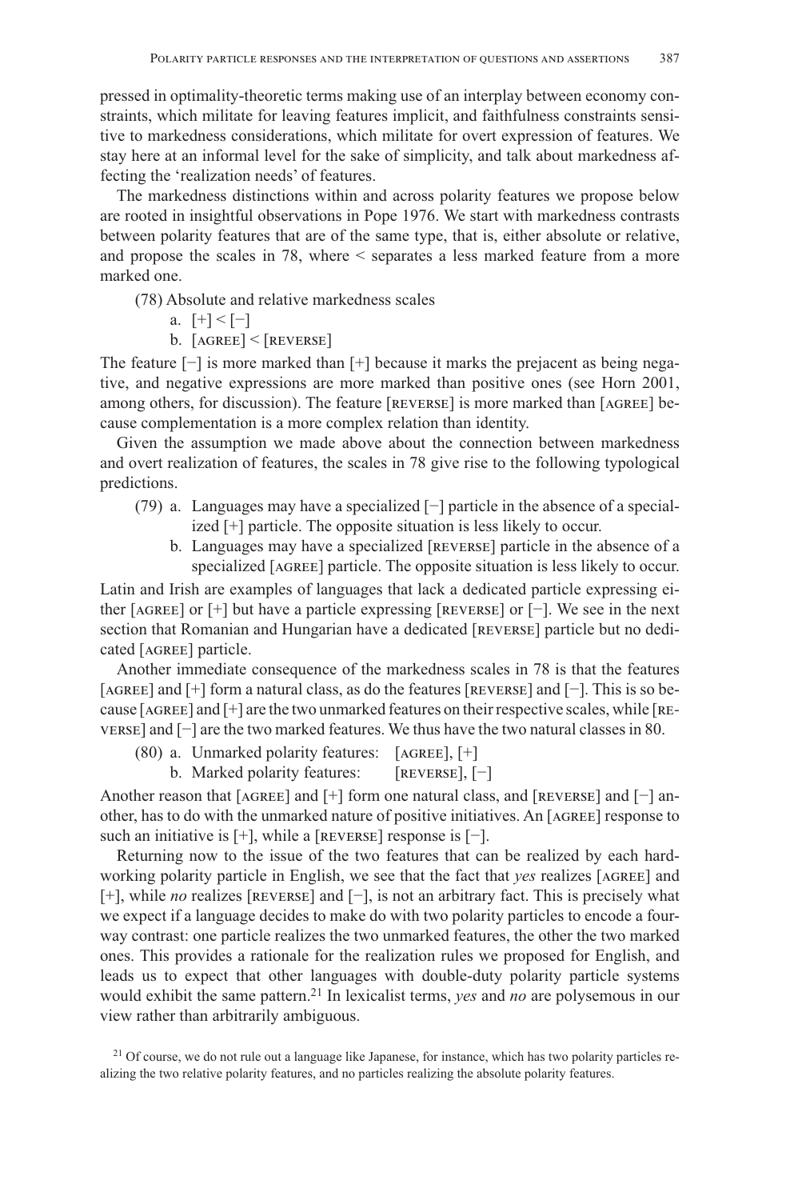pressed in optimality-theoretic terms making use of an interplay between economy constraints, which militate for leaving features implicit, and faithfulness constraints sensitive to markedness considerations, which militate for overt expression of features. We stay here at an informal level for the sake of simplicity, and talk about markedness affecting the 'realization needs' of features.

The markedness distinctions within and across polarity features we propose below are rooted in insightful observations in Pope 1976. We start with markedness contrasts between polarity features that are of the same type, that is, either absolute or relative, and propose the scales in 78, where < separates a less marked feature from a more marked one.

(78) Absolute and relative markedness scales

a. [+] < [−]

b. [AGREE] < [REVERSE]

The feature [−] is more marked than [+] because it marks the prejacent as being negative, and negative expressions are more marked than positive ones (see Horn 2001, among others, for discussion). The feature [REVERSE] is more marked than [AGREE] because complementation is a more complex relation than identity.

Given the assumption we made above about the connection between markedness and overt realization of features, the scales in 78 give rise to the following typological predictions.

(79) a. Languages may have a specialized [−] particle in the absence of a specialized [+] particle. The opposite situation is less likely to occur.

b. Languages may have a specialized [REVERSE] particle in the absence of a specialized [AGREE] particle. The opposite situation is less likely to occur.

Latin and Irish are examples of languages that lack a dedicated particle expressing either [AGREE] or [+] but have a particle expressing [REVERSE] or [−]. We see in the next section that Romanian and Hungarian have a dedicated [REVERSE] particle but no dedicated [AGREE] particle.

Another immediate consequence of the markedness scales in 78 is that the features [AGREE] and [+] form a natural class, as do the features [REVERSE] and [−]. This is so because [AGREE] and [+] are the two unmarked features on their respective scales, while [REVERSE] and [−] are the two marked features. We thus have the two natural classes in 80.

(80) a. Unmarked polarity features: [AGREE], [+]

b. Marked polarity features: [REVERSE], [−]

Another reason that [AGREE] and [+] form one natural class, and [REVERSE] and [−] another, has to do with the unmarked nature of positive initiatives. An [AGREE] response to such an initiative is [+], while a [REVERSE] response is [−].

Returning now to the issue of the two features that can be realized by each hardworking polarity particle in English, we see that the fact that *yes* realizes [AGREE] and [+], while *no* realizes [REVERSE] and [−], is not an arbitrary fact. This is precisely what we expect if a language decides to make do with two polarity particles to encode a four-way contrast: one particle realizes the two unmarked features, the other the two marked ones. This provides a rationale for the realization rules we proposed for English, and leads us to expect that other languages with double-duty polarity particle systems would exhibit the same pattern.[21] In lexicalist terms, *yes* and *no* are polysemous in our view rather than arbitrarily ambiguous.

[21] Of course, we do not rule out a language like Japanese, for instance, which has two polarity particles realizing the two relative polarity features, and no particles realizing the absolute polarity features.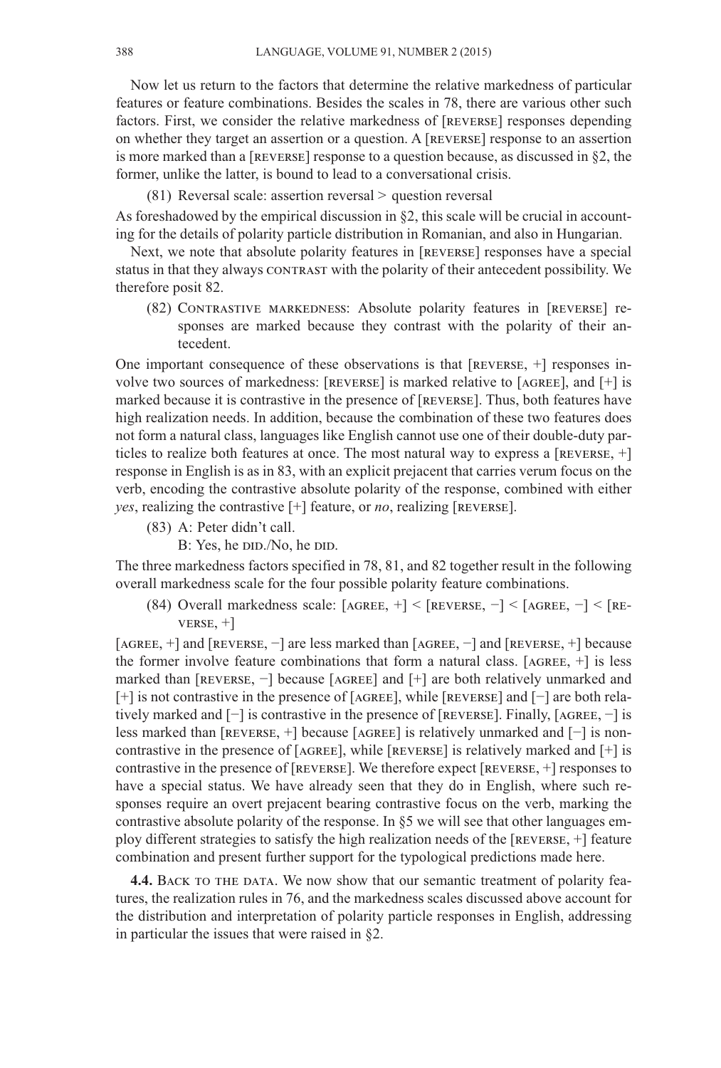Now let us return to the factors that determine the relative markedness of particular features or feature combinations. Besides the scales in 78, there are various other such factors. First, we consider the relative markedness of [REVERSE] responses depending on whether they target an assertion or a question. A [REVERSE] response to an assertion is more marked than a [REVERSE] response to a question because, as discussed in §2, the former, unlike the latter, is bound to lead to a conversational crisis.

(81) Reversal scale: assertion reversal > question reversal

As foreshadowed by the empirical discussion in §2, this scale will be crucial in accounting for the details of polarity particle distribution in Romanian, and also in Hungarian.

Next, we note that absolute polarity features in [REVERSE] responses have a special status in that they always CONTRAST with the polarity of their antecedent possibility. We therefore posit 82.

(82) CONTRASTIVE MARKEDNESS: Absolute polarity features in [REVERSE] responses are marked because they contrast with the polarity of their antecedent.

One important consequence of these observations is that [REVERSE, +] responses involve two sources of markedness: [REVERSE] is marked relative to [AGREE], and [+] is marked because it is contrastive in the presence of [REVERSE]. Thus, both features have high realization needs. In addition, because the combination of these two features does not form a natural class, languages like English cannot use one of their double-duty particles to realize both features at once. The most natural way to express a [REVERSE, +] response in English is as in 83, with an explicit prejacent that carries verum focus on the verb, encoding the contrastive absolute polarity of the response, combined with either *yes*, realizing the contrastive [+] feature, or *no*, realizing [REVERSE].

(83) A: Peter didn't call.
B: Yes, he DID./No, he DID.

The three markedness factors specified in 78, 81, and 82 together result in the following overall markedness scale for the four possible polarity feature combinations.

(84) Overall markedness scale: [AGREE, +] < [REVERSE, −] < [AGREE, −] < [REVERSE, +]

[AGREE, +] and [REVERSE, −] are less marked than [AGREE, −] and [REVERSE, +] because the former involve feature combinations that form a natural class. [AGREE, +] is less marked than [REVERSE, −] because [AGREE] and [+] are both relatively unmarked and [+] is not contrastive in the presence of [AGREE], while [REVERSE] and [−] are both relatively marked and [−] is contrastive in the presence of [REVERSE]. Finally, [AGREE, −] is less marked than [REVERSE, +] because [AGREE] is relatively unmarked and [−] is noncontrastive in the presence of [AGREE], while [REVERSE] is relatively marked and [+] is contrastive in the presence of [REVERSE]. We therefore expect [REVERSE, +] responses to have a special status. We have already seen that they do in English, where such responses require an overt prejacent bearing contrastive focus on the verb, marking the contrastive absolute polarity of the response. In §5 we will see that other languages employ different strategies to satisfy the high realization needs of the [REVERSE, +] feature combination and present further support for the typological predictions made here.

**4.4.** BACK TO THE DATA. We now show that our semantic treatment of polarity features, the realization rules in 76, and the markedness scales discussed above account for the distribution and interpretation of polarity particle responses in English, addressing in particular the issues that were raised in §2.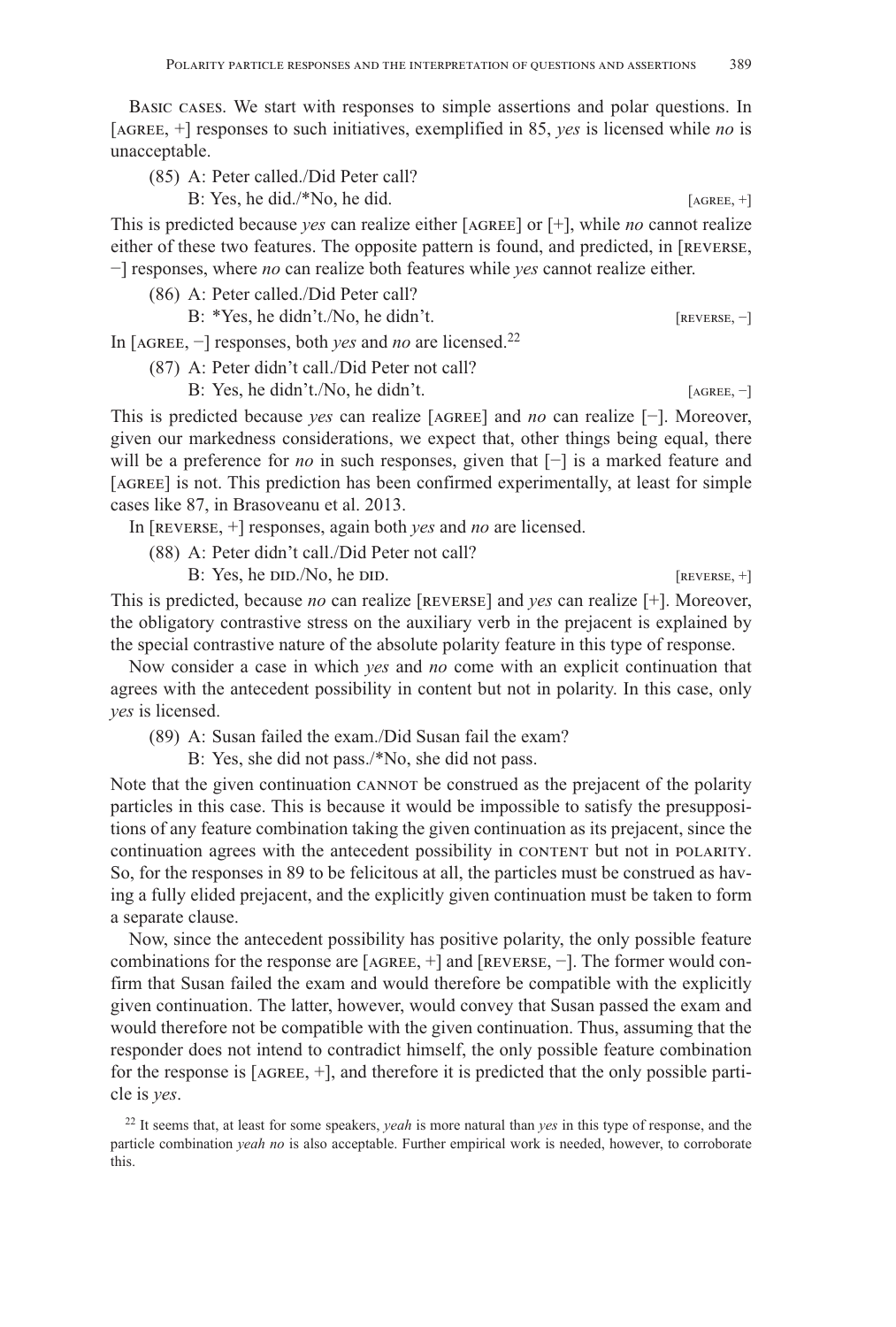Basic cases. We start with responses to simple assertions and polar questions. In [agree, +] responses to such initiatives, exemplified in 85, *yes* is licensed while *no* is unacceptable.

(85) A: Peter called./Did Peter call?
     B: Yes, he did./*No, he did. [agree, +]

This is predicted because *yes* can realize either [agree] or [+], while *no* cannot realize either of these two features. The opposite pattern is found, and predicted, in [reverse, −] responses, where *no* can realize both features while *yes* cannot realize either.

(86) A: Peter called./Did Peter call?
     B: *Yes, he didn't./No, he didn't. [reverse, −]

In [agree, −] responses, both *yes* and *no* are licensed.[22]

(87) A: Peter didn't call./Did Peter not call?
     B: Yes, he didn't./No, he didn't. [agree, −]

This is predicted because *yes* can realize [agree] and *no* can realize [−]. Moreover, given our markedness considerations, we expect that, other things being equal, there will be a preference for *no* in such responses, given that [−] is a marked feature and [agree] is not. This prediction has been confirmed experimentally, at least for simple cases like 87, in Brasoveanu et al. 2013.

In [reverse, +] responses, again both *yes* and *no* are licensed.

(88) A: Peter didn't call./Did Peter not call?
     B: Yes, he did./No, he did. [reverse, +]

This is predicted, because *no* can realize [reverse] and *yes* can realize [+]. Moreover, the obligatory contrastive stress on the auxiliary verb in the prejacent is explained by the special contrastive nature of the absolute polarity feature in this type of response.

Now consider a case in which *yes* and *no* come with an explicit continuation that agrees with the antecedent possibility in content but not in polarity. In this case, only *yes* is licensed.

(89) A: Susan failed the exam./Did Susan fail the exam?
     B: Yes, she did not pass./*No, she did not pass.

Note that the given continuation cannot be construed as the prejacent of the polarity particles in this case. This is because it would be impossible to satisfy the presuppositions of any feature combination taking the given continuation as its prejacent, since the continuation agrees with the antecedent possibility in content but not in polarity. So, for the responses in 89 to be felicitous at all, the particles must be construed as having a fully elided prejacent, and the explicitly given continuation must be taken to form a separate clause.

Now, since the antecedent possibility has positive polarity, the only possible feature combinations for the response are [agree, +] and [reverse, −]. The former would confirm that Susan failed the exam and would therefore be compatible with the explicitly given continuation. The latter, however, would convey that Susan passed the exam and would therefore not be compatible with the given continuation. Thus, assuming that the responder does not intend to contradict himself, the only possible feature combination for the response is [agree, +], and therefore it is predicted that the only possible particle is *yes*.

[22] It seems that, at least for some speakers, *yeah* is more natural than *yes* in this type of response, and the particle combination *yeah no* is also acceptable. Further empirical work is needed, however, to corroborate this.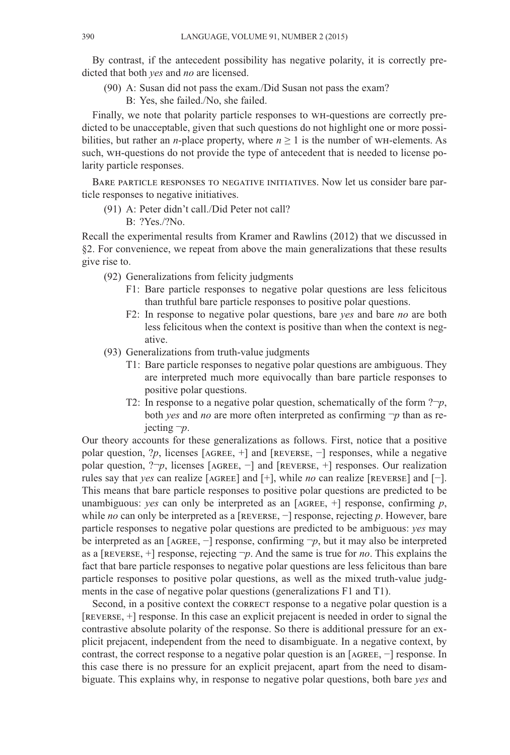By contrast, if the antecedent possibility has negative polarity, it is correctly predicted that both *yes* and *no* are licensed.

(90) A: Susan did not pass the exam./Did Susan not pass the exam?
B: Yes, she failed./No, she failed.

Finally, we note that polarity particle responses to WH-questions are correctly predicted to be unacceptable, given that such questions do not highlight one or more possibilities, but rather an *n*-place property, where $n \geq 1$ is the number of WH-elements. As such, WH-questions do not provide the type of antecedent that is needed to license polarity particle responses.

BARE PARTICLE RESPONSES TO NEGATIVE INITIATIVES. Now let us consider bare particle responses to negative initiatives.

(91) A: Peter didn't call./Did Peter not call?
B: ?Yes./?No.

Recall the experimental results from Kramer and Rawlins (2012) that we discussed in §2. For convenience, we repeat from above the main generalizations that these results give rise to.

(92) Generalizations from felicity judgments
- F1: Bare particle responses to negative polar questions are less felicitous than truthful bare particle responses to positive polar questions.
- F2: In response to negative polar questions, bare *yes* and bare *no* are both less felicitous when the context is positive than when the context is negative.

(93) Generalizations from truth-value judgments
- T1: Bare particle responses to negative polar questions are ambiguous. They are interpreted much more equivocally than bare particle responses to positive polar questions.
- T2: In response to a negative polar question, schematically of the form $?\neg p$, both *yes* and *no* are more often interpreted as confirming $\neg p$ than as rejecting $\neg p$.

Our theory accounts for these generalizations as follows. First, notice that a positive polar question, $?p$, licenses [AGREE, +] and [REVERSE, −] responses, while a negative polar question, $?\neg p$, licenses [AGREE, −] and [REVERSE, +] responses. Our realization rules say that *yes* can realize [AGREE] and [+], while *no* can realize [REVERSE] and [−]. This means that bare particle responses to positive polar questions are predicted to be unambiguous: *yes* can only be interpreted as an [AGREE, +] response, confirming *p*, while *no* can only be interpreted as a [REVERSE, −] response, rejecting *p*. However, bare particle responses to negative polar questions are predicted to be ambiguous: *yes* may be interpreted as an [AGREE, −] response, confirming $\neg p$, but it may also be interpreted as a [REVERSE, +] response, rejecting $\neg p$. And the same is true for *no*. This explains the fact that bare particle responses to negative polar questions are less felicitous than bare particle responses to positive polar questions, as well as the mixed truth-value judgments in the case of negative polar questions (generalizations F1 and T1).

Second, in a positive context the CORRECT response to a negative polar question is a [REVERSE, +] response. In this case an explicit prejacent is needed in order to signal the contrastive absolute polarity of the response. So there is additional pressure for an explicit prejacent, independent from the need to disambiguate. In a negative context, by contrast, the correct response to a negative polar question is an [AGREE, −] response. In this case there is no pressure for an explicit prejacent, apart from the need to disambiguate. This explains why, in response to negative polar questions, both bare *yes* and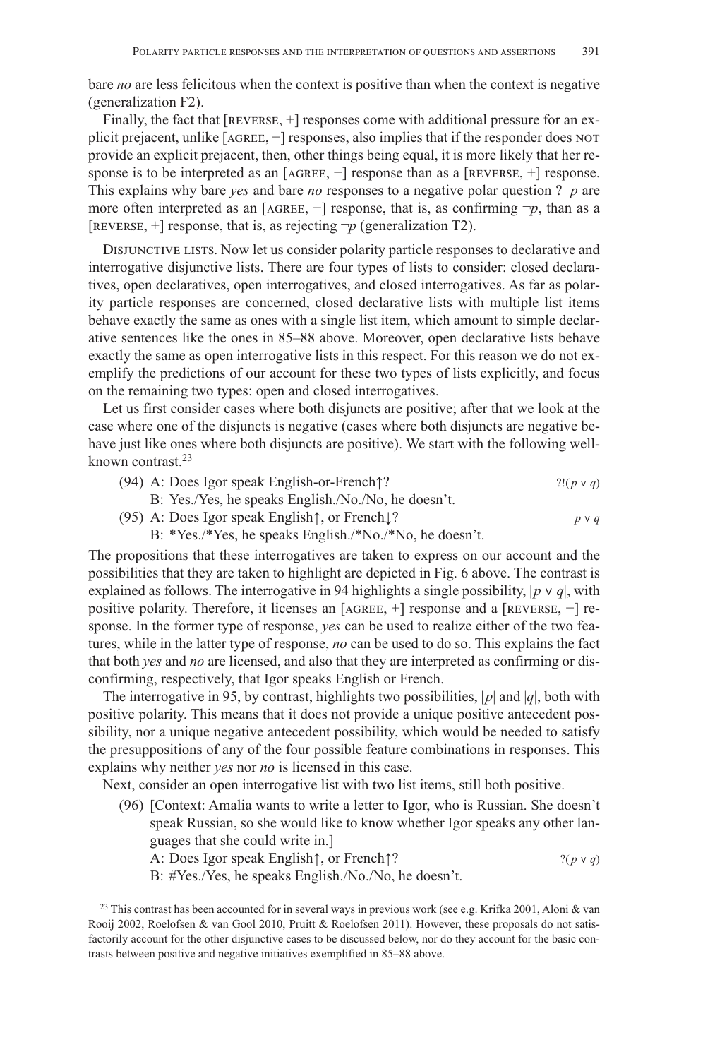bare *no* are less felicitous when the context is positive than when the context is negative (generalization F2).

Finally, the fact that [REVERSE, +] responses come with additional pressure for an explicit prejacent, unlike [AGREE, −] responses, also implies that if the responder does NOT provide an explicit prejacent, then, other things being equal, it is more likely that her response is to be interpreted as an [AGREE, −] response than as a [REVERSE, +] response. This explains why bare *yes* and bare *no* responses to a negative polar question $?\neg p$ are more often interpreted as an [AGREE, −] response, that is, as confirming $\neg p$, than as a [REVERSE, +] response, that is, as rejecting $\neg p$ (generalization T2).

DISJUNCTIVE LISTS. Now let us consider polarity particle responses to declarative and interrogative disjunctive lists. There are four types of lists to consider: closed declaratives, open declaratives, open interrogatives, and closed interrogatives. As far as polarity particle responses are concerned, closed declarative lists with multiple list items behave exactly the same as ones with a single list item, which amount to simple declarative sentences like the ones in 85–88 above. Moreover, open declarative lists behave exactly the same as open interrogative lists in this respect. For this reason we do not exemplify the predictions of our account for these two types of lists explicitly, and focus on the remaining two types: open and closed interrogatives.

Let us first consider cases where both disjuncts are positive; after that we look at the case where one of the disjuncts is negative (cases where both disjuncts are negative behave just like ones where both disjuncts are positive). We start with the following well-known contrast.[23]

(94) A: Does Igor speak English-or-French↑? $?!(p \vee q)$
B: Yes./Yes, he speaks English./No./No, he doesn't.

(95) A: Does Igor speak English↑, or French↓? $p \vee q$
B: *Yes./*Yes, he speaks English./*No./*No, he doesn't.

The propositions that these interrogatives are taken to express on our account and the possibilities that they are taken to highlight are depicted in Fig. 6 above. The contrast is explained as follows. The interrogative in 94 highlights a single possibility, $|p \vee q|$, with positive polarity. Therefore, it licenses an [AGREE, +] response and a [REVERSE, −] response. In the former type of response, *yes* can be used to realize either of the two features, while in the latter type of response, *no* can be used to do so. This explains the fact that both *yes* and *no* are licensed, and also that they are interpreted as confirming or disconfirming, respectively, that Igor speaks English or French.

The interrogative in 95, by contrast, highlights two possibilities, $|p|$ and $|q|$, both with positive polarity. This means that it does not provide a unique positive antecedent possibility, nor a unique negative antecedent possibility, which would be needed to satisfy the presuppositions of any of the four possible feature combinations in responses. This explains why neither *yes* nor *no* is licensed in this case.

Next, consider an open interrogative list with two list items, still both positive.

(96) [Context: Amalia wants to write a letter to Igor, who is Russian. She doesn't speak Russian, so she would like to know whether Igor speaks any other languages that she could write in.]
A: Does Igor speak English↑, or French↑? $?(p \vee q)$
B: #Yes./Yes, he speaks English./No./No, he doesn't.

[23] This contrast has been accounted for in several ways in previous work (see e.g. Krifka 2001, Aloni & van Rooij 2002, Roelofsen & van Gool 2010, Pruitt & Roelofsen 2011). However, these proposals do not satisfactorily account for the other disjunctive cases to be discussed below, nor do they account for the basic contrasts between positive and negative initiatives exemplified in 85–88 above.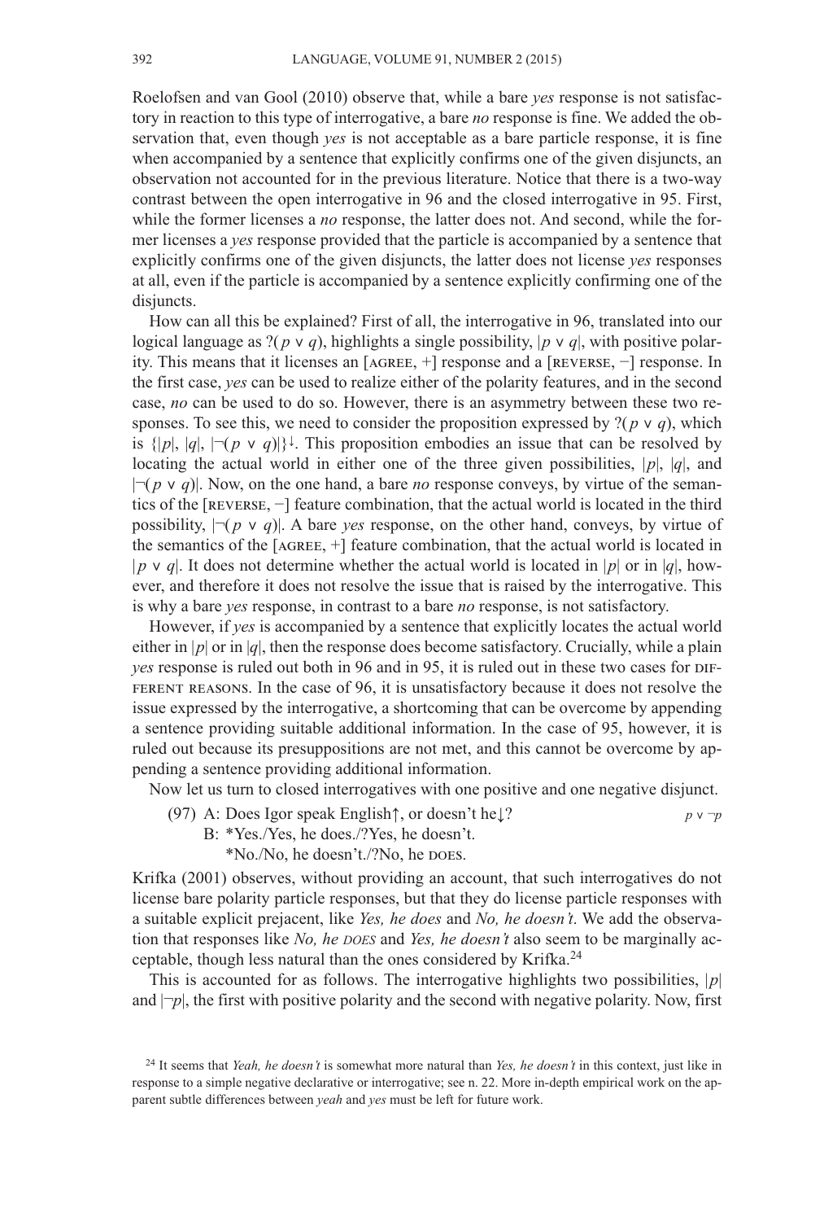Roelofsen and van Gool (2010) observe that, while a bare *yes* response is not satisfactory in reaction to this type of interrogative, a bare *no* response is fine. We added the observation that, even though *yes* is not acceptable as a bare particle response, it is fine when accompanied by a sentence that explicitly confirms one of the given disjuncts, an observation not accounted for in the previous literature. Notice that there is a two-way contrast between the open interrogative in 96 and the closed interrogative in 95. First, while the former licenses a *no* response, the latter does not. And second, while the former licenses a *yes* response provided that the particle is accompanied by a sentence that explicitly confirms one of the given disjuncts, the latter does not license *yes* responses at all, even if the particle is accompanied by a sentence explicitly confirming one of the disjuncts.

How can all this be explained? First of all, the interrogative in 96, translated into our logical language as $?(p \vee q)$, highlights a single possibility, $|p \vee q|$, with positive polarity. This means that it licenses an [AGREE, +] response and a [REVERSE, −] response. In the first case, *yes* can be used to realize either of the polarity features, and in the second case, *no* can be used to do so. However, there is an asymmetry between these two responses. To see this, we need to consider the proposition expressed by $?(p \vee q)$, which is $\{|p|, |q|, |\neg(p \vee q)|\}^{\downarrow}$. This proposition embodies an issue that can be resolved by locating the actual world in either one of the three given possibilities, $|p|$, $|q|$, and $|\neg(p \vee q)|$. Now, on the one hand, a bare *no* response conveys, by virtue of the semantics of the [REVERSE, −] feature combination, that the actual world is located in the third possibility, $|\neg(p \vee q)|$. A bare *yes* response, on the other hand, conveys, by virtue of the semantics of the [AGREE, +] feature combination, that the actual world is located in $|p \vee q|$. It does not determine whether the actual world is located in $|p|$ or in $|q|$, however, and therefore it does not resolve the issue that is raised by the interrogative. This is why a bare *yes* response, in contrast to a bare *no* response, is not satisfactory.

However, if *yes* is accompanied by a sentence that explicitly locates the actual world either in $|p|$ or in $|q|$, then the response does become satisfactory. Crucially, while a plain *yes* response is ruled out both in 96 and in 95, it is ruled out in these two cases for DIFFERENT REASONS. In the case of 96, it is unsatisfactory because it does not resolve the issue expressed by the interrogative, a shortcoming that can be overcome by appending a sentence providing suitable additional information. In the case of 95, however, it is ruled out because its presuppositions are not met, and this cannot be overcome by appending a sentence providing additional information.

Now let us turn to closed interrogatives with one positive and one negative disjunct.

(97) A: Does Igor speak English↑, or doesn't he↓? $\quad p \vee \neg p$
B: *Yes./Yes, he does./?Yes, he doesn't.
*No./No, he doesn't./?No, he DOES.

Krifka (2001) observes, without providing an account, that such interrogatives do not license bare polarity particle responses, but that they do license particle responses with a suitable explicit prejacent, like *Yes, he does* and *No, he doesn't*. We add the observation that responses like *No, he DOES* and *Yes, he doesn't* also seem to be marginally acceptable, though less natural than the ones considered by Krifka.[24]

This is accounted for as follows. The interrogative highlights two possibilities, $|p|$ and $|\neg p|$, the first with positive polarity and the second with negative polarity. Now, first

[24] It seems that *Yeah, he doesn't* is somewhat more natural than *Yes, he doesn't* in this context, just like in response to a simple negative declarative or interrogative; see n. 22. More in-depth empirical work on the apparent subtle differences between *yeah* and *yes* must be left for future work.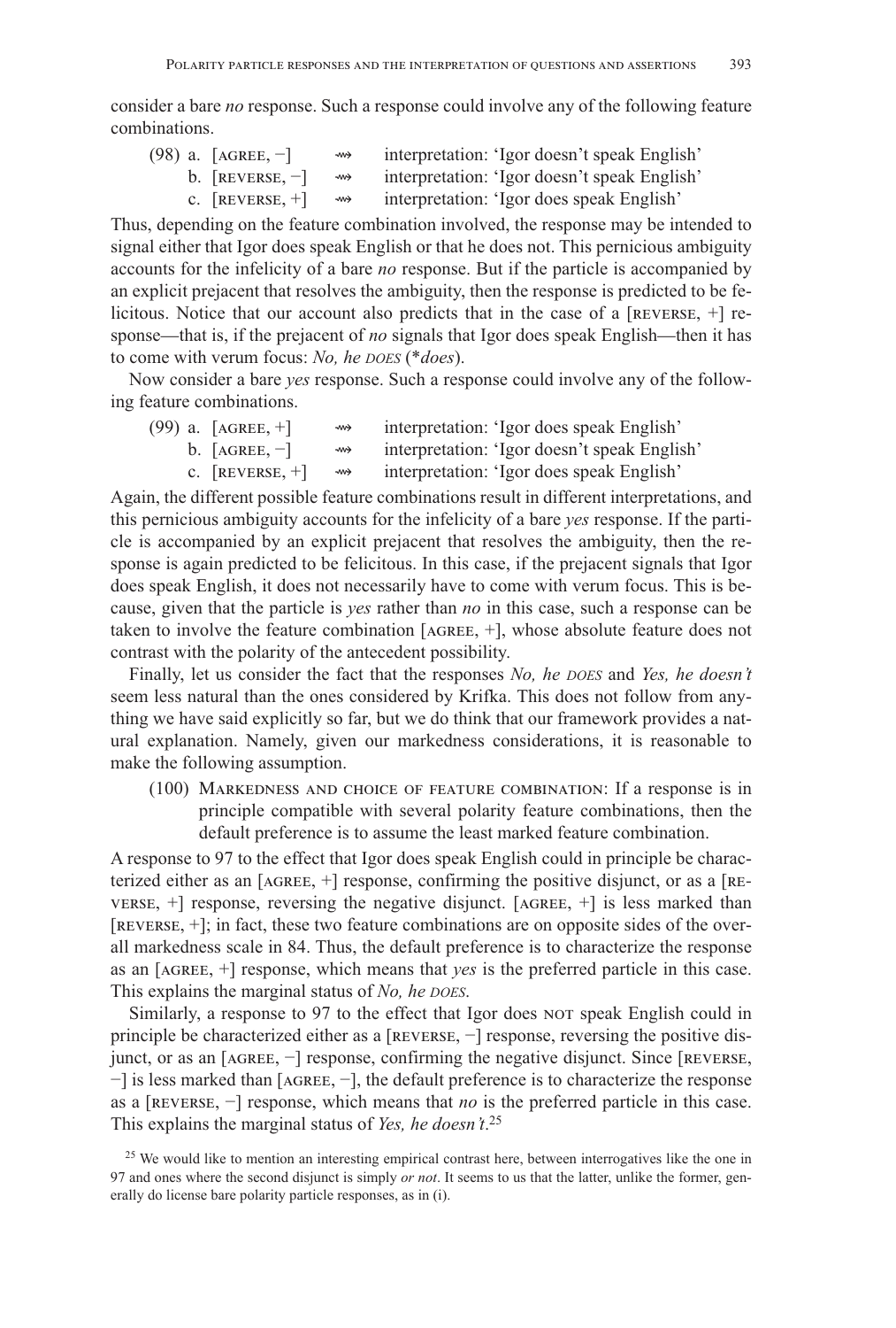consider a bare *no* response. Such a response could involve any of the following feature combinations.

(98) a. [AGREE, −] ⇝ interpretation: 'Igor doesn't speak English'
  b. [REVERSE, −] ⇝ interpretation: 'Igor doesn't speak English'
  c. [REVERSE, +] ⇝ interpretation: 'Igor does speak English'

Thus, depending on the feature combination involved, the response may be intended to signal either that Igor does speak English or that he does not. This pernicious ambiguity accounts for the infelicity of a bare *no* response. But if the particle is accompanied by an explicit prejacent that resolves the ambiguity, then the response is predicted to be felicitous. Notice that our account also predicts that in the case of a [REVERSE, +] response—that is, if the prejacent of *no* signals that Igor does speak English—then it has to come with verum focus: *No, he DOES* (\**does*).

Now consider a bare *yes* response. Such a response could involve any of the following feature combinations.

(99) a. [AGREE, +] ⇝ interpretation: 'Igor does speak English'
  b. [AGREE, −] ⇝ interpretation: 'Igor doesn't speak English'
  c. [REVERSE, +] ⇝ interpretation: 'Igor does speak English'

Again, the different possible feature combinations result in different interpretations, and this pernicious ambiguity accounts for the infelicity of a bare *yes* response. If the particle is accompanied by an explicit prejacent that resolves the ambiguity, then the response is again predicted to be felicitous. In this case, if the prejacent signals that Igor does speak English, it does not necessarily have to come with verum focus. This is because, given that the particle is *yes* rather than *no* in this case, such a response can be taken to involve the feature combination [AGREE, +], whose absolute feature does not contrast with the polarity of the antecedent possibility.

Finally, let us consider the fact that the responses *No, he DOES* and *Yes, he doesn't* seem less natural than the ones considered by Krifka. This does not follow from anything we have said explicitly so far, but we do think that our framework provides a natural explanation. Namely, given our markedness considerations, it is reasonable to make the following assumption.

(100) MARKEDNESS AND CHOICE OF FEATURE COMBINATION: If a response is in principle compatible with several polarity feature combinations, then the default preference is to assume the least marked feature combination.

A response to 97 to the effect that Igor does speak English could in principle be characterized either as an [AGREE, +] response, confirming the positive disjunct, or as a [REVERSE, +] response, reversing the negative disjunct. [AGREE, +] is less marked than [REVERSE, +]; in fact, these two feature combinations are on opposite sides of the overall markedness scale in 84. Thus, the default preference is to characterize the response as an [AGREE, +] response, which means that *yes* is the preferred particle in this case. This explains the marginal status of *No, he DOES*.

Similarly, a response to 97 to the effect that Igor does NOT speak English could in principle be characterized either as a [REVERSE, −] response, reversing the positive disjunct, or as an [AGREE, −] response, confirming the negative disjunct. Since [REVERSE, −] is less marked than [AGREE, −], the default preference is to characterize the response as a [REVERSE, −] response, which means that *no* is the preferred particle in this case. This explains the marginal status of *Yes, he doesn't*.[25]

[25] We would like to mention an interesting empirical contrast here, between interrogatives like the one in 97 and ones where the second disjunct is simply *or not*. It seems to us that the latter, unlike the former, generally do license bare polarity particle responses, as in (i).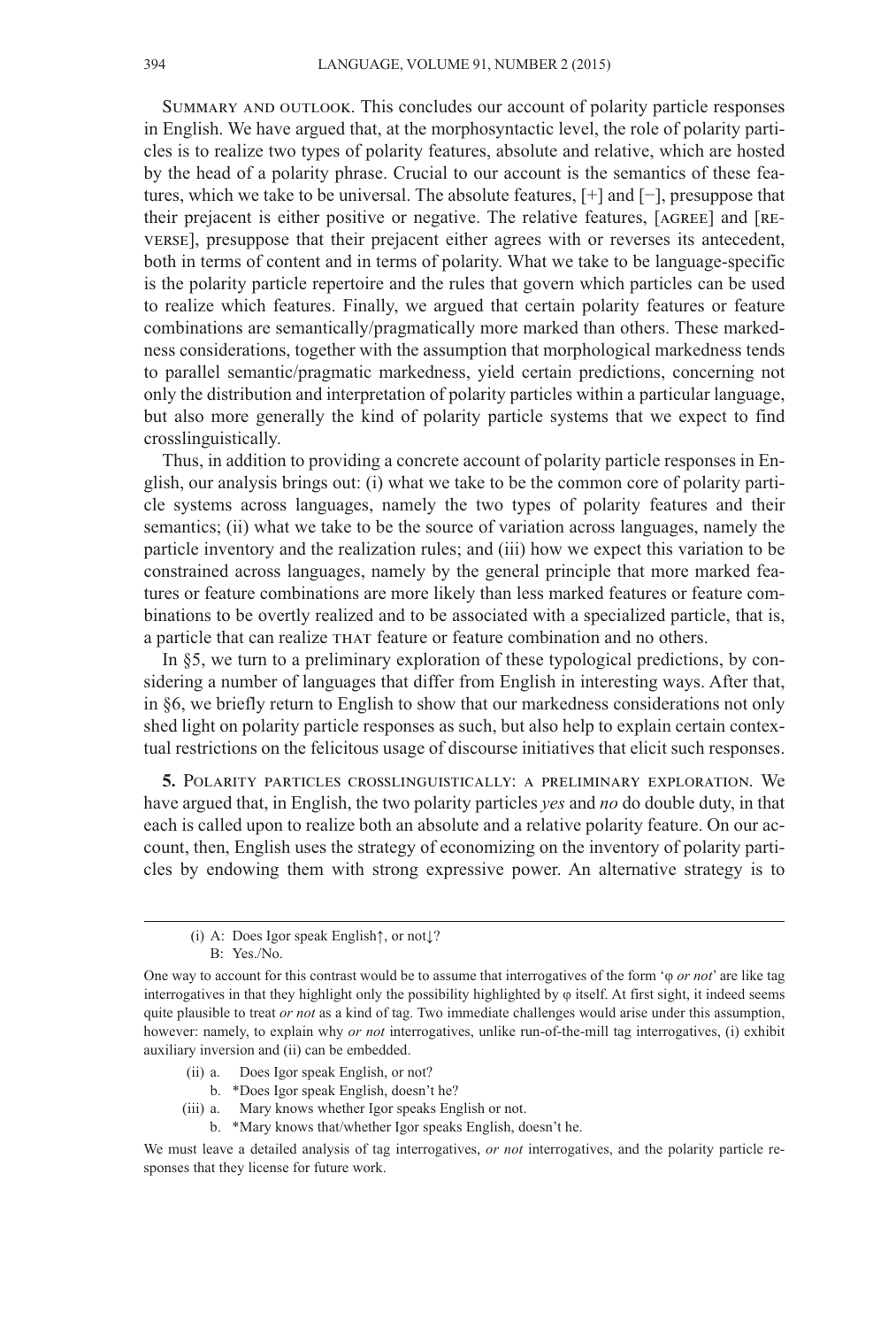Summary and outlook. This concludes our account of polarity particle responses in English. We have argued that, at the morphosyntactic level, the role of polarity particles is to realize two types of polarity features, absolute and relative, which are hosted by the head of a polarity phrase. Crucial to our account is the semantics of these features, which we take to be universal. The absolute features, [+] and [−], presuppose that their prejacent is either positive or negative. The relative features, [agree] and [reverse], presuppose that their prejacent either agrees with or reverses its antecedent, both in terms of content and in terms of polarity. What we take to be language-specific is the polarity particle repertoire and the rules that govern which particles can be used to realize which features. Finally, we argued that certain polarity features or feature combinations are semantically/pragmatically more marked than others. These markedness considerations, together with the assumption that morphological markedness tends to parallel semantic/pragmatic markedness, yield certain predictions, concerning not only the distribution and interpretation of polarity particles within a particular language, but also more generally the kind of polarity particle systems that we expect to find crosslinguistically.

Thus, in addition to providing a concrete account of polarity particle responses in English, our analysis brings out: (i) what we take to be the common core of polarity particle systems across languages, namely the two types of polarity features and their semantics; (ii) what we take to be the source of variation across languages, namely the particle inventory and the realization rules; and (iii) how we expect this variation to be constrained across languages, namely by the general principle that more marked features or feature combinations are more likely than less marked features or feature combinations to be overtly realized and to be associated with a specialized particle, that is, a particle that can realize that feature or feature combination and no others.

In §5, we turn to a preliminary exploration of these typological predictions, by considering a number of languages that differ from English in interesting ways. After that, in §6, we briefly return to English to show that our markedness considerations not only shed light on polarity particle responses as such, but also help to explain certain contextual restrictions on the felicitous usage of discourse initiatives that elicit such responses.

## 5. Polarity particles crosslinguistically: a preliminary exploration.

We have argued that, in English, the two polarity particles *yes* and *no* do double duty, in that each is called upon to realize both an absolute and a relative polarity feature. On our account, then, English uses the strategy of economizing on the inventory of polarity particles by endowing them with strong expressive power. An alternative strategy is to

---

(i) A: Does Igor speak English↑, or not↓?
    B: Yes./No.

One way to account for this contrast would be to assume that interrogatives of the form 'φ *or not*' are like tag interrogatives in that they highlight only the possibility highlighted by φ itself. At first sight, it indeed seems quite plausible to treat *or not* as a kind of tag. Two immediate challenges would arise under this assumption, however: namely, to explain why *or not* interrogatives, unlike run-of-the-mill tag interrogatives, (i) exhibit auxiliary inversion and (ii) can be embedded.

(ii) a. Does Igor speak English, or not?
     b. *Does Igor speak English, doesn't he?

(iii) a. Mary knows whether Igor speaks English or not.
      b. *Mary knows that/whether Igor speaks English, doesn't he.

We must leave a detailed analysis of tag interrogatives, *or not* interrogatives, and the polarity particle responses that they license for future work.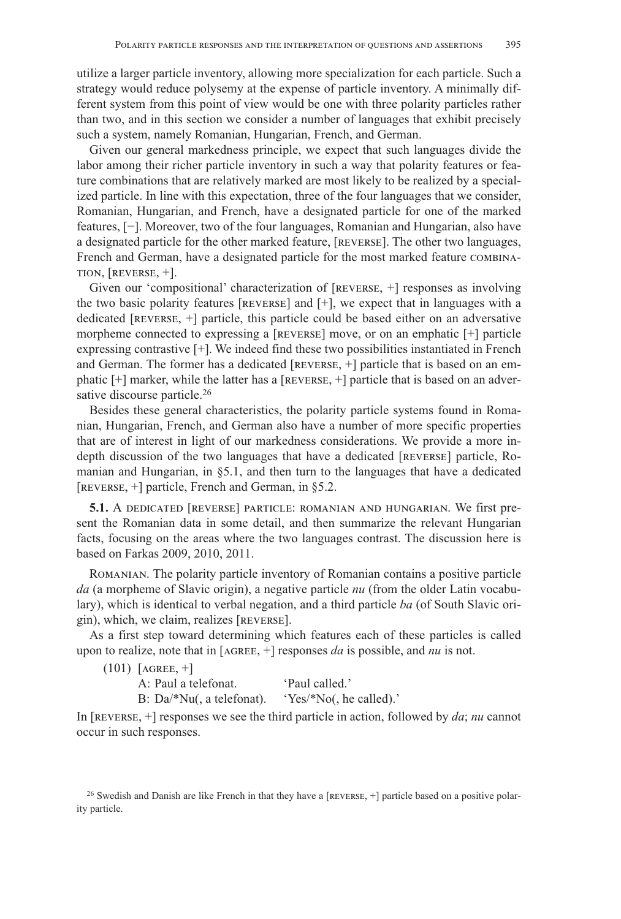utilize a larger particle inventory, allowing more specialization for each particle. Such a strategy would reduce polysemy at the expense of particle inventory. A minimally different system from this point of view would be one with three polarity particles rather than two, and in this section we consider a number of languages that exhibit precisely such a system, namely Romanian, Hungarian, French, and German.

Given our general markedness principle, we expect that such languages divide the labor among their richer particle inventory in such a way that polarity features or feature combinations that are relatively marked are most likely to be realized by a specialized particle. In line with this expectation, three of the four languages that we consider, Romanian, Hungarian, and French, have a designated particle for one of the marked features, [−]. Moreover, two of the four languages, Romanian and Hungarian, also have a designated particle for the other marked feature, [REVERSE]. The other two languages, French and German, have a designated particle for the most marked feature COMBINATION, [REVERSE, +].

Given our 'compositional' characterization of [REVERSE, +] responses as involving the two basic polarity features [REVERSE] and [+], we expect that in languages with a dedicated [REVERSE, +] particle, this particle could be based either on an adversative morpheme connected to expressing a [REVERSE] move, or on an emphatic [+] particle expressing contrastive [+]. We indeed find these two possibilities instantiated in French and German. The former has a dedicated [REVERSE, +] particle that is based on an emphatic [+] marker, while the latter has a [REVERSE, +] particle that is based on an adversative discourse particle.[26]

Besides these general characteristics, the polarity particle systems found in Romanian, Hungarian, French, and German also have a number of more specific properties that are of interest in light of our markedness considerations. We provide a more in-depth discussion of the two languages that have a dedicated [REVERSE] particle, Romanian and Hungarian, in §5.1, and then turn to the languages that have a dedicated [REVERSE, +] particle, French and German, in §5.2.

**5.1.** A DEDICATED [REVERSE] PARTICLE: ROMANIAN AND HUNGARIAN. We first present the Romanian data in some detail, and then summarize the relevant Hungarian facts, focusing on the areas where the two languages contrast. The discussion here is based on Farkas 2009, 2010, 2011.

ROMANIAN. The polarity particle inventory of Romanian contains a positive particle *da* (a morpheme of Slavic origin), a negative particle *nu* (from the older Latin vocabulary), which is identical to verbal negation, and a third particle *ba* (of South Slavic origin), which, we claim, realizes [REVERSE].

As a first step toward determining which features each of these particles is called upon to realize, note that in [AGREE, +] responses *da* is possible, and *nu* is not.

(101) [AGREE, +]
  A: Paul a telefonat. 'Paul called.'
  B: Da/*Nu(, a telefonat). 'Yes/*No(, he called).'

In [REVERSE, +] responses we see the third particle in action, followed by *da*; *nu* cannot occur in such responses.

[26] Swedish and Danish are like French in that they have a [REVERSE, +] particle based on a positive polarity particle.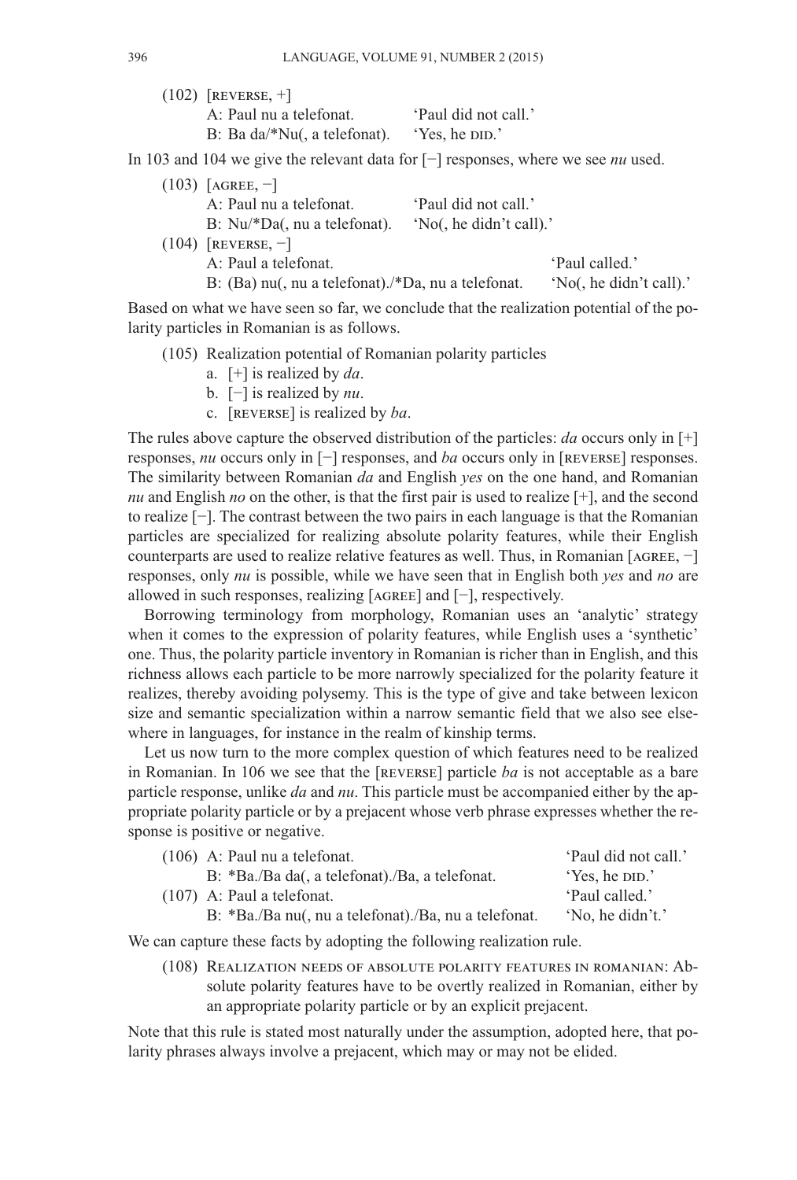(102) [REVERSE, +]
  A: Paul nu a telefonat. 'Paul did not call.'
  B: Ba da/*Nu(, a telefonat). 'Yes, he DID.'

In 103 and 104 we give the relevant data for [−] responses, where we see *nu* used.

(103) [AGREE, −]
  A: Paul nu a telefonat. 'Paul did not call.'
  B: Nu/*Da(, nu a telefonat). 'No(, he didn't call).'

(104) [REVERSE, −]
  A: Paul a telefonat. 'Paul called.'
  B: (Ba) nu(, nu a telefonat)./*Da, nu a telefonat. 'No(, he didn't call).'

Based on what we have seen so far, we conclude that the realization potential of the polarity particles in Romanian is as follows.

(105) Realization potential of Romanian polarity particles
  a. [+] is realized by *da*.
  b. [−] is realized by *nu*.
  c. [REVERSE] is realized by *ba*.

The rules above capture the observed distribution of the particles: *da* occurs only in [+] responses, *nu* occurs only in [−] responses, and *ba* occurs only in [REVERSE] responses. The similarity between Romanian *da* and English *yes* on the one hand, and Romanian *nu* and English *no* on the other, is that the first pair is used to realize [+], and the second to realize [−]. The contrast between the two pairs in each language is that the Romanian particles are specialized for realizing absolute polarity features, while their English counterparts are used to realize relative features as well. Thus, in Romanian [AGREE, −] responses, only *nu* is possible, while we have seen that in English both *yes* and *no* are allowed in such responses, realizing [AGREE] and [−], respectively.

Borrowing terminology from morphology, Romanian uses an 'analytic' strategy when it comes to the expression of polarity features, while English uses a 'synthetic' one. Thus, the polarity particle inventory in Romanian is richer than in English, and this richness allows each particle to be more narrowly specialized for the polarity feature it realizes, thereby avoiding polysemy. This is the type of give and take between lexicon size and semantic specialization within a narrow semantic field that we also see elsewhere in languages, for instance in the realm of kinship terms.

Let us now turn to the more complex question of which features need to be realized in Romanian. In 106 we see that the [REVERSE] particle *ba* is not acceptable as a bare particle response, unlike *da* and *nu*. This particle must be accompanied either by the appropriate polarity particle or by a prejacent whose verb phrase expresses whether the response is positive or negative.

(106) A: Paul nu a telefonat. 'Paul did not call.'
  B: *Ba./Ba da(, a telefonat)./Ba, a telefonat. 'Yes, he DID.'

(107) A: Paul a telefonat. 'Paul called.'
  B: *Ba./Ba nu(, nu a telefonat)./Ba, nu a telefonat. 'No, he didn't.'

We can capture these facts by adopting the following realization rule.

(108) REALIZATION NEEDS OF ABSOLUTE POLARITY FEATURES IN ROMANIAN: Absolute polarity features have to be overtly realized in Romanian, either by an appropriate polarity particle or by an explicit prejacent.

Note that this rule is stated most naturally under the assumption, adopted here, that polarity phrases always involve a prejacent, which may or may not be elided.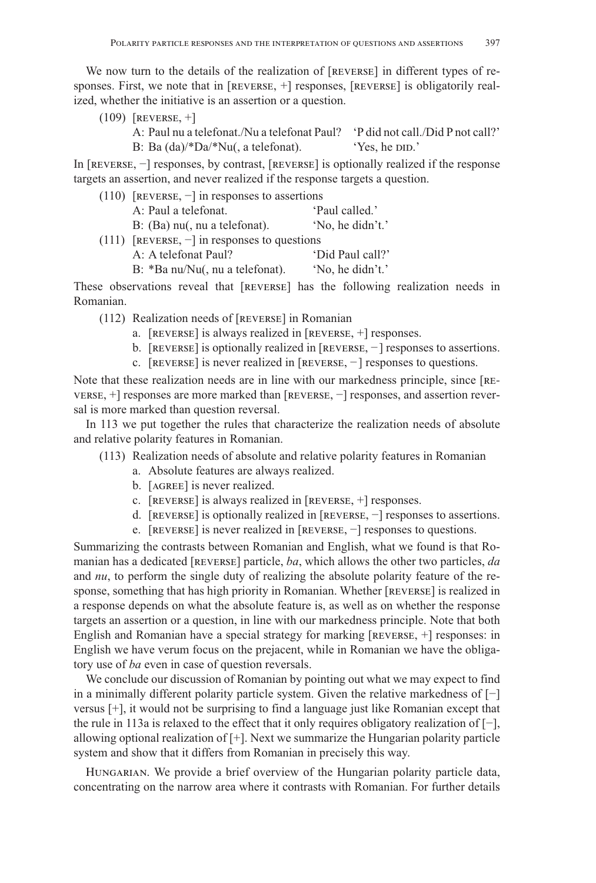We now turn to the details of the realization of [REVERSE] in different types of responses. First, we note that in [REVERSE, +] responses, [REVERSE] is obligatorily realized, whether the initiative is an assertion or a question.

(109) [REVERSE, +]

A: Paul nu a telefonat./Nu a telefonat Paul? 'P did not call./Did P not call?'

B: Ba (da)/*Da/*Nu(, a telefonat). 'Yes, he DID.'

In [REVERSE, −] responses, by contrast, [REVERSE] is optionally realized if the response targets an assertion, and never realized if the response targets a question.

(110) [REVERSE, −] in responses to assertions

A: Paul a telefonat. 'Paul called.'

B: (Ba) nu(, nu a telefonat). 'No, he didn't.'

(111) [REVERSE, −] in responses to questions

A: A telefonat Paul? 'Did Paul call?'

B: *Ba nu/Nu(, nu a telefonat). 'No, he didn't.'

These observations reveal that [REVERSE] has the following realization needs in Romanian.

(112) Realization needs of [REVERSE] in Romanian

a. [REVERSE] is always realized in [REVERSE, +] responses.

b. [REVERSE] is optionally realized in [REVERSE, −] responses to assertions.

c. [REVERSE] is never realized in [REVERSE, −] responses to questions.

Note that these realization needs are in line with our markedness principle, since [REVERSE, +] responses are more marked than [REVERSE, −] responses, and assertion reversal is more marked than question reversal.

In 113 we put together the rules that characterize the realization needs of absolute and relative polarity features in Romanian.

(113) Realization needs of absolute and relative polarity features in Romanian

a. Absolute features are always realized.

b. [AGREE] is never realized.

c. [REVERSE] is always realized in [REVERSE, +] responses.

d. [REVERSE] is optionally realized in [REVERSE, −] responses to assertions.

e. [REVERSE] is never realized in [REVERSE, −] responses to questions.

Summarizing the contrasts between Romanian and English, what we found is that Romanian has a dedicated [REVERSE] particle, *ba*, which allows the other two particles, *da* and *nu*, to perform the single duty of realizing the absolute polarity feature of the response, something that has high priority in Romanian. Whether [REVERSE] is realized in a response depends on what the absolute feature is, as well as on whether the response targets an assertion or a question, in line with our markedness principle. Note that both English and Romanian have a special strategy for marking [REVERSE, +] responses: in English we have verum focus on the prejacent, while in Romanian we have the obligatory use of *ba* even in case of question reversals.

We conclude our discussion of Romanian by pointing out what we may expect to find in a minimally different polarity particle system. Given the relative markedness of [−] versus [+], it would not be surprising to find a language just like Romanian except that the rule in 113a is relaxed to the effect that it only requires obligatory realization of [−], allowing optional realization of [+]. Next we summarize the Hungarian polarity particle system and show that it differs from Romanian in precisely this way.

HUNGARIAN. We provide a brief overview of the Hungarian polarity particle data, concentrating on the narrow area where it contrasts with Romanian. For further details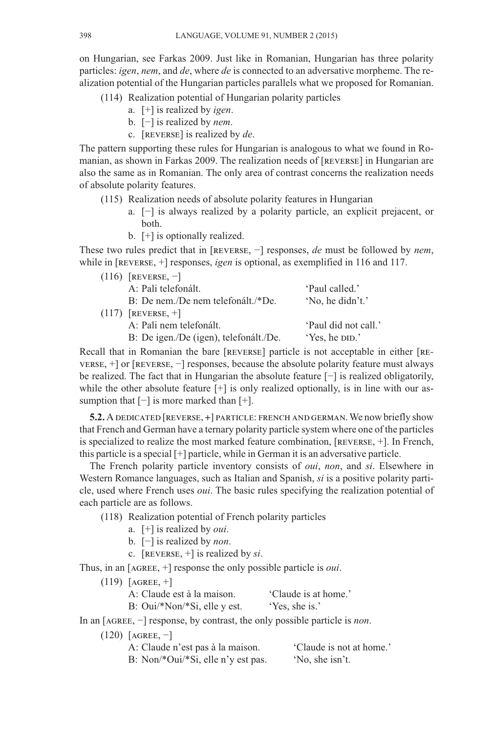on Hungarian, see Farkas 2009. Just like in Romanian, Hungarian has three polarity particles: *igen*, *nem*, and *de*, where *de* is connected to an adversative morpheme. The realization potential of the Hungarian particles parallels what we proposed for Romanian.

(114) Realization potential of Hungarian polarity particles
 a. [+] is realized by *igen*.
 b. [−] is realized by *nem*.
 c. [REVERSE] is realized by *de*.

The pattern supporting these rules for Hungarian is analogous to what we found in Romanian, as shown in Farkas 2009. The realization needs of [REVERSE] in Hungarian are also the same as in Romanian. The only area of contrast concerns the realization needs of absolute polarity features.

(115) Realization needs of absolute polarity features in Hungarian
 a. [−] is always realized by a polarity particle, an explicit prejacent, or both.
 b. [+] is optionally realized.

These two rules predict that in [REVERSE, −] responses, *de* must be followed by *nem*, while in [REVERSE, +] responses, *igen* is optional, as exemplified in 116 and 117.

(116) [REVERSE, −]
 A: Pali telefonált. 'Paul called.'
 B: De nem./De nem telefonált./*De. 'No, he didn't.'

(117) [REVERSE, +]
 A: Pali nem telefonált. 'Paul did not call.'
 B: De igen./De (igen), telefonált./De. 'Yes, he DID.'

Recall that in Romanian the bare [REVERSE] particle is not acceptable in either [REVERSE, +] or [REVERSE, −] responses, because the absolute polarity feature must always be realized. The fact that in Hungarian the absolute feature [−] is realized obligatorily, while the other absolute feature [+] is only realized optionally, is in line with our assumption that [−] is more marked than [+].

**5.2.** A DEDICATED [REVERSE, +] PARTICLE: FRENCH AND GERMAN. We now briefly show that French and German have a ternary polarity particle system where one of the particles is specialized to realize the most marked feature combination, [REVERSE, +]. In French, this particle is a special [+] particle, while in German it is an adversative particle.

The French polarity particle inventory consists of *oui*, *non*, and *si*. Elsewhere in Western Romance languages, such as Italian and Spanish, *si* is a positive polarity particle, used where French uses *oui*. The basic rules specifying the realization potential of each particle are as follows.

(118) Realization potential of French polarity particles
 a. [+] is realized by *oui*.
 b. [−] is realized by *non*.
 c. [REVERSE, +] is realized by *si*.

Thus, in an [AGREE, +] response the only possible particle is *oui*.

(119) [AGREE, +]
 A: Claude est à la maison. 'Claude is at home.'
 B: Oui/*Non/*Si, elle y est. 'Yes, she is.'

In an [AGREE, −] response, by contrast, the only possible particle is *non*.

(120) [AGREE, −]
 A: Claude n'est pas à la maison. 'Claude is not at home.'
 B: Non/*Oui/*Si, elle n'y est pas. 'No, she isn't.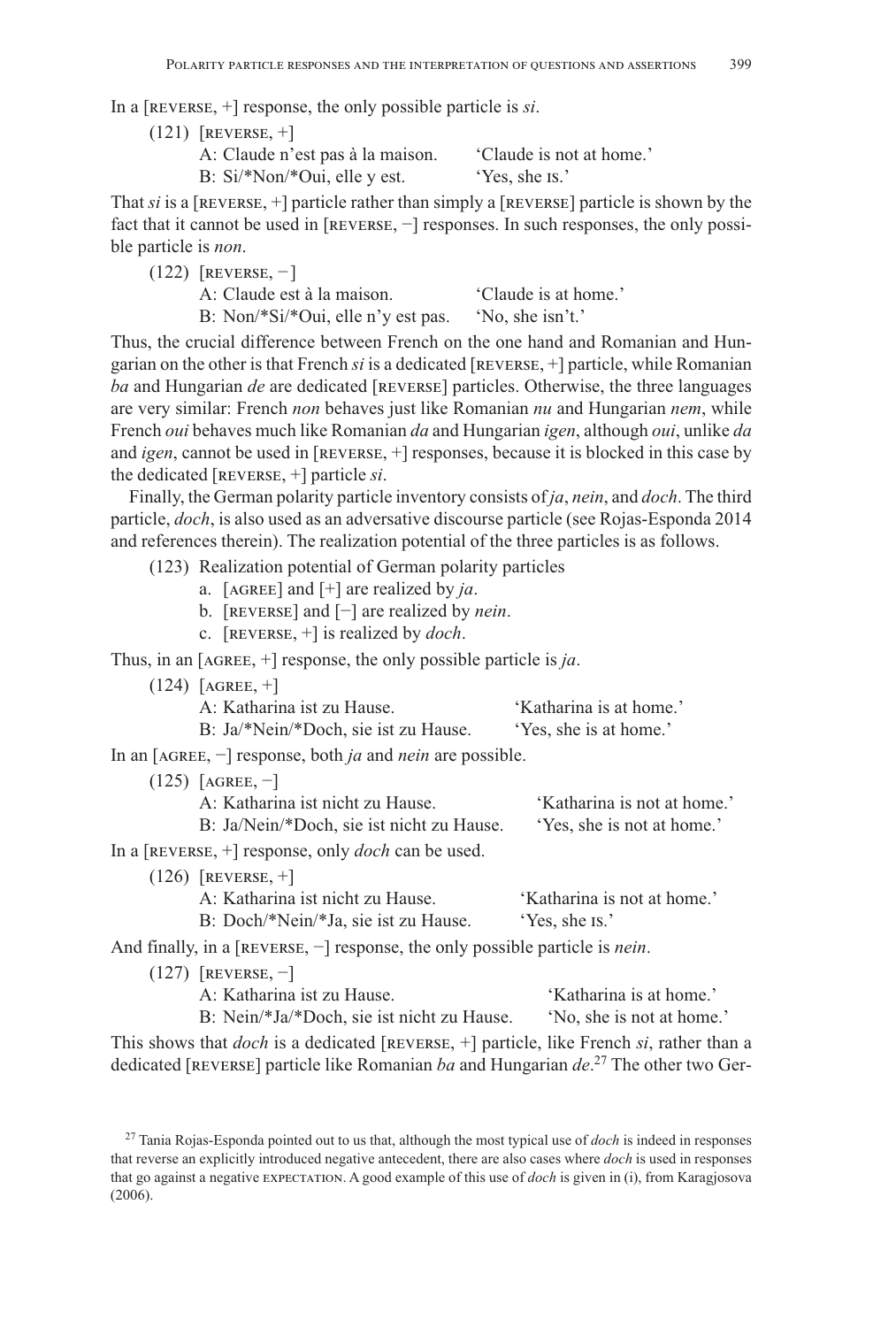In a [REVERSE, +] response, the only possible particle is *si*.

(121) [REVERSE, +]
  A: Claude n'est pas à la maison. 'Claude is not at home.'
  B: Si/*Non/*Oui, elle y est. 'Yes, she IS.'

That *si* is a [REVERSE, +] particle rather than simply a [REVERSE] particle is shown by the fact that it cannot be used in [REVERSE, −] responses. In such responses, the only possible particle is *non*.

(122) [REVERSE, −]
  A: Claude est à la maison. 'Claude is at home.'
  B: Non/*Si/*Oui, elle n'y est pas. 'No, she isn't.'

Thus, the crucial difference between French on the one hand and Romanian and Hungarian on the other is that French *si* is a dedicated [REVERSE, +] particle, while Romanian *ba* and Hungarian *de* are dedicated [REVERSE] particles. Otherwise, the three languages are very similar: French *non* behaves just like Romanian *nu* and Hungarian *nem*, while French *oui* behaves much like Romanian *da* and Hungarian *igen*, although *oui*, unlike *da* and *igen*, cannot be used in [REVERSE, +] responses, because it is blocked in this case by the dedicated [REVERSE, +] particle *si*.

Finally, the German polarity particle inventory consists of *ja*, *nein*, and *doch*. The third particle, *doch*, is also used as an adversative discourse particle (see Rojas-Esponda 2014 and references therein). The realization potential of the three particles is as follows.

(123) Realization potential of German polarity particles
  a. [AGREE] and [+] are realized by *ja*.
  b. [REVERSE] and [−] are realized by *nein*.
  c. [REVERSE, +] is realized by *doch*.

Thus, in an [AGREE, +] response, the only possible particle is *ja*.

(124) [AGREE, +]
  A: Katharina ist zu Hause. 'Katharina is at home.'
  B: Ja/*Nein/*Doch, sie ist zu Hause. 'Yes, she is at home.'

In an [AGREE, −] response, both *ja* and *nein* are possible.

(125) [AGREE, −]
  A: Katharina ist nicht zu Hause. 'Katharina is not at home.'
  B: Ja/Nein/*Doch, sie ist nicht zu Hause. 'Yes, she is not at home.'

In a [REVERSE, +] response, only *doch* can be used.

(126) [REVERSE, +]
  A: Katharina ist nicht zu Hause. 'Katharina is not at home.'
  B: Doch/*Nein/*Ja, sie ist zu Hause. 'Yes, she IS.'

And finally, in a [REVERSE, −] response, the only possible particle is *nein*.

(127) [REVERSE, −]
  A: Katharina ist zu Hause. 'Katharina is at home.'
  B: Nein/*Ja/*Doch, sie ist nicht zu Hause. 'No, she is not at home.'

This shows that *doch* is a dedicated [REVERSE, +] particle, like French *si*, rather than a dedicated [REVERSE] particle like Romanian *ba* and Hungarian *de*.[27] The other two Ger-

[27] Tania Rojas-Esponda pointed out to us that, although the most typical use of *doch* is indeed in responses that reverse an explicitly introduced negative antecedent, there are also cases where *doch* is used in responses that go against a negative EXPECTATION. A good example of this use of *doch* is given in (i), from Karagjosova (2006).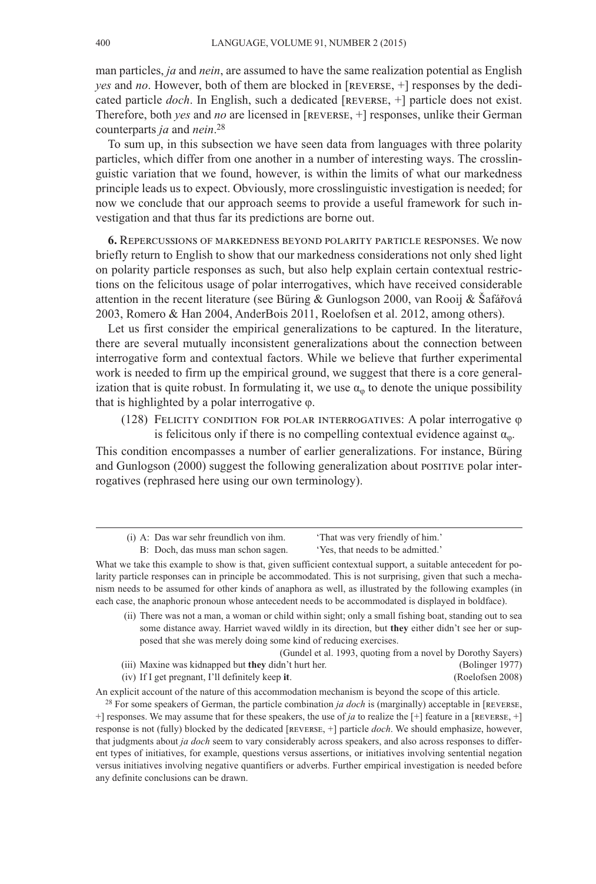man particles, *ja* and *nein*, are assumed to have the same realization potential as English *yes* and *no*. However, both of them are blocked in [REVERSE, +] responses by the dedicated particle *doch*. In English, such a dedicated [REVERSE, +] particle does not exist. Therefore, both *yes* and *no* are licensed in [REVERSE, +] responses, unlike their German counterparts *ja* and *nein*.[28]

To sum up, in this subsection we have seen data from languages with three polarity particles, which differ from one another in a number of interesting ways. The crosslinguistic variation that we found, however, is within the limits of what our markedness principle leads us to expect. Obviously, more crosslinguistic investigation is needed; for now we conclude that our approach seems to provide a useful framework for such investigation and that thus far its predictions are borne out.

**6.** REPERCUSSIONS OF MARKEDNESS BEYOND POLARITY PARTICLE RESPONSES. We now briefly return to English to show that our markedness considerations not only shed light on polarity particle responses as such, but also help explain certain contextual restrictions on the felicitous usage of polar interrogatives, which have received considerable attention in the recent literature (see Büring & Gunlogson 2000, van Rooij & Šafářová 2003, Romero & Han 2004, AnderBois 2011, Roelofsen et al. 2012, among others).

Let us first consider the empirical generalizations to be captured. In the literature, there are several mutually inconsistent generalizations about the connection between interrogative form and contextual factors. While we believe that further experimental work is needed to firm up the empirical ground, we suggest that there is a core generalization that is quite robust. In formulating it, we use $\alpha_\varphi$ to denote the unique possibility that is highlighted by a polar interrogative $\varphi$.

(128) FELICITY CONDITION FOR POLAR INTERROGATIVES: A polar interrogative $\varphi$ is felicitous only if there is no compelling contextual evidence against $\alpha_\varphi$.

This condition encompasses a number of earlier generalizations. For instance, Büring and Gunlogson (2000) suggest the following generalization about POSITIVE polar interrogatives (rephrased here using our own terminology).

---

(i) A: Das war sehr freundlich von ihm. 'That was very friendly of him.'
B: Doch, das muss man schon sagen. 'Yes, that needs to be admitted.'

What we take this example to show is that, given sufficient contextual support, a suitable antecedent for polarity particle responses can in principle be accommodated. This is not surprising, given that such a mechanism needs to be assumed for other kinds of anaphora as well, as illustrated by the following examples (in each case, the anaphoric pronoun whose antecedent needs to be accommodated is displayed in boldface).

(ii) There was not a man, a woman or child within sight; only a small fishing boat, standing out to sea some distance away. Harriet waved wildly in its direction, but **they** either didn't see her or supposed that she was merely doing some kind of reducing exercises. (Gundel et al. 1993, quoting from a novel by Dorothy Sayers)

(iii) Maxine was kidnapped but **they** didn't hurt her. (Bolinger 1977)

(iv) If I get pregnant, I'll definitely keep **it**. (Roelofsen 2008)

An explicit account of the nature of this accommodation mechanism is beyond the scope of this article.

[28] For some speakers of German, the particle combination *ja doch* is (marginally) acceptable in [REVERSE, +] responses. We may assume that for these speakers, the use of *ja* to realize the [+] feature in a [REVERSE, +] response is not (fully) blocked by the dedicated [REVERSE, +] particle *doch*. We should emphasize, however, that judgments about *ja doch* seem to vary considerably across speakers, and also across responses to different types of initiatives, for example, questions versus assertions, or initiatives involving sentential negation versus initiatives involving negative quantifiers or adverbs. Further empirical investigation is needed before any definite conclusions can be drawn.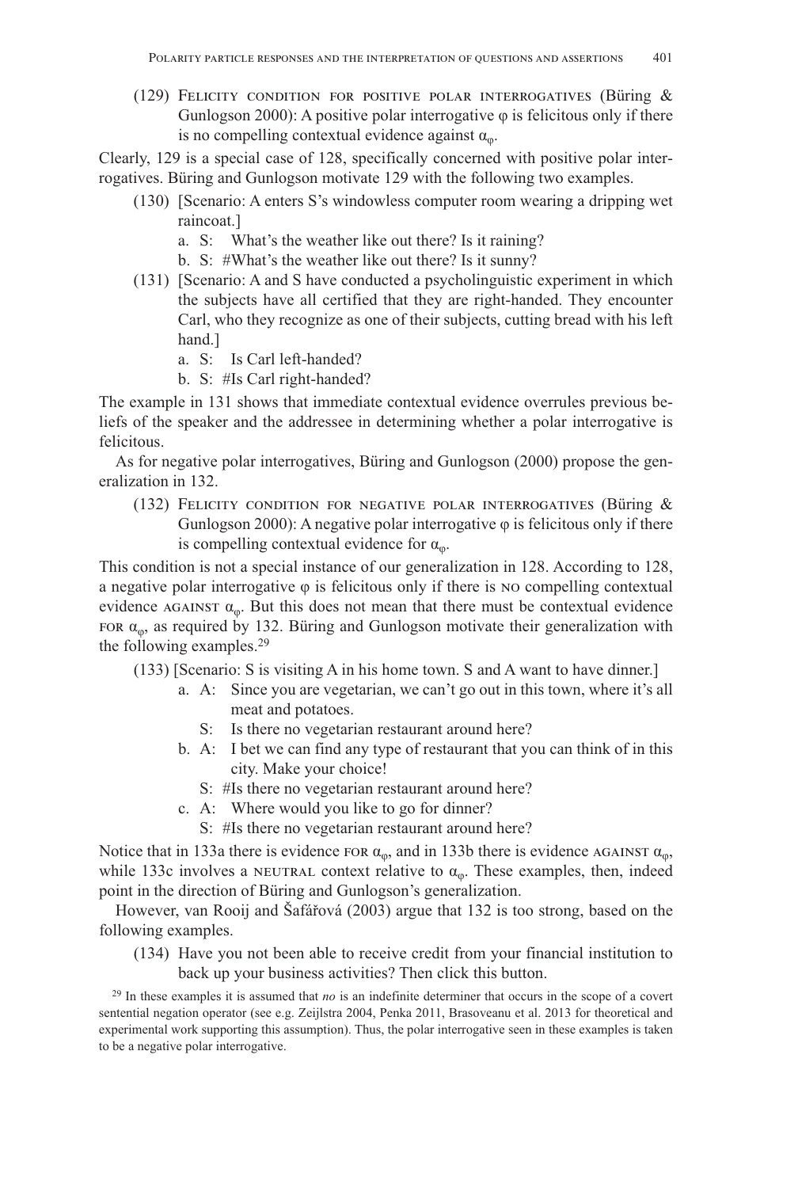(129) Felicity condition for positive polar interrogatives (Büring & Gunlogson 2000): A positive polar interrogative $\varphi$ is felicitous only if there is no compelling contextual evidence against $\alpha_\varphi$.

Clearly, 129 is a special case of 128, specifically concerned with positive polar interrogatives. Büring and Gunlogson motivate 129 with the following two examples.

(130) [Scenario: A enters S's windowless computer room wearing a dripping wet raincoat.]

a. S: What's the weather like out there? Is it raining?

b. S: #What's the weather like out there? Is it sunny?

(131) [Scenario: A and S have conducted a psycholinguistic experiment in which the subjects have all certified that they are right-handed. They encounter Carl, who they recognize as one of their subjects, cutting bread with his left hand.]

a. S: Is Carl left-handed?

b. S: #Is Carl right-handed?

The example in 131 shows that immediate contextual evidence overrules previous beliefs of the speaker and the addressee in determining whether a polar interrogative is felicitous.

As for negative polar interrogatives, Büring and Gunlogson (2000) propose the generalization in 132.

(132) Felicity condition for negative polar interrogatives (Büring & Gunlogson 2000): A negative polar interrogative $\varphi$ is felicitous only if there is compelling contextual evidence for $\alpha_\varphi$.

This condition is not a special instance of our generalization in 128. According to 128, a negative polar interrogative $\varphi$ is felicitous only if there is no compelling contextual evidence against $\alpha_\varphi$. But this does not mean that there must be contextual evidence for $\alpha_\varphi$, as required by 132. Büring and Gunlogson motivate their generalization with the following examples.[29]

(133) [Scenario: S is visiting A in his home town. S and A want to have dinner.]

a. A: Since you are vegetarian, we can't go out in this town, where it's all meat and potatoes.
   S: Is there no vegetarian restaurant around here?

b. A: I bet we can find any type of restaurant that you can think of in this city. Make your choice!
   S: #Is there no vegetarian restaurant around here?

c. A: Where would you like to go for dinner?
   S: #Is there no vegetarian restaurant around here?

Notice that in 133a there is evidence for $\alpha_\varphi$, and in 133b there is evidence against $\alpha_\varphi$, while 133c involves a neutral context relative to $\alpha_\varphi$. These examples, then, indeed point in the direction of Büring and Gunlogson's generalization.

However, van Rooij and Šafářová (2003) argue that 132 is too strong, based on the following examples.

(134) Have you not been able to receive credit from your financial institution to back up your business activities? Then click this button.

[29] In these examples it is assumed that *no* is an indefinite determiner that occurs in the scope of a covert sentential negation operator (see e.g. Zeijlstra 2004, Penka 2011, Brasoveanu et al. 2013 for theoretical and experimental work supporting this assumption). Thus, the polar interrogative seen in these examples is taken to be a negative polar interrogative.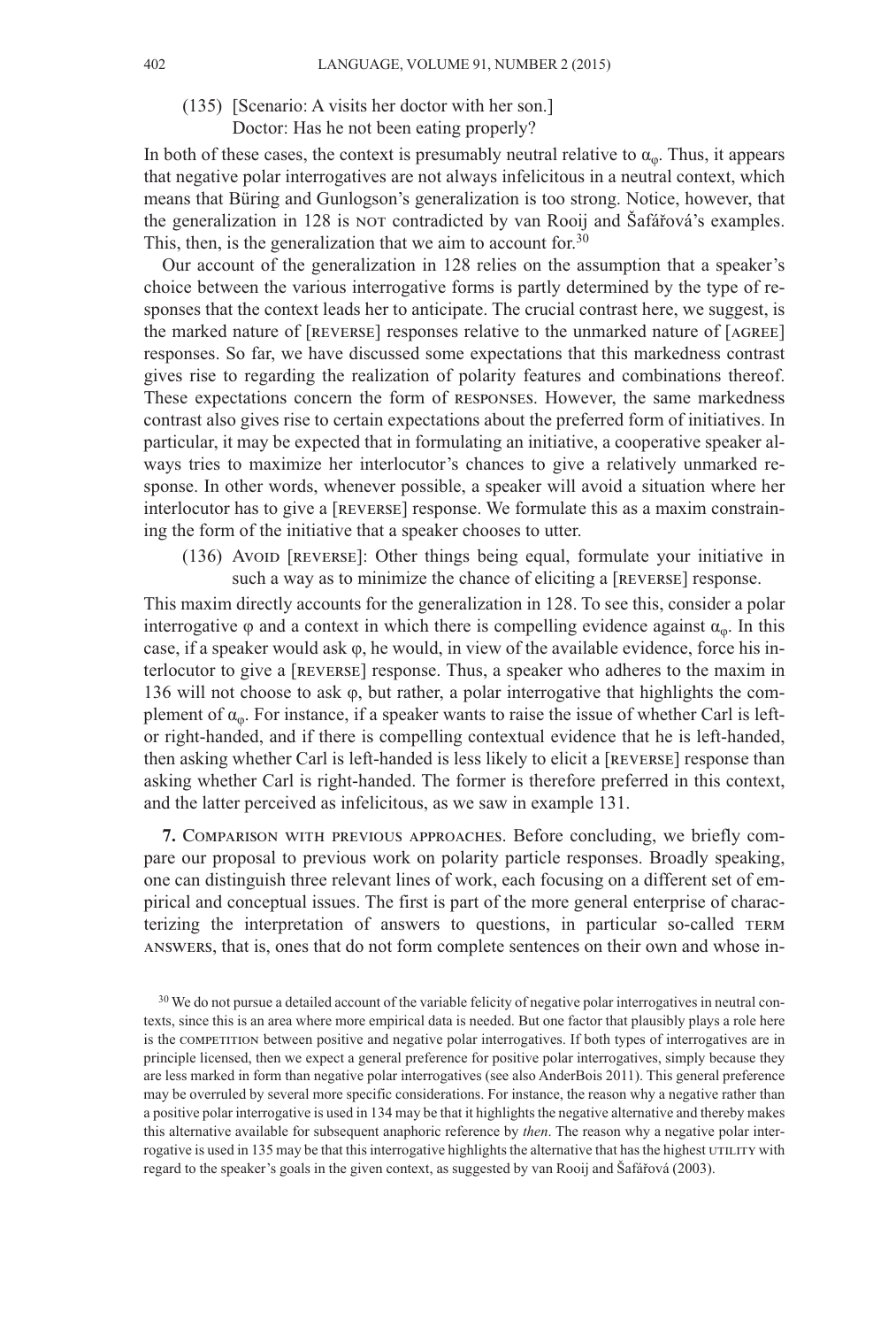(135) [Scenario: A visits her doctor with her son.]
Doctor: Has he not been eating properly?

In both of these cases, the context is presumably neutral relative to $\alpha_\varphi$. Thus, it appears that negative polar interrogatives are not always infelicitous in a neutral context, which means that Büring and Gunlogson's generalization is too strong. Notice, however, that the generalization in 128 is NOT contradicted by van Rooij and Šafářová's examples. This, then, is the generalization that we aim to account for.[30]

Our account of the generalization in 128 relies on the assumption that a speaker's choice between the various interrogative forms is partly determined by the type of responses that the context leads her to anticipate. The crucial contrast here, we suggest, is the marked nature of [REVERSE] responses relative to the unmarked nature of [AGREE] responses. So far, we have discussed some expectations that this markedness contrast gives rise to regarding the realization of polarity features and combinations thereof. These expectations concern the form of RESPONSES. However, the same markedness contrast also gives rise to certain expectations about the preferred form of initiatives. In particular, it may be expected that in formulating an initiative, a cooperative speaker always tries to maximize her interlocutor's chances to give a relatively unmarked response. In other words, whenever possible, a speaker will avoid a situation where her interlocutor has to give a [REVERSE] response. We formulate this as a maxim constraining the form of the initiative that a speaker chooses to utter.

(136) AVOID [REVERSE]: Other things being equal, formulate your initiative in such a way as to minimize the chance of eliciting a [REVERSE] response.

This maxim directly accounts for the generalization in 128. To see this, consider a polar interrogative $\varphi$ and a context in which there is compelling evidence against $\alpha_\varphi$. In this case, if a speaker would ask $\varphi$, he would, in view of the available evidence, force his interlocutor to give a [REVERSE] response. Thus, a speaker who adheres to the maxim in 136 will not choose to ask $\varphi$, but rather, a polar interrogative that highlights the complement of $\alpha_\varphi$. For instance, if a speaker wants to raise the issue of whether Carl is left- or right-handed, and if there is compelling contextual evidence that he is left-handed, then asking whether Carl is left-handed is less likely to elicit a [REVERSE] response than asking whether Carl is right-handed. The former is therefore preferred in this context, and the latter perceived as infelicitous, as we saw in example 131.

## 7. Comparison with previous approaches.

Before concluding, we briefly compare our proposal to previous work on polarity particle responses. Broadly speaking, one can distinguish three relevant lines of work, each focusing on a different set of empirical and conceptual issues. The first is part of the more general enterprise of characterizing the interpretation of answers to questions, in particular so-called TERM ANSWERS, that is, ones that do not form complete sentences on their own and whose in-

[30] We do not pursue a detailed account of the variable felicity of negative polar interrogatives in neutral contexts, since this is an area where more empirical data is needed. But one factor that plausibly plays a role here is the COMPETITION between positive and negative polar interrogatives. If both types of interrogatives are in principle licensed, then we expect a general preference for positive polar interrogatives, simply because they are less marked in form than negative polar interrogatives (see also AnderBois 2011). This general preference may be overruled by several more specific considerations. For instance, the reason why a negative rather than a positive polar interrogative is used in 134 may be that it highlights the negative alternative and thereby makes this alternative available for subsequent anaphoric reference by *then*. The reason why a negative polar interrogative is used in 135 may be that this interrogative highlights the alternative that has the highest UTILITY with regard to the speaker's goals in the given context, as suggested by van Rooij and Šafářová (2003).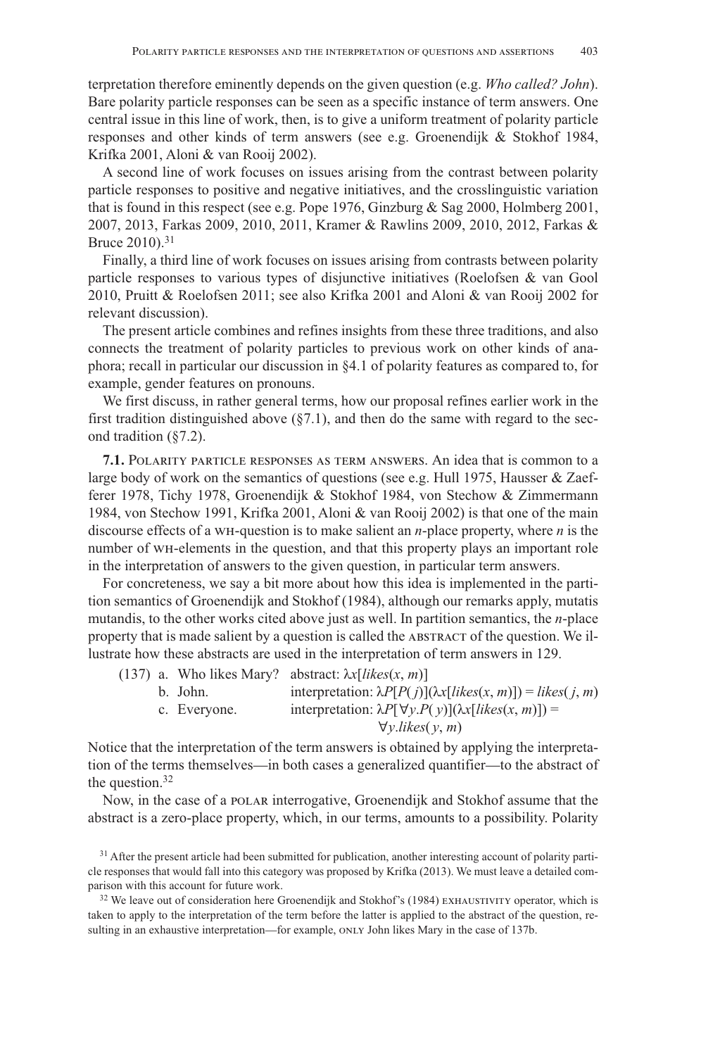terpretation therefore eminently depends on the given question (e.g. *Who called? John*). Bare polarity particle responses can be seen as a specific instance of term answers. One central issue in this line of work, then, is to give a uniform treatment of polarity particle responses and other kinds of term answers (see e.g. Groenendijk & Stokhof 1984, Krifka 2001, Aloni & van Rooij 2002).

A second line of work focuses on issues arising from the contrast between polarity particle responses to positive and negative initiatives, and the crosslinguistic variation that is found in this respect (see e.g. Pope 1976, Ginzburg & Sag 2000, Holmberg 2001, 2007, 2013, Farkas 2009, 2010, 2011, Kramer & Rawlins 2009, 2010, 2012, Farkas & Bruce 2010).[31]

Finally, a third line of work focuses on issues arising from contrasts between polarity particle responses to various types of disjunctive initiatives (Roelofsen & van Gool 2010, Pruitt & Roelofsen 2011; see also Krifka 2001 and Aloni & van Rooij 2002 for relevant discussion).

The present article combines and refines insights from these three traditions, and also connects the treatment of polarity particles to previous work on other kinds of anaphora; recall in particular our discussion in §4.1 of polarity features as compared to, for example, gender features on pronouns.

We first discuss, in rather general terms, how our proposal refines earlier work in the first tradition distinguished above (§7.1), and then do the same with regard to the second tradition (§7.2).

**7.1.** Polarity particle responses as term answers. An idea that is common to a large body of work on the semantics of questions (see e.g. Hull 1975, Hausser & Zaefferer 1978, Tichy 1978, Groenendijk & Stokhof 1984, von Stechow & Zimmermann 1984, von Stechow 1991, Krifka 2001, Aloni & van Rooij 2002) is that one of the main discourse effects of a wh-question is to make salient an *n*-place property, where *n* is the number of wh-elements in the question, and that this property plays an important role in the interpretation of answers to the given question, in particular term answers.

For concreteness, we say a bit more about how this idea is implemented in the partition semantics of Groenendijk and Stokhof (1984), although our remarks apply, mutatis mutandis, to the other works cited above just as well. In partition semantics, the *n*-place property that is made salient by a question is called the abstract of the question. We illustrate how these abstracts are used in the interpretation of term answers in 129.

(137) a. Who likes Mary? abstract: $\lambda x[likes(x, m)]$

b. John. interpretation: $\lambda P[P(j)](\lambda x[likes(x, m)]) = likes(j, m)$

c. Everyone. interpretation: $\lambda P[\forall y.P(y)](\lambda x[likes(x, m)]) = \forall y.likes(y, m)$

Notice that the interpretation of the term answers is obtained by applying the interpretation of the terms themselves—in both cases a generalized quantifier—to the abstract of the question.[32]

Now, in the case of a polar interrogative, Groenendijk and Stokhof assume that the abstract is a zero-place property, which, in our terms, amounts to a possibility. Polarity

[31] After the present article had been submitted for publication, another interesting account of polarity particle responses that would fall into this category was proposed by Krifka (2013). We must leave a detailed comparison with this account for future work.

[32] We leave out of consideration here Groenendijk and Stokhof's (1984) exhaustivity operator, which is taken to apply to the interpretation of the term before the latter is applied to the abstract of the question, resulting in an exhaustive interpretation—for example, only John likes Mary in the case of 137b.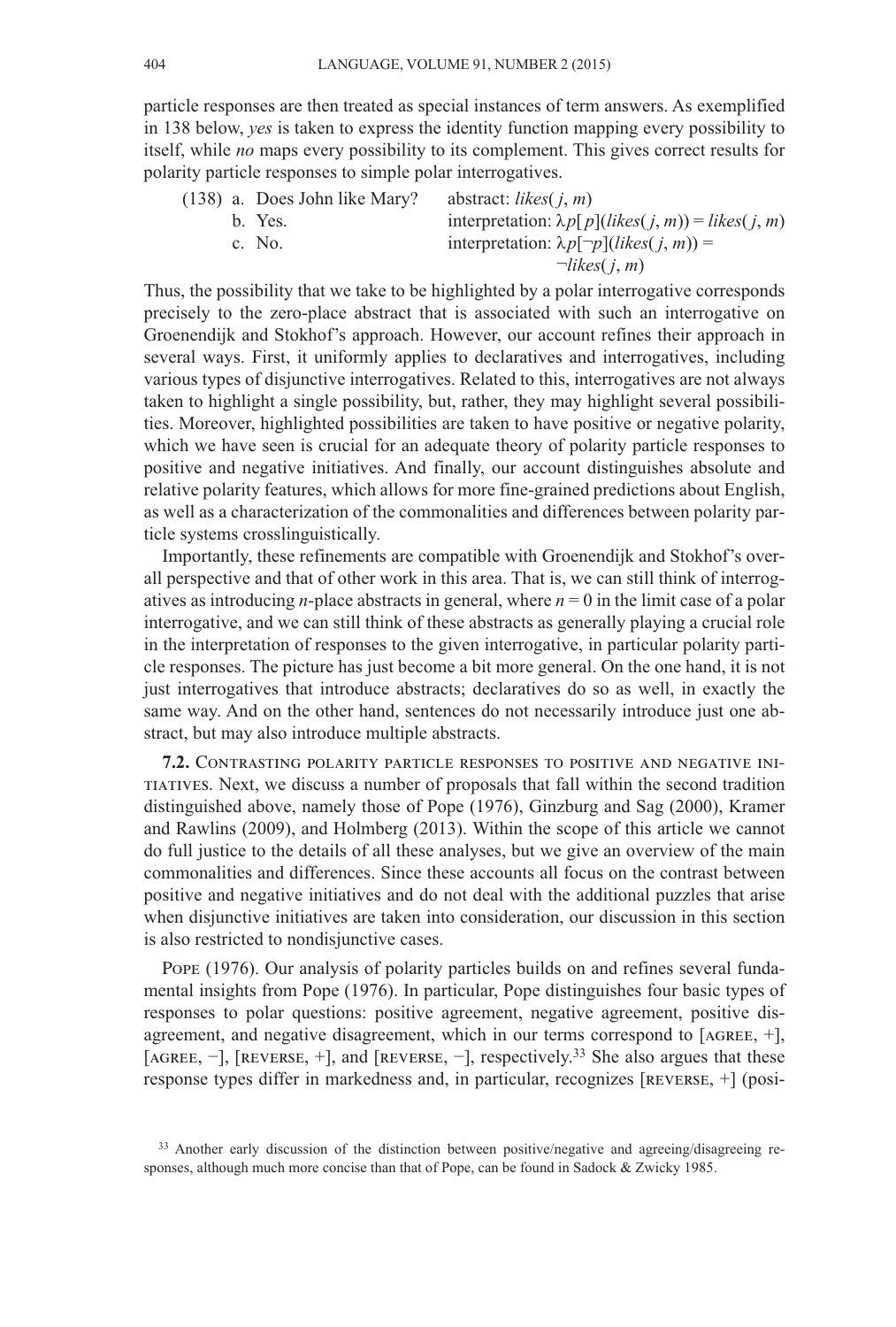particle responses are then treated as special instances of term answers. As exemplified in 138 below, *yes* is taken to express the identity function mapping every possibility to itself, while *no* maps every possibility to its complement. This gives correct results for polarity particle responses to simple polar interrogatives.

(138) a. Does John like Mary? abstract: $likes(j, m)$

b. Yes. interpretation: $\lambda p[p](likes(j, m)) = likes(j, m)$

c. No. interpretation: $\lambda p[\neg p](likes(j, m)) = \neg likes(j, m)$

Thus, the possibility that we take to be highlighted by a polar interrogative corresponds precisely to the zero-place abstract that is associated with such an interrogative on Groenendijk and Stokhof's approach. However, our account refines their approach in several ways. First, it uniformly applies to declaratives and interrogatives, including various types of disjunctive interrogatives. Related to this, interrogatives are not always taken to highlight a single possibility, but, rather, they may highlight several possibilities. Moreover, highlighted possibilities are taken to have positive or negative polarity, which we have seen is crucial for an adequate theory of polarity particle responses to positive and negative initiatives. And finally, our account distinguishes absolute and relative polarity features, which allows for more fine-grained predictions about English, as well as a characterization of the commonalities and differences between polarity particle systems crosslinguistically.

Importantly, these refinements are compatible with Groenendijk and Stokhof's overall perspective and that of other work in this area. That is, we can still think of interrogatives as introducing $n$-place abstracts in general, where $n = 0$ in the limit case of a polar interrogative, and we can still think of these abstracts as generally playing a crucial role in the interpretation of responses to the given interrogative, in particular polarity particle responses. The picture has just become a bit more general. On the one hand, it is not just interrogatives that introduce abstracts; declaratives do so as well, in exactly the same way. And on the other hand, sentences do not necessarily introduce just one abstract, but may also introduce multiple abstracts.

**7.2. Contrasting polarity particle responses to positive and negative initiatives.** Next, we discuss a number of proposals that fall within the second tradition distinguished above, namely those of Pope (1976), Ginzburg and Sag (2000), Kramer and Rawlins (2009), and Holmberg (2013). Within the scope of this article we cannot do full justice to the details of all these analyses, but we give an overview of the main commonalities and differences. Since these accounts all focus on the contrast between positive and negative initiatives and do not deal with the additional puzzles that arise when disjunctive initiatives are taken into consideration, our discussion in this section is also restricted to nondisjunctive cases.

Pope (1976). Our analysis of polarity particles builds on and refines several fundamental insights from Pope (1976). In particular, Pope distinguishes four basic types of responses to polar questions: positive agreement, negative agreement, positive disagreement, and negative disagreement, which in our terms correspond to [agree, +], [agree, −], [reverse, +], and [reverse, −], respectively.[33] She also argues that these response types differ in markedness and, in particular, recognizes [reverse, +] (posi-

[33] Another early discussion of the distinction between positive/negative and agreeing/disagreeing responses, although much more concise than that of Pope, can be found in Sadock & Zwicky 1985.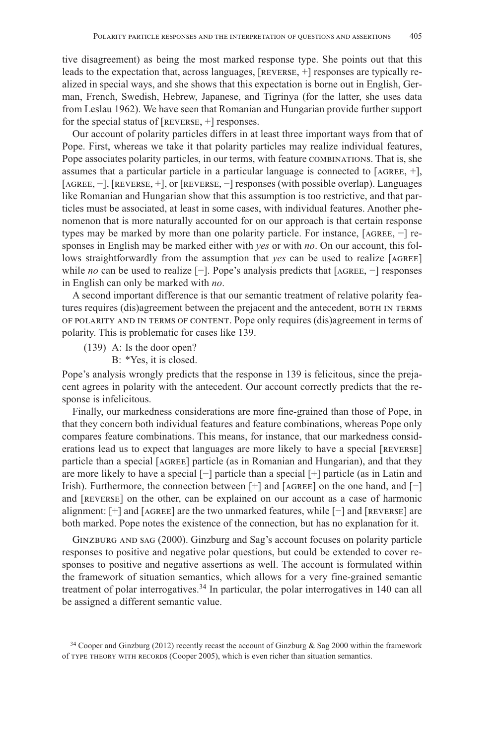tive disagreement) as being the most marked response type. She points out that this leads to the expectation that, across languages, [REVERSE, +] responses are typically realized in special ways, and she shows that this expectation is borne out in English, German, French, Swedish, Hebrew, Japanese, and Tigrinya (for the latter, she uses data from Leslau 1962). We have seen that Romanian and Hungarian provide further support for the special status of [REVERSE, +] responses.

Our account of polarity particles differs in at least three important ways from that of Pope. First, whereas we take it that polarity particles may realize individual features, Pope associates polarity particles, in our terms, with feature COMBINATIONS. That is, she assumes that a particular particle in a particular language is connected to [AGREE, +], [AGREE, −], [REVERSE, +], or [REVERSE, −] responses (with possible overlap). Languages like Romanian and Hungarian show that this assumption is too restrictive, and that particles must be associated, at least in some cases, with individual features. Another phenomenon that is more naturally accounted for on our approach is that certain response types may be marked by more than one polarity particle. For instance, [AGREE, −] responses in English may be marked either with *yes* or with *no*. On our account, this follows straightforwardly from the assumption that *yes* can be used to realize [AGREE] while *no* can be used to realize [−]. Pope's analysis predicts that [AGREE, −] responses in English can only be marked with *no*.

A second important difference is that our semantic treatment of relative polarity features requires (dis)agreement between the prejacent and the antecedent, BOTH IN TERMS OF POLARITY AND IN TERMS OF CONTENT. Pope only requires (dis)agreement in terms of polarity. This is problematic for cases like 139.

(139) A: Is the door open?
B: *Yes, it is closed.

Pope's analysis wrongly predicts that the response in 139 is felicitous, since the prejacent agrees in polarity with the antecedent. Our account correctly predicts that the response is infelicitous.

Finally, our markedness considerations are more fine-grained than those of Pope, in that they concern both individual features and feature combinations, whereas Pope only compares feature combinations. This means, for instance, that our markedness considerations lead us to expect that languages are more likely to have a special [REVERSE] particle than a special [AGREE] particle (as in Romanian and Hungarian), and that they are more likely to have a special [−] particle than a special [+] particle (as in Latin and Irish). Furthermore, the connection between [+] and [AGREE] on the one hand, and [−] and [REVERSE] on the other, can be explained on our account as a case of harmonic alignment: [+] and [AGREE] are the two unmarked features, while [−] and [REVERSE] are both marked. Pope notes the existence of the connection, but has no explanation for it.

GINZBURG AND SAG (2000). Ginzburg and Sag's account focuses on polarity particle responses to positive and negative polar questions, but could be extended to cover responses to positive and negative assertions as well. The account is formulated within the framework of situation semantics, which allows for a very fine-grained semantic treatment of polar interrogatives.[34] In particular, the polar interrogatives in 140 can all be assigned a different semantic value.

[34] Cooper and Ginzburg (2012) recently recast the account of Ginzburg & Sag 2000 within the framework of TYPE THEORY WITH RECORDS (Cooper 2005), which is even richer than situation semantics.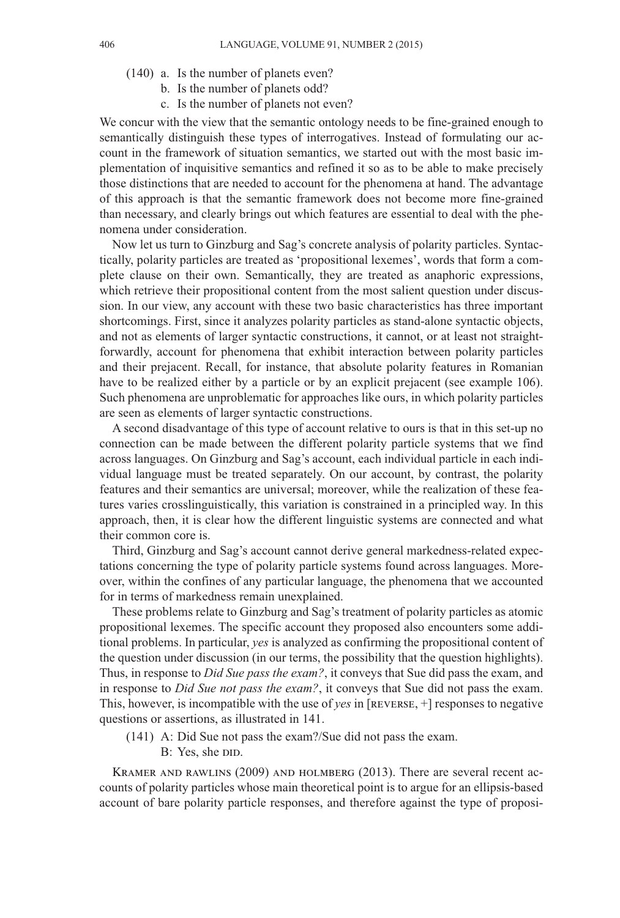(140) a. Is the number of planets even?
      b. Is the number of planets odd?
      c. Is the number of planets not even?

We concur with the view that the semantic ontology needs to be fine-grained enough to semantically distinguish these types of interrogatives. Instead of formulating our account in the framework of situation semantics, we started out with the most basic implementation of inquisitive semantics and refined it so as to be able to make precisely those distinctions that are needed to account for the phenomena at hand. The advantage of this approach is that the semantic framework does not become more fine-grained than necessary, and clearly brings out which features are essential to deal with the phenomena under consideration.

Now let us turn to Ginzburg and Sag's concrete analysis of polarity particles. Syntactically, polarity particles are treated as 'propositional lexemes', words that form a complete clause on their own. Semantically, they are treated as anaphoric expressions, which retrieve their propositional content from the most salient question under discussion. In our view, any account with these two basic characteristics has three important shortcomings. First, since it analyzes polarity particles as stand-alone syntactic objects, and not as elements of larger syntactic constructions, it cannot, or at least not straightforwardly, account for phenomena that exhibit interaction between polarity particles and their prejacent. Recall, for instance, that absolute polarity features in Romanian have to be realized either by a particle or by an explicit prejacent (see example 106). Such phenomena are unproblematic for approaches like ours, in which polarity particles are seen as elements of larger syntactic constructions.

A second disadvantage of this type of account relative to ours is that in this set-up no connection can be made between the different polarity particle systems that we find across languages. On Ginzburg and Sag's account, each individual particle in each individual language must be treated separately. On our account, by contrast, the polarity features and their semantics are universal; moreover, while the realization of these features varies crosslinguistically, this variation is constrained in a principled way. In this approach, then, it is clear how the different linguistic systems are connected and what their common core is.

Third, Ginzburg and Sag's account cannot derive general markedness-related expectations concerning the type of polarity particle systems found across languages. Moreover, within the confines of any particular language, the phenomena that we accounted for in terms of markedness remain unexplained.

These problems relate to Ginzburg and Sag's treatment of polarity particles as atomic propositional lexemes. The specific account they proposed also encounters some additional problems. In particular, *yes* is analyzed as confirming the propositional content of the question under discussion (in our terms, the possibility that the question highlights). Thus, in response to *Did Sue pass the exam?*, it conveys that Sue did pass the exam, and in response to *Did Sue not pass the exam?*, it conveys that Sue did not pass the exam. This, however, is incompatible with the use of *yes* in [REVERSE, +] responses to negative questions or assertions, as illustrated in 141.

(141) A: Did Sue not pass the exam?/Sue did not pass the exam.
      B: Yes, she DID.

KRAMER AND RAWLINS (2009) AND HOLMBERG (2013). There are several recent accounts of polarity particles whose main theoretical point is to argue for an ellipsis-based account of bare polarity particle responses, and therefore against the type of proposi-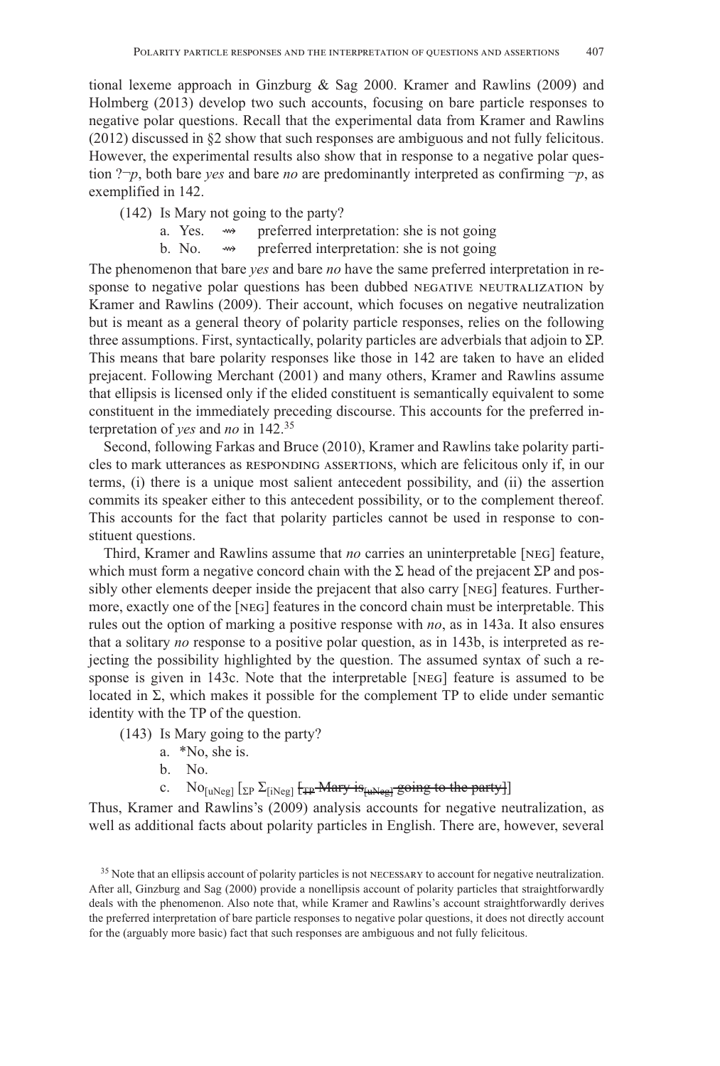tional lexeme approach in Ginzburg & Sag 2000. Kramer and Rawlins (2009) and Holmberg (2013) develop two such accounts, focusing on bare particle responses to negative polar questions. Recall that the experimental data from Kramer and Rawlins (2012) discussed in §2 show that such responses are ambiguous and not fully felicitous. However, the experimental results also show that in response to a negative polar question $?\neg p$, both bare *yes* and bare *no* are predominantly interpreted as confirming $\neg p$, as exemplified in 142.

(142) Is Mary not going to the party?
   a. Yes. ⇝ preferred interpretation: she is not going
   b. No. ⇝ preferred interpretation: she is not going

The phenomenon that bare *yes* and bare *no* have the same preferred interpretation in response to negative polar questions has been dubbed NEGATIVE NEUTRALIZATION by Kramer and Rawlins (2009). Their account, which focuses on negative neutralization but is meant as a general theory of polarity particle responses, relies on the following three assumptions. First, syntactically, polarity particles are adverbials that adjoin to ΣP. This means that bare polarity responses like those in 142 are taken to have an elided prejacent. Following Merchant (2001) and many others, Kramer and Rawlins assume that ellipsis is licensed only if the elided constituent is semantically equivalent to some constituent in the immediately preceding discourse. This accounts for the preferred interpretation of *yes* and *no* in 142.[35]

Second, following Farkas and Bruce (2010), Kramer and Rawlins take polarity particles to mark utterances as RESPONDING ASSERTIONS, which are felicitous only if, in our terms, (i) there is a unique most salient antecedent possibility, and (ii) the assertion commits its speaker either to this antecedent possibility, or to the complement thereof. This accounts for the fact that polarity particles cannot be used in response to constituent questions.

Third, Kramer and Rawlins assume that *no* carries an uninterpretable [NEG] feature, which must form a negative concord chain with the Σ head of the prejacent ΣP and possibly other elements deeper inside the prejacent that also carry [NEG] features. Furthermore, exactly one of the [NEG] features in the concord chain must be interpretable. This rules out the option of marking a positive response with *no*, as in 143a. It also ensures that a solitary *no* response to a positive polar question, as in 143b, is interpreted as rejecting the possibility highlighted by the question. The assumed syntax of such a response is given in 143c. Note that the interpretable [NEG] feature is assumed to be located in Σ, which makes it possible for the complement TP to elide under semantic identity with the TP of the question.

(143) Is Mary going to the party?
   a. \*No, she is.
   b. No.
   c. $\text{No}_{[\text{uNeg}]}$ $[_{\Sigma P}$ $\Sigma_{[\text{iNeg}]}$ ~~$[_{TP}$ Mary $\text{is}_{[\text{uNeg}]}$ going to the party$]$~~$]$

Thus, Kramer and Rawlins's (2009) analysis accounts for negative neutralization, as well as additional facts about polarity particles in English. There are, however, several

[35] Note that an ellipsis account of polarity particles is not NECESSARY to account for negative neutralization. After all, Ginzburg and Sag (2000) provide a nonellipsis account of polarity particles that straightforwardly deals with the phenomenon. Also note that, while Kramer and Rawlins's account straightforwardly derives the preferred interpretation of bare particle responses to negative polar questions, it does not directly account for the (arguably more basic) fact that such responses are ambiguous and not fully felicitous.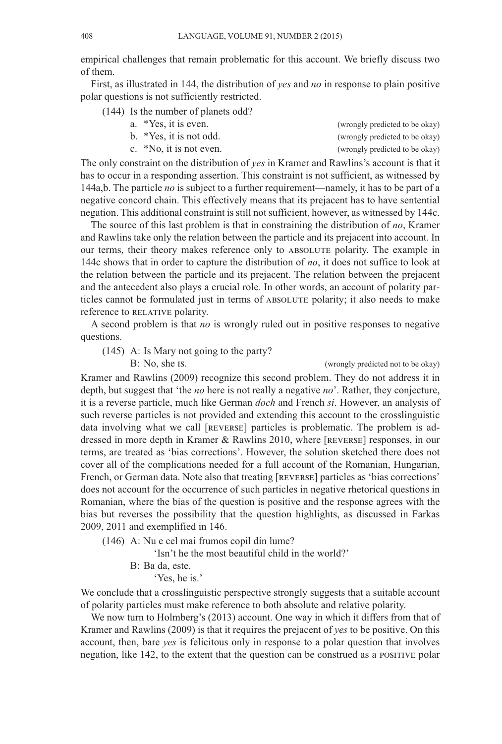empirical challenges that remain problematic for this account. We briefly discuss two of them.

First, as illustrated in 144, the distribution of *yes* and *no* in response to plain positive polar questions is not sufficiently restricted.

(144) Is the number of planets odd?

a. *Yes, it is even. (wrongly predicted to be okay)

b. *Yes, it is not odd. (wrongly predicted to be okay)

c. *No, it is not even. (wrongly predicted to be okay)

The only constraint on the distribution of *yes* in Kramer and Rawlins's account is that it has to occur in a responding assertion. This constraint is not sufficient, as witnessed by 144a,b. The particle *no* is subject to a further requirement—namely, it has to be part of a negative concord chain. This effectively means that its prejacent has to have sentential negation. This additional constraint is still not sufficient, however, as witnessed by 144c.

The source of this last problem is that in constraining the distribution of *no*, Kramer and Rawlins take only the relation between the particle and its prejacent into account. In our terms, their theory makes reference only to ABSOLUTE polarity. The example in 144c shows that in order to capture the distribution of *no*, it does not suffice to look at the relation between the particle and its prejacent. The relation between the prejacent and the antecedent also plays a crucial role. In other words, an account of polarity particles cannot be formulated just in terms of ABSOLUTE polarity; it also needs to make reference to RELATIVE polarity.

A second problem is that *no* is wrongly ruled out in positive responses to negative questions.

(145) A: Is Mary not going to the party?

B: No, she IS. (wrongly predicted not to be okay)

Kramer and Rawlins (2009) recognize this second problem. They do not address it in depth, but suggest that 'the *no* here is not really a negative *no*'. Rather, they conjecture, it is a reverse particle, much like German *doch* and French *si*. However, an analysis of such reverse particles is not provided and extending this account to the crosslinguistic data involving what we call [REVERSE] particles is problematic. The problem is addressed in more depth in Kramer & Rawlins 2010, where [REVERSE] responses, in our terms, are treated as 'bias corrections'. However, the solution sketched there does not cover all of the complications needed for a full account of the Romanian, Hungarian, French, or German data. Note also that treating [REVERSE] particles as 'bias corrections' does not account for the occurrence of such particles in negative rhetorical questions in Romanian, where the bias of the question is positive and the response agrees with the bias but reverses the possibility that the question highlights, as discussed in Farkas 2009, 2011 and exemplified in 146.

(146) A: Nu e cel mai frumos copil din lume?

'Isn't he the most beautiful child in the world?'

B: Ba da, este.

'Yes, he is.'

We conclude that a crosslinguistic perspective strongly suggests that a suitable account of polarity particles must make reference to both absolute and relative polarity.

We now turn to Holmberg's (2013) account. One way in which it differs from that of Kramer and Rawlins (2009) is that it requires the prejacent of *yes* to be positive. On this account, then, bare *yes* is felicitous only in response to a polar question that involves negation, like 142, to the extent that the question can be construed as a POSITIVE polar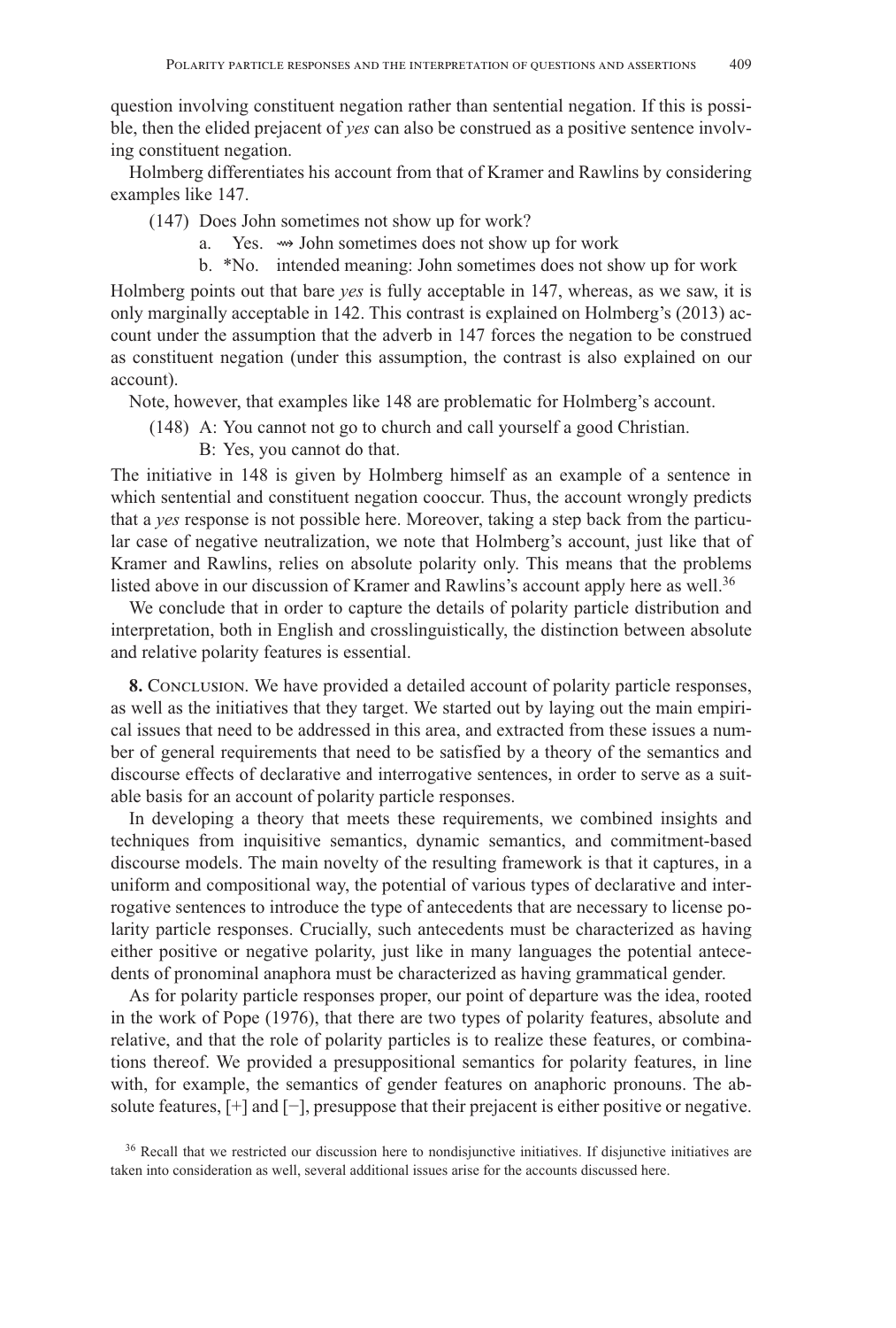question involving constituent negation rather than sentential negation. If this is possible, then the elided prejacent of *yes* can also be construed as a positive sentence involving constituent negation.

Holmberg differentiates his account from that of Kramer and Rawlins by considering examples like 147.

(147) Does John sometimes not show up for work?

a. Yes. ⇝ John sometimes does not show up for work

b. *No. intended meaning: John sometimes does not show up for work

Holmberg points out that bare *yes* is fully acceptable in 147, whereas, as we saw, it is only marginally acceptable in 142. This contrast is explained on Holmberg's (2013) account under the assumption that the adverb in 147 forces the negation to be construed as constituent negation (under this assumption, the contrast is also explained on our account).

Note, however, that examples like 148 are problematic for Holmberg's account.

(148) A: You cannot not go to church and call yourself a good Christian.

B: Yes, you cannot do that.

The initiative in 148 is given by Holmberg himself as an example of a sentence in which sentential and constituent negation cooccur. Thus, the account wrongly predicts that a *yes* response is not possible here. Moreover, taking a step back from the particular case of negative neutralization, we note that Holmberg's account, just like that of Kramer and Rawlins, relies on absolute polarity only. This means that the problems listed above in our discussion of Kramer and Rawlins's account apply here as well.[36]

We conclude that in order to capture the details of polarity particle distribution and interpretation, both in English and crosslinguistically, the distinction between absolute and relative polarity features is essential.

**8.** Conclusion. We have provided a detailed account of polarity particle responses, as well as the initiatives that they target. We started out by laying out the main empirical issues that need to be addressed in this area, and extracted from these issues a number of general requirements that need to be satisfied by a theory of the semantics and discourse effects of declarative and interrogative sentences, in order to serve as a suitable basis for an account of polarity particle responses.

In developing a theory that meets these requirements, we combined insights and techniques from inquisitive semantics, dynamic semantics, and commitment-based discourse models. The main novelty of the resulting framework is that it captures, in a uniform and compositional way, the potential of various types of declarative and interrogative sentences to introduce the type of antecedents that are necessary to license polarity particle responses. Crucially, such antecedents must be characterized as having either positive or negative polarity, just like in many languages the potential antecedents of pronominal anaphora must be characterized as having grammatical gender.

As for polarity particle responses proper, our point of departure was the idea, rooted in the work of Pope (1976), that there are two types of polarity features, absolute and relative, and that the role of polarity particles is to realize these features, or combinations thereof. We provided a presuppositional semantics for polarity features, in line with, for example, the semantics of gender features on anaphoric pronouns. The absolute features, [+] and [−], presuppose that their prejacent is either positive or negative.

[36] Recall that we restricted our discussion here to nondisjunctive initiatives. If disjunctive initiatives are taken into consideration as well, several additional issues arise for the accounts discussed here.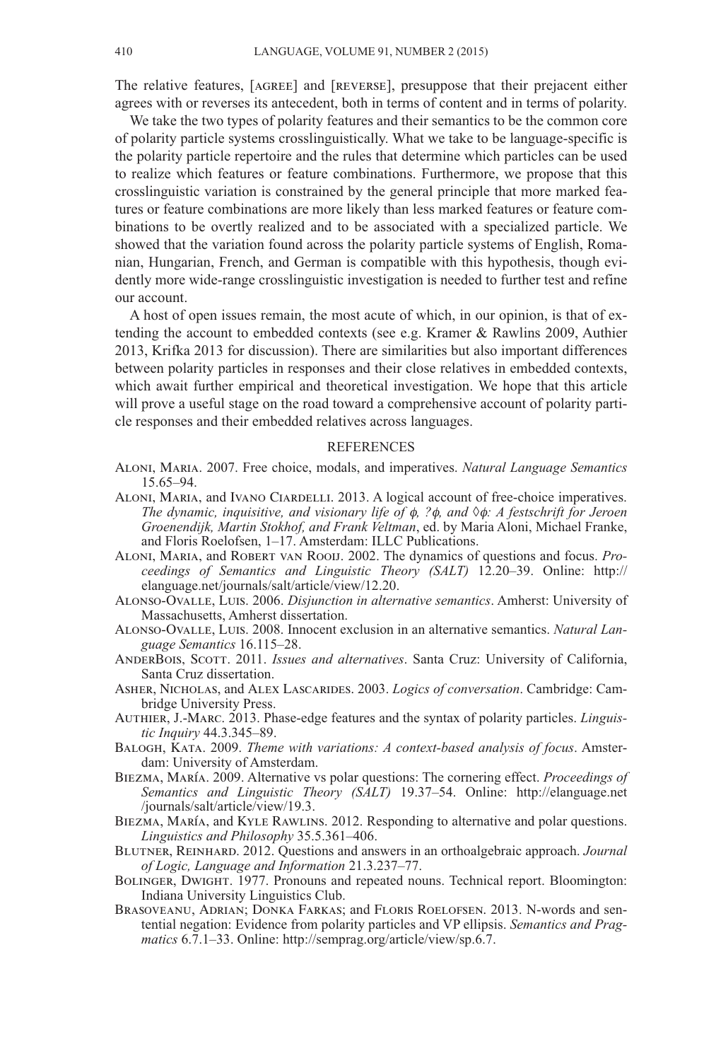The relative features, [AGREE] and [REVERSE], presuppose that their prejacent either agrees with or reverses its antecedent, both in terms of content and in terms of polarity.

We take the two types of polarity features and their semantics to be the common core of polarity particle systems crosslinguistically. What we take to be language-specific is the polarity particle repertoire and the rules that determine which particles can be used to realize which features or feature combinations. Furthermore, we propose that this crosslinguistic variation is constrained by the general principle that more marked features or feature combinations are more likely than less marked features or feature combinations to be overtly realized and to be associated with a specialized particle. We showed that the variation found across the polarity particle systems of English, Romanian, Hungarian, French, and German is compatible with this hypothesis, though evidently more wide-range crosslinguistic investigation is needed to further test and refine our account.

A host of open issues remain, the most acute of which, in our opinion, is that of extending the account to embedded contexts (see e.g. Kramer & Rawlins 2009, Authier 2013, Krifka 2013 for discussion). There are similarities but also important differences between polarity particles in responses and their close relatives in embedded contexts, which await further empirical and theoretical investigation. We hope that this article will prove a useful stage on the road toward a comprehensive account of polarity particle responses and their embedded relatives across languages.

## REFERENCES

ALONI, MARIA. 2007. Free choice, modals, and imperatives. *Natural Language Semantics* 15.65–94.

ALONI, MARIA, and IVANO CIARDELLI. 2013. A logical account of free-choice imperatives. *The dynamic, inquisitive, and visionary life of $\phi$, $?\phi$, and $\Diamond\phi$: A festschrift for Jeroen Groenendijk, Martin Stokhof, and Frank Veltman*, ed. by Maria Aloni, Michael Franke, and Floris Roelofsen, 1–17. Amsterdam: ILLC Publications.

ALONI, MARIA, and ROBERT VAN ROOIJ. 2002. The dynamics of questions and focus. *Proceedings of Semantics and Linguistic Theory (SALT)* 12.20–39. Online: http://elanguage.net/journals/salt/article/view/12.20.

ALONSO-OVALLE, LUIS. 2006. *Disjunction in alternative semantics*. Amherst: University of Massachusetts, Amherst dissertation.

ALONSO-OVALLE, LUIS. 2008. Innocent exclusion in an alternative semantics. *Natural Language Semantics* 16.115–28.

ANDERBOIS, SCOTT. 2011. *Issues and alternatives*. Santa Cruz: University of California, Santa Cruz dissertation.

ASHER, NICHOLAS, and ALEX LASCARIDES. 2003. *Logics of conversation*. Cambridge: Cambridge University Press.

AUTHIER, J.-MARC. 2013. Phase-edge features and the syntax of polarity particles. *Linguistic Inquiry* 44.3.345–89.

BALOGH, KATA. 2009. *Theme with variations: A context-based analysis of focus*. Amsterdam: University of Amsterdam.

BIEZMA, MARÍA. 2009. Alternative vs polar questions: The cornering effect. *Proceedings of Semantics and Linguistic Theory (SALT)* 19.37–54. Online: http://elanguage.net/journals/salt/article/view/19.3.

BIEZMA, MARÍA, and KYLE RAWLINS. 2012. Responding to alternative and polar questions. *Linguistics and Philosophy* 35.5.361–406.

BLUTNER, REINHARD. 2012. Questions and answers in an orthoalgebraic approach. *Journal of Logic, Language and Information* 21.3.237–77.

BOLINGER, DWIGHT. 1977. Pronouns and repeated nouns. Technical report. Bloomington: Indiana University Linguistics Club.

BRASOVEANU, ADRIAN; DONKA FARKAS; and FLORIS ROELOFSEN. 2013. N-words and sentential negation: Evidence from polarity particles and VP ellipsis. *Semantics and Pragmatics* 6.7.1–33. Online: http://semprag.org/article/view/sp.6.7.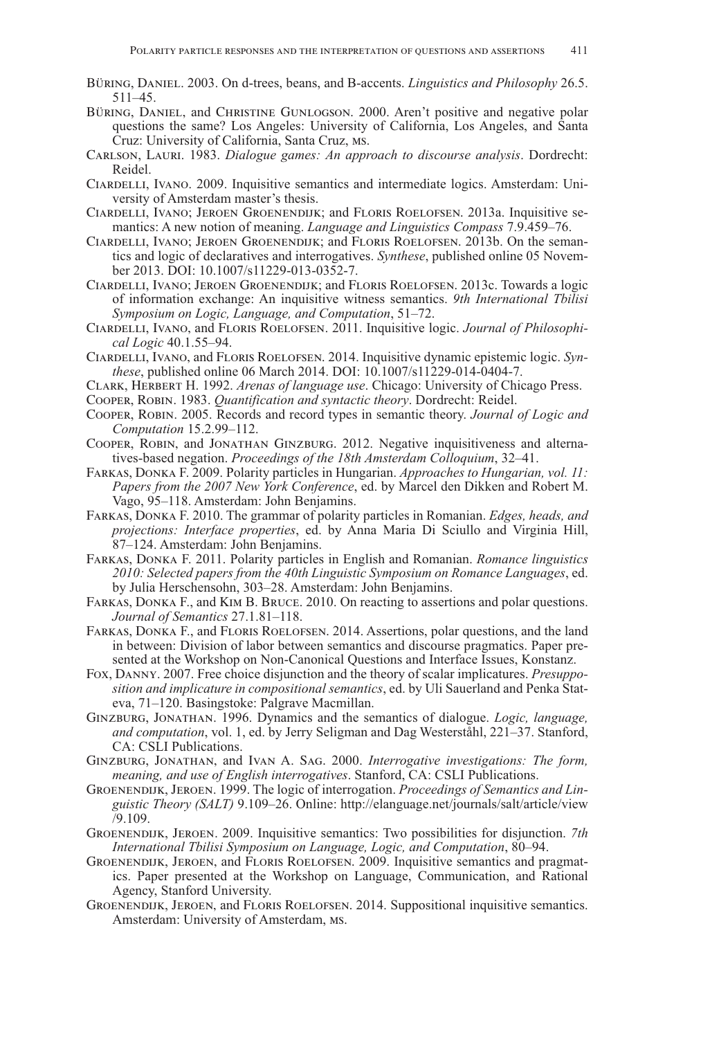Büring, Daniel. 2003. On d-trees, beans, and B-accents. *Linguistics and Philosophy* 26.5. 511–45.

Büring, Daniel, and Christine Gunlogson. 2000. Aren't positive and negative polar questions the same? Los Angeles: University of California, Los Angeles, and Santa Cruz: University of California, Santa Cruz, ms.

Carlson, Lauri. 1983. *Dialogue games: An approach to discourse analysis*. Dordrecht: Reidel.

Ciardelli, Ivano. 2009. Inquisitive semantics and intermediate logics. Amsterdam: University of Amsterdam master's thesis.

Ciardelli, Ivano; Jeroen Groenendijk; and Floris Roelofsen. 2013a. Inquisitive semantics: A new notion of meaning. *Language and Linguistics Compass* 7.9.459–76.

Ciardelli, Ivano; Jeroen Groenendijk; and Floris Roelofsen. 2013b. On the semantics and logic of declaratives and interrogatives. *Synthese*, published online 05 November 2013. DOI: 10.1007/s11229-013-0352-7.

Ciardelli, Ivano; Jeroen Groenendijk; and Floris Roelofsen. 2013c. Towards a logic of information exchange: An inquisitive witness semantics. *9th International Tbilisi Symposium on Logic, Language, and Computation*, 51–72.

Ciardelli, Ivano, and Floris Roelofsen. 2011. Inquisitive logic. *Journal of Philosophical Logic* 40.1.55–94.

Ciardelli, Ivano, and Floris Roelofsen. 2014. Inquisitive dynamic epistemic logic. *Synthese*, published online 06 March 2014. DOI: 10.1007/s11229-014-0404-7.

Clark, Herbert H. 1992. *Arenas of language use*. Chicago: University of Chicago Press.

Cooper, Robin. 1983. *Quantification and syntactic theory*. Dordrecht: Reidel.

Cooper, Robin. 2005. Records and record types in semantic theory. *Journal of Logic and Computation* 15.2.99–112.

Cooper, Robin, and Jonathan Ginzburg. 2012. Negative inquisitiveness and alternatives-based negation. *Proceedings of the 18th Amsterdam Colloquium*, 32–41.

Farkas, Donka F. 2009. Polarity particles in Hungarian. *Approaches to Hungarian, vol. 11: Papers from the 2007 New York Conference*, ed. by Marcel den Dikken and Robert M. Vago, 95–118. Amsterdam: John Benjamins.

Farkas, Donka F. 2010. The grammar of polarity particles in Romanian. *Edges, heads, and projections: Interface properties*, ed. by Anna Maria Di Sciullo and Virginia Hill, 87–124. Amsterdam: John Benjamins.

Farkas, Donka F. 2011. Polarity particles in English and Romanian. *Romance linguistics 2010: Selected papers from the 40th Linguistic Symposium on Romance Languages*, ed. by Julia Herschensohn, 303–28. Amsterdam: John Benjamins.

Farkas, Donka F., and Kim B. Bruce. 2010. On reacting to assertions and polar questions. *Journal of Semantics* 27.1.81–118.

Farkas, Donka F., and Floris Roelofsen. 2014. Assertions, polar questions, and the land in between: Division of labor between semantics and discourse pragmatics. Paper presented at the Workshop on Non-Canonical Questions and Interface Issues, Konstanz.

Fox, Danny. 2007. Free choice disjunction and the theory of scalar implicatures. *Presupposition and implicature in compositional semantics*, ed. by Uli Sauerland and Penka Stateva, 71–120. Basingstoke: Palgrave Macmillan.

Ginzburg, Jonathan. 1996. Dynamics and the semantics of dialogue. *Logic, language, and computation*, vol. 1, ed. by Jerry Seligman and Dag Westerståhl, 221–37. Stanford, CA: CSLI Publications.

Ginzburg, Jonathan, and Ivan A. Sag. 2000. *Interrogative investigations: The form, meaning, and use of English interrogatives*. Stanford, CA: CSLI Publications.

Groenendijk, Jeroen. 1999. The logic of interrogation. *Proceedings of Semantics and Linguistic Theory (SALT)* 9.109–26. Online: http://elanguage.net/journals/salt/article/view/9.109.

Groenendijk, Jeroen. 2009. Inquisitive semantics: Two possibilities for disjunction. *7th International Tbilisi Symposium on Language, Logic, and Computation*, 80–94.

Groenendijk, Jeroen, and Floris Roelofsen. 2009. Inquisitive semantics and pragmatics. Paper presented at the Workshop on Language, Communication, and Rational Agency, Stanford University.

Groenendijk, Jeroen, and Floris Roelofsen. 2014. Suppositional inquisitive semantics. Amsterdam: University of Amsterdam, ms.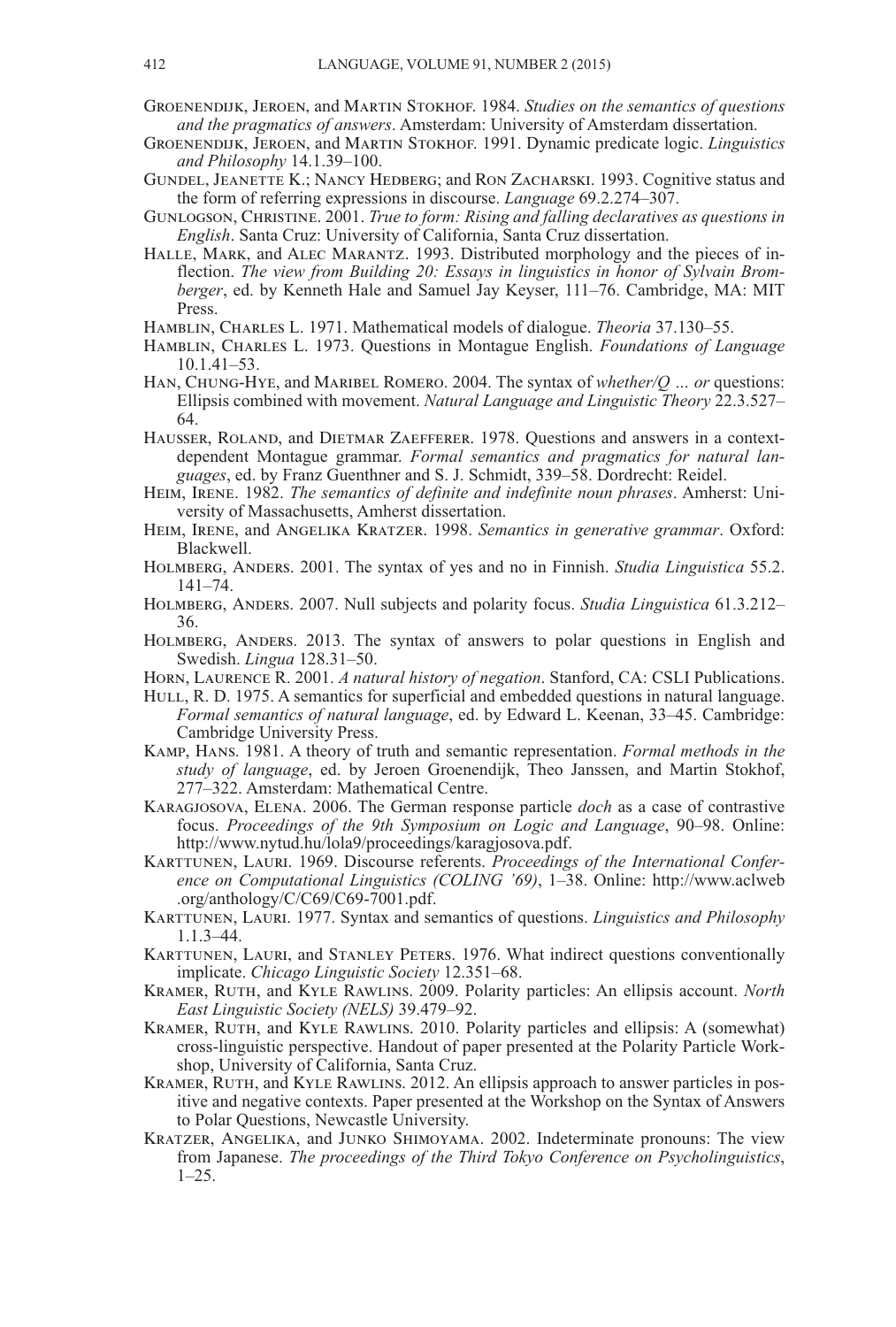Groenendijk, Jeroen, and Martin Stokhof. 1984. *Studies on the semantics of questions and the pragmatics of answers*. Amsterdam: University of Amsterdam dissertation.

Groenendijk, Jeroen, and Martin Stokhof. 1991. Dynamic predicate logic. *Linguistics and Philosophy* 14.1.39–100.

Gundel, Jeanette K.; Nancy Hedberg; and Ron Zacharski. 1993. Cognitive status and the form of referring expressions in discourse. *Language* 69.2.274–307.

Gunlogson, Christine. 2001. *True to form: Rising and falling declaratives as questions in English*. Santa Cruz: University of California, Santa Cruz dissertation.

Halle, Mark, and Alec Marantz. 1993. Distributed morphology and the pieces of inflection. *The view from Building 20: Essays in linguistics in honor of Sylvain Bromberger*, ed. by Kenneth Hale and Samuel Jay Keyser, 111–76. Cambridge, MA: MIT Press.

Hamblin, Charles L. 1971. Mathematical models of dialogue. *Theoria* 37.130–55.

Hamblin, Charles L. 1973. Questions in Montague English. *Foundations of Language* 10.1.41–53.

Han, Chung-Hye, and Maribel Romero. 2004. The syntax of *whether/Q ... or* questions: Ellipsis combined with movement. *Natural Language and Linguistic Theory* 22.3.527–64.

Hausser, Roland, and Dietmar Zaefferer. 1978. Questions and answers in a context-dependent Montague grammar. *Formal semantics and pragmatics for natural languages*, ed. by Franz Guenthner and S. J. Schmidt, 339–58. Dordrecht: Reidel.

Heim, Irene. 1982. *The semantics of definite and indefinite noun phrases*. Amherst: University of Massachusetts, Amherst dissertation.

Heim, Irene, and Angelika Kratzer. 1998. *Semantics in generative grammar*. Oxford: Blackwell.

Holmberg, Anders. 2001. The syntax of yes and no in Finnish. *Studia Linguistica* 55.2. 141–74.

Holmberg, Anders. 2007. Null subjects and polarity focus. *Studia Linguistica* 61.3.212–36.

Holmberg, Anders. 2013. The syntax of answers to polar questions in English and Swedish. *Lingua* 128.31–50.

Horn, Laurence R. 2001. *A natural history of negation*. Stanford, CA: CSLI Publications.

Hull, R. D. 1975. A semantics for superficial and embedded questions in natural language. *Formal semantics of natural language*, ed. by Edward L. Keenan, 33–45. Cambridge: Cambridge University Press.

Kamp, Hans. 1981. A theory of truth and semantic representation. *Formal methods in the study of language*, ed. by Jeroen Groenendijk, Theo Janssen, and Martin Stokhof, 277–322. Amsterdam: Mathematical Centre.

Karagjosova, Elena. 2006. The German response particle *doch* as a case of contrastive focus. *Proceedings of the 9th Symposium on Logic and Language*, 90–98. Online: http://www.nytud.hu/lola9/proceedings/karagjosova.pdf.

Karttunen, Lauri. 1969. Discourse referents. *Proceedings of the International Conference on Computational Linguistics (COLING '69)*, 1–38. Online: http://www.aclweb.org/anthology/C/C69/C69-7001.pdf.

Karttunen, Lauri. 1977. Syntax and semantics of questions. *Linguistics and Philosophy* 1.1.3–44.

Karttunen, Lauri, and Stanley Peters. 1976. What indirect questions conventionally implicate. *Chicago Linguistic Society* 12.351–68.

Kramer, Ruth, and Kyle Rawlins. 2009. Polarity particles: An ellipsis account. *North East Linguistic Society (NELS)* 39.479–92.

Kramer, Ruth, and Kyle Rawlins. 2010. Polarity particles and ellipsis: A (somewhat) cross-linguistic perspective. Handout of paper presented at the Polarity Particle Workshop, University of California, Santa Cruz.

Kramer, Ruth, and Kyle Rawlins. 2012. An ellipsis approach to answer particles in positive and negative contexts. Paper presented at the Workshop on the Syntax of Answers to Polar Questions, Newcastle University.

Kratzer, Angelika, and Junko Shimoyama. 2002. Indeterminate pronouns: The view from Japanese. *The proceedings of the Third Tokyo Conference on Psycholinguistics*, 1–25.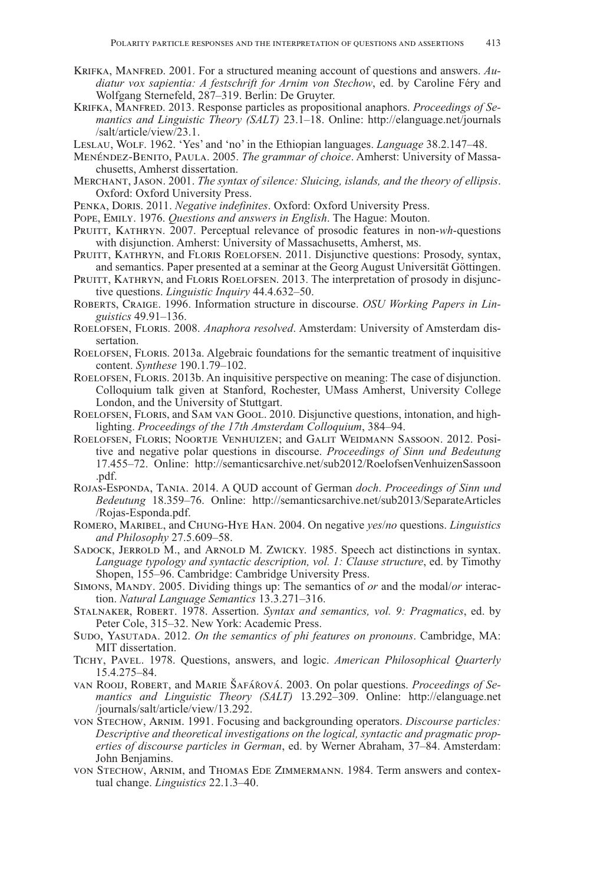Krifka, Manfred. 2001. For a structured meaning account of questions and answers. *Audiatur vox sapientia: A festschrift for Arnim von Stechow*, ed. by Caroline Féry and Wolfgang Sternefeld, 287–319. Berlin: De Gruyter.

Krifka, Manfred. 2013. Response particles as propositional anaphors. *Proceedings of Semantics and Linguistic Theory (SALT)* 23.1–18. Online: http://elanguage.net/journals/salt/article/view/23.1.

Leslau, Wolf. 1962. 'Yes' and 'no' in the Ethiopian languages. *Language* 38.2.147–48.

Menéndez-Benito, Paula. 2005. *The grammar of choice*. Amherst: University of Massachusetts, Amherst dissertation.

Merchant, Jason. 2001. *The syntax of silence: Sluicing, islands, and the theory of ellipsis*. Oxford: Oxford University Press.

Penka, Doris. 2011. *Negative indefinites*. Oxford: Oxford University Press.

Pope, Emily. 1976. *Questions and answers in English*. The Hague: Mouton.

Pruitt, Kathryn. 2007. Perceptual relevance of prosodic features in non-*wh*-questions with disjunction. Amherst: University of Massachusetts, Amherst, ms.

Pruitt, Kathryn, and Floris Roelofsen. 2011. Disjunctive questions: Prosody, syntax, and semantics. Paper presented at a seminar at the Georg August Universität Göttingen.

Pruitt, Kathryn, and Floris Roelofsen. 2013. The interpretation of prosody in disjunctive questions. *Linguistic Inquiry* 44.4.632–50.

Roberts, Craige. 1996. Information structure in discourse. *OSU Working Papers in Linguistics* 49.91–136.

Roelofsen, Floris. 2008. *Anaphora resolved*. Amsterdam: University of Amsterdam dissertation.

Roelofsen, Floris. 2013a. Algebraic foundations for the semantic treatment of inquisitive content. *Synthese* 190.1.79–102.

Roelofsen, Floris. 2013b. An inquisitive perspective on meaning: The case of disjunction. Colloquium talk given at Stanford, Rochester, UMass Amherst, University College London, and the University of Stuttgart.

Roelofsen, Floris, and Sam van Gool. 2010. Disjunctive questions, intonation, and highlighting. *Proceedings of the 17th Amsterdam Colloquium*, 384–94.

Roelofsen, Floris; Noortje Venhuizen; and Galit Weidmann Sassoon. 2012. Positive and negative polar questions in discourse. *Proceedings of Sinn und Bedeutung* 17.455–72. Online: http://semanticsarchive.net/sub2012/RoelofsenVenhuizenSassoon.pdf.

Rojas-Esponda, Tania. 2014. A QUD account of German *doch*. *Proceedings of Sinn und Bedeutung* 18.359–76. Online: http://semanticsarchive.net/sub2013/SeparateArticles/Rojas-Esponda.pdf.

Romero, Maribel, and Chung-Hye Han. 2004. On negative *yes*/*no* questions. *Linguistics and Philosophy* 27.5.609–58.

Sadock, Jerrold M., and Arnold M. Zwicky. 1985. Speech act distinctions in syntax. *Language typology and syntactic description, vol. 1: Clause structure*, ed. by Timothy Shopen, 155–96. Cambridge: Cambridge University Press.

Simons, Mandy. 2005. Dividing things up: The semantics of *or* and the modal/*or* interaction. *Natural Language Semantics* 13.3.271–316.

Stalnaker, Robert. 1978. Assertion. *Syntax and semantics, vol. 9: Pragmatics*, ed. by Peter Cole, 315–32. New York: Academic Press.

Sudo, Yasutada. 2012. *On the semantics of phi features on pronouns*. Cambridge, MA: MIT dissertation.

Tichy, Pavel. 1978. Questions, answers, and logic. *American Philosophical Quarterly* 15.4.275–84.

van Rooij, Robert, and Marie Šafářová. 2003. On polar questions. *Proceedings of Semantics and Linguistic Theory (SALT)* 13.292–309. Online: http://elanguage.net/journals/salt/article/view/13.292.

von Stechow, Arnim. 1991. Focusing and backgrounding operators. *Discourse particles: Descriptive and theoretical investigations on the logical, syntactic and pragmatic properties of discourse particles in German*, ed. by Werner Abraham, 37–84. Amsterdam: John Benjamins.

von Stechow, Arnim, and Thomas Ede Zimmermann. 1984. Term answers and contextual change. *Linguistics* 22.1.3–40.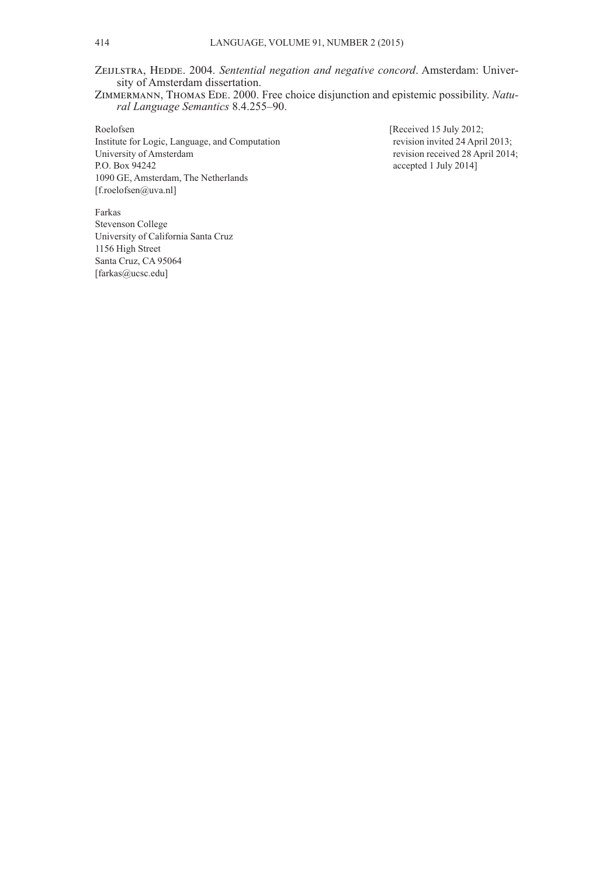Zeijlstra, Hedde. 2004. *Sentential negation and negative concord*. Amsterdam: University of Amsterdam dissertation.

Zimmermann, Thomas Ede. 2000. Free choice disjunction and epistemic possibility. *Natural Language Semantics* 8.4.255–90.

Roelofsen
Institute for Logic, Language, and Computation
University of Amsterdam
P.O. Box 94242
1090 GE, Amsterdam, The Netherlands
[f.roelofsen@uva.nl]

Farkas
Stevenson College
University of California Santa Cruz
1156 High Street
Santa Cruz, CA 95064
[farkas@ucsc.edu]

[Received 15 July 2012;
revision invited 24 April 2013;
revision received 28 April 2014;
accepted 1 July 2014]